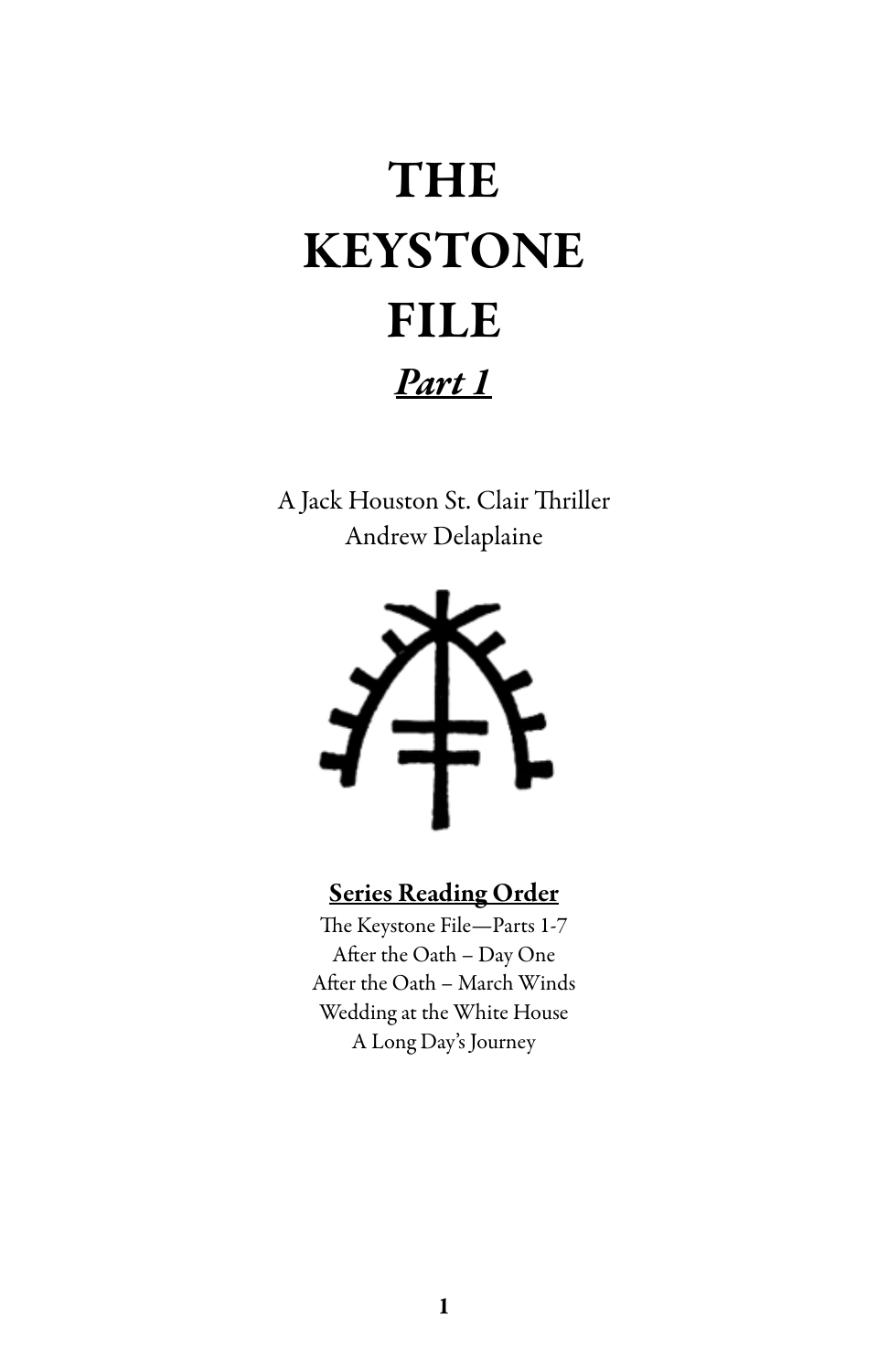# THE KEYSTONE FILE

## ***Part 1***

A Jack Houston St. Clair Thriller
Andrew Delaplaine

**Series Reading Order**

The Keystone File—Parts 1-7
After the Oath – Day One
After the Oath – March Winds
Wedding at the White House
A Long Day's Journey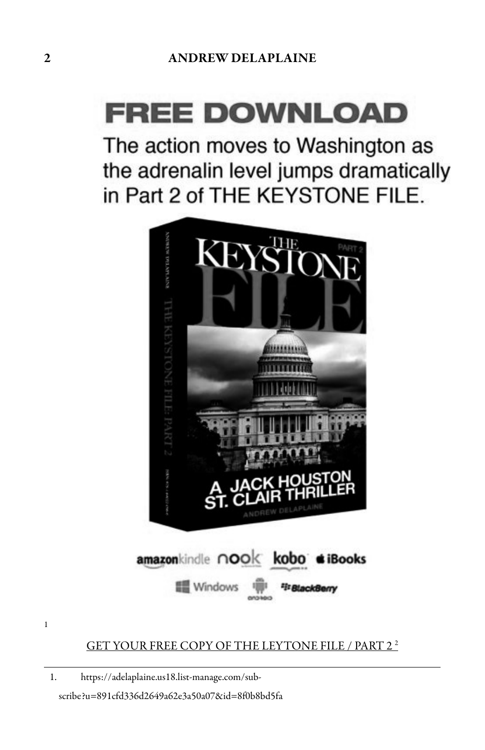# FREE DOWNLOAD

The action moves to Washington as the adrenalin level jumps dramatically in Part 2 of THE KEYSTONE FILE.

[1]

GET YOUR FREE COPY OF THE LEYTONE FILE / PART 2 [2]

---

1. https://adelaplaine.us18.list-manage.com/subscribe?u=891cfd336d2649a62e3a50a07&id=8f0b8bd5fa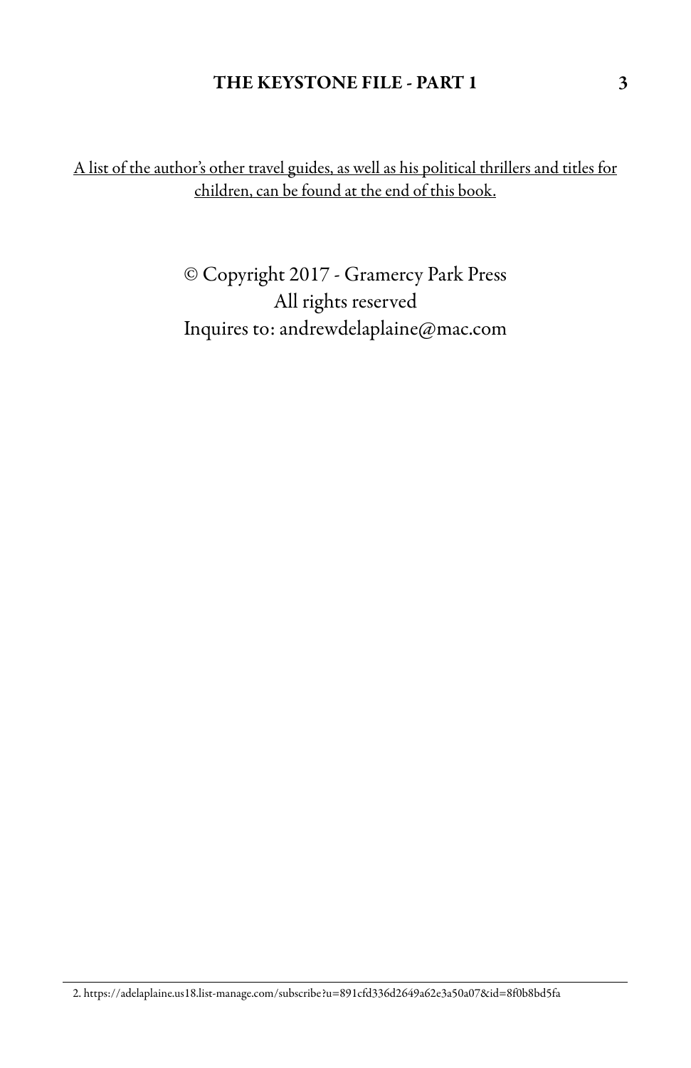<u>A list of the author's other travel guides, as well as his political thrillers and titles for children, can be found at the end of this book.</u>

© Copyright 2017 - Gramercy Park Press
All rights reserved
Inquires to: andrewdelaplaine@mac.com

2. https://adelaplaine.us18.list-manage.com/subscribe?u=891cfd336d2649a62e3a50a07&id=8f0b8bd5fa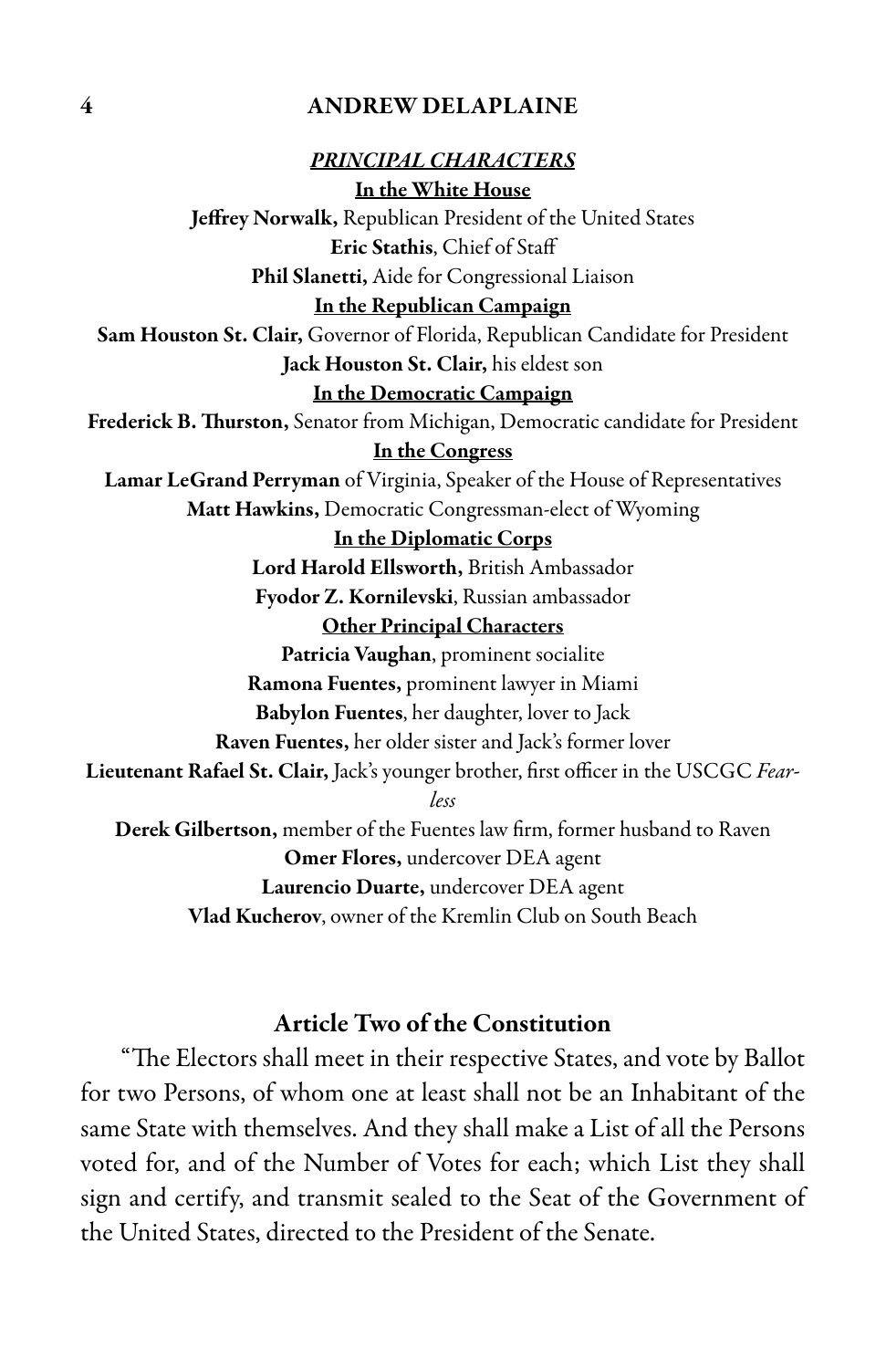## ***PRINCIPAL CHARACTERS***

**In the White House**

**Jeffrey Norwalk,** Republican President of the United States

**Eric Stathis**, Chief of Staff

**Phil Slanetti,** Aide for Congressional Liaison

**In the Republican Campaign**

**Sam Houston St. Clair,** Governor of Florida, Republican Candidate for President

**Jack Houston St. Clair,** his eldest son

**In the Democratic Campaign**

**Frederick B. Thurston,** Senator from Michigan, Democratic candidate for President

**In the Congress**

**Lamar LeGrand Perryman** of Virginia, Speaker of the House of Representatives

**Matt Hawkins,** Democratic Congressman-elect of Wyoming

**In the Diplomatic Corps**

**Lord Harold Ellsworth,** British Ambassador

**Fyodor Z. Kornilevski**, Russian ambassador

**Other Principal Characters**

**Patricia Vaughan**, prominent socialite

**Ramona Fuentes,** prominent lawyer in Miami

**Babylon Fuentes**, her daughter, lover to Jack

**Raven Fuentes,** her older sister and Jack's former lover

**Lieutenant Rafael St. Clair,** Jack's younger brother, first officer in the USCGC *Fearless*

**Derek Gilbertson,** member of the Fuentes law firm, former husband to Raven

**Omer Flores,** undercover DEA agent

**Laurencio Duarte,** undercover DEA agent

**Vlad Kucherov**, owner of the Kremlin Club on South Beach

## Article Two of the Constitution

"The Electors shall meet in their respective States, and vote by Ballot for two Persons, of whom one at least shall not be an Inhabitant of the same State with themselves. And they shall make a List of all the Persons voted for, and of the Number of Votes for each; which List they shall sign and certify, and transmit sealed to the Seat of the Government of the United States, directed to the President of the Senate.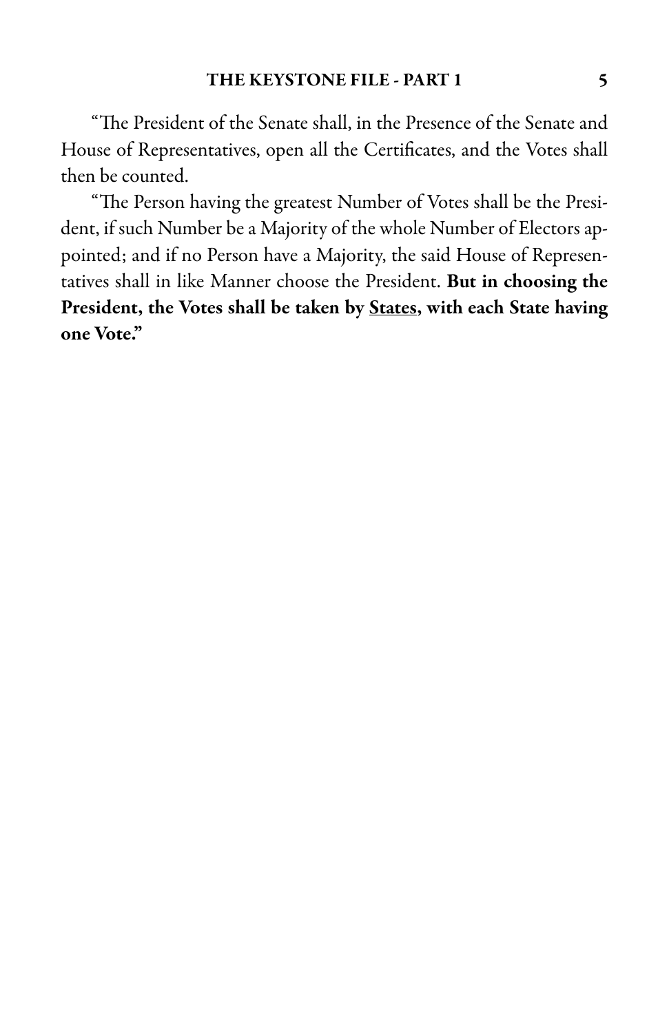"The President of the Senate shall, in the Presence of the Senate and House of Representatives, open all the Certificates, and the Votes shall then be counted.

"The Person having the greatest Number of Votes shall be the President, if such Number be a Majority of the whole Number of Electors appointed; and if no Person have a Majority, the said House of Representatives shall in like Manner choose the President. **But in choosing the President, the Votes shall be taken by <u>States</u>, with each State having one Vote."**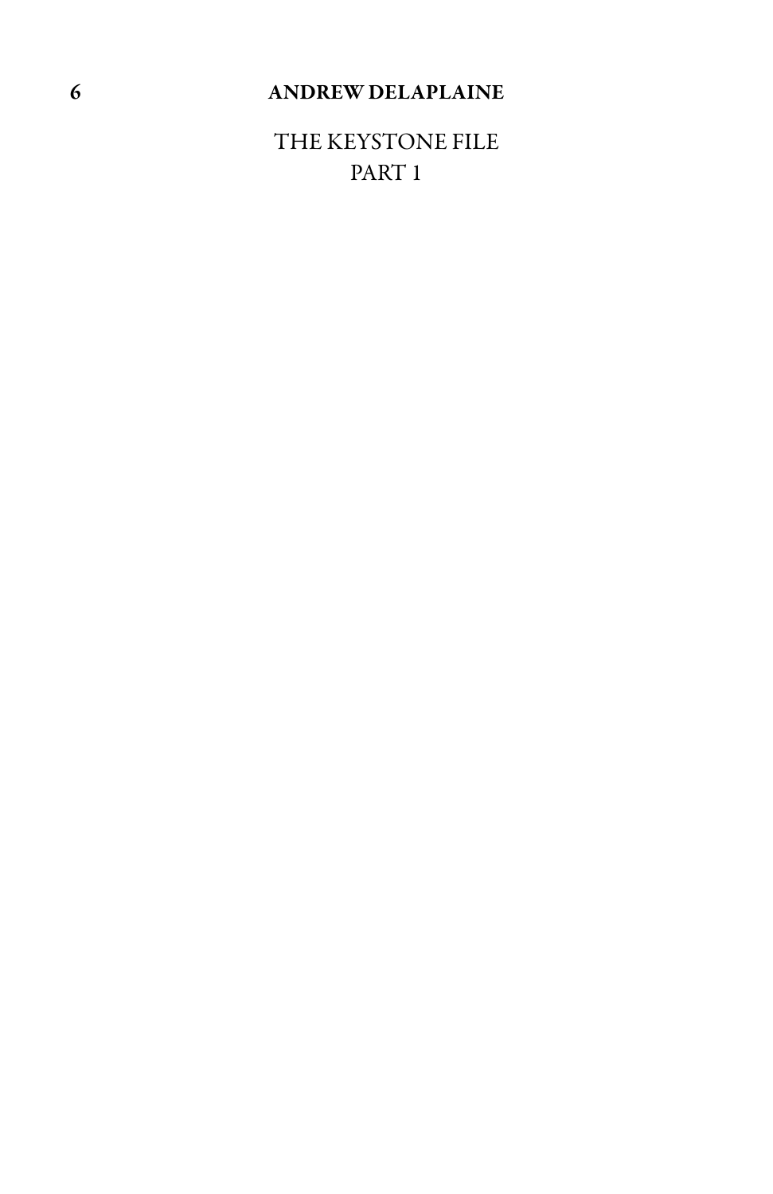# THE KEYSTONE FILE
# PART 1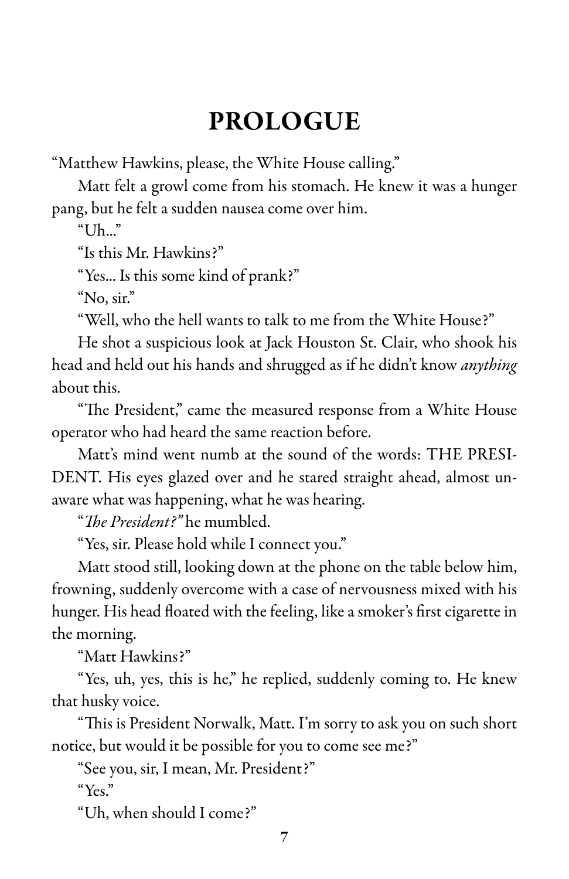# PROLOGUE

"Matthew Hawkins, please, the White House calling."

Matt felt a growl come from his stomach. He knew it was a hunger pang, but he felt a sudden nausea come over him.

"Uh..."

"Is this Mr. Hawkins?"

"Yes... Is this some kind of prank?"

"No, sir."

"Well, who the hell wants to talk to me from the White House?"

He shot a suspicious look at Jack Houston St. Clair, who shook his head and held out his hands and shrugged as if he didn't know *anything* about this.

"The President," came the measured response from a White House operator who had heard the same reaction before.

Matt's mind went numb at the sound of the words: THE PRESIDENT. His eyes glazed over and he stared straight ahead, almost unaware what was happening, what he was hearing.

"*The President?"* he mumbled.

"Yes, sir. Please hold while I connect you."

Matt stood still, looking down at the phone on the table below him, frowning, suddenly overcome with a case of nervousness mixed with his hunger. His head floated with the feeling, like a smoker's first cigarette in the morning.

"Matt Hawkins?"

"Yes, uh, yes, this is he," he replied, suddenly coming to. He knew that husky voice.

"This is President Norwalk, Matt. I'm sorry to ask you on such short notice, but would it be possible for you to come see me?"

"See you, sir, I mean, Mr. President?"

"Yes."

"Uh, when should I come?"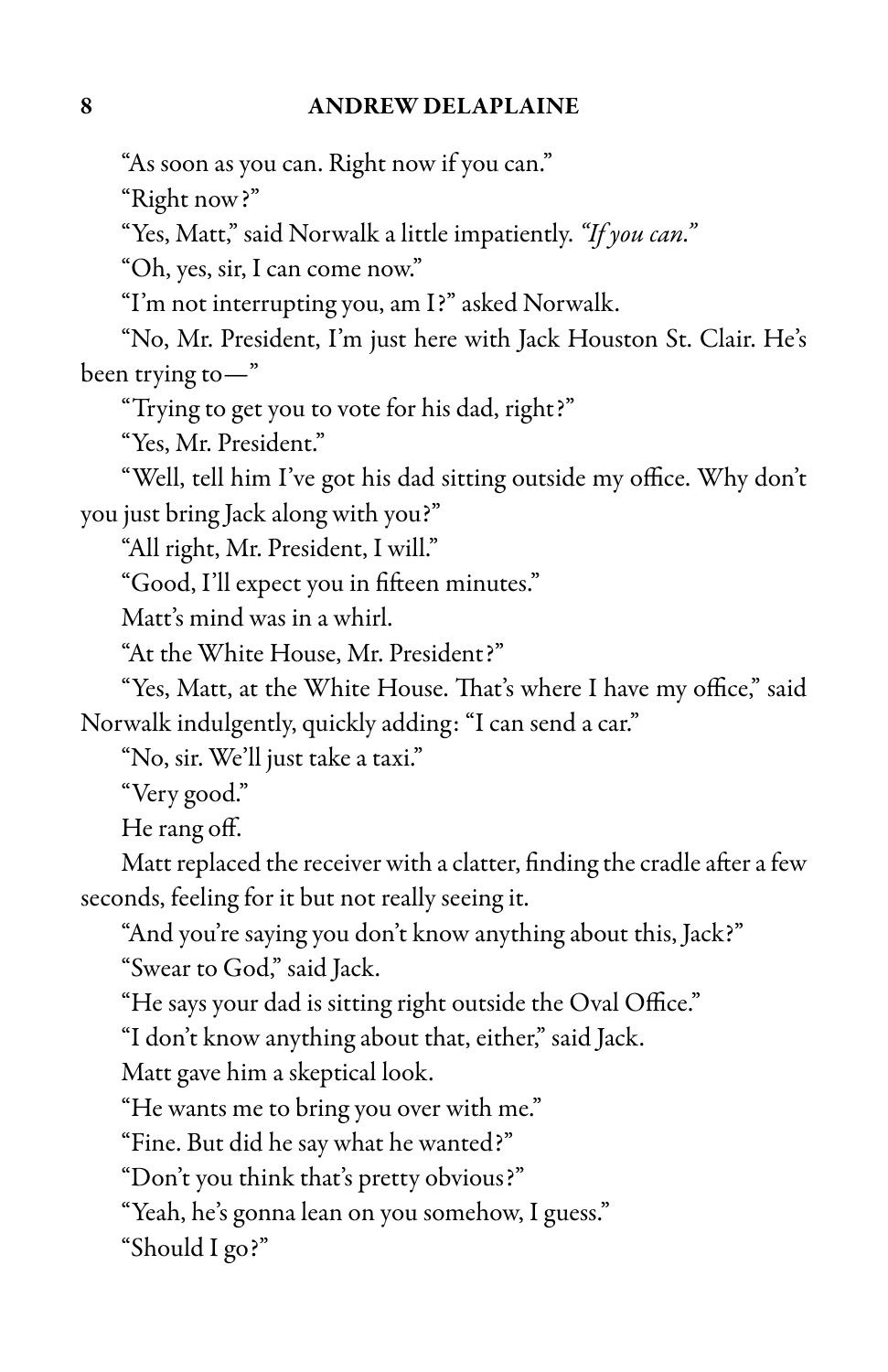"As soon as you can. Right now if you can."

"Right now?"

"Yes, Matt," said Norwalk a little impatiently. *"If you can."*

"Oh, yes, sir, I can come now."

"I'm not interrupting you, am I?" asked Norwalk.

"No, Mr. President, I'm just here with Jack Houston St. Clair. He's been trying to—"

"Trying to get you to vote for his dad, right?"

"Yes, Mr. President."

"Well, tell him I've got his dad sitting outside my office. Why don't you just bring Jack along with you?"

"All right, Mr. President, I will."

"Good, I'll expect you in fifteen minutes."

Matt's mind was in a whirl.

"At the White House, Mr. President?"

"Yes, Matt, at the White House. That's where I have my office," said Norwalk indulgently, quickly adding: "I can send a car."

"No, sir. We'll just take a taxi."

"Very good."

He rang off.

Matt replaced the receiver with a clatter, finding the cradle after a few seconds, feeling for it but not really seeing it.

"And you're saying you don't know anything about this, Jack?"

"Swear to God," said Jack.

"He says your dad is sitting right outside the Oval Office."

"I don't know anything about that, either," said Jack.

Matt gave him a skeptical look.

"He wants me to bring you over with me."

"Fine. But did he say what he wanted?"

"Don't you think that's pretty obvious?"

"Yeah, he's gonna lean on you somehow, I guess."

"Should I go?"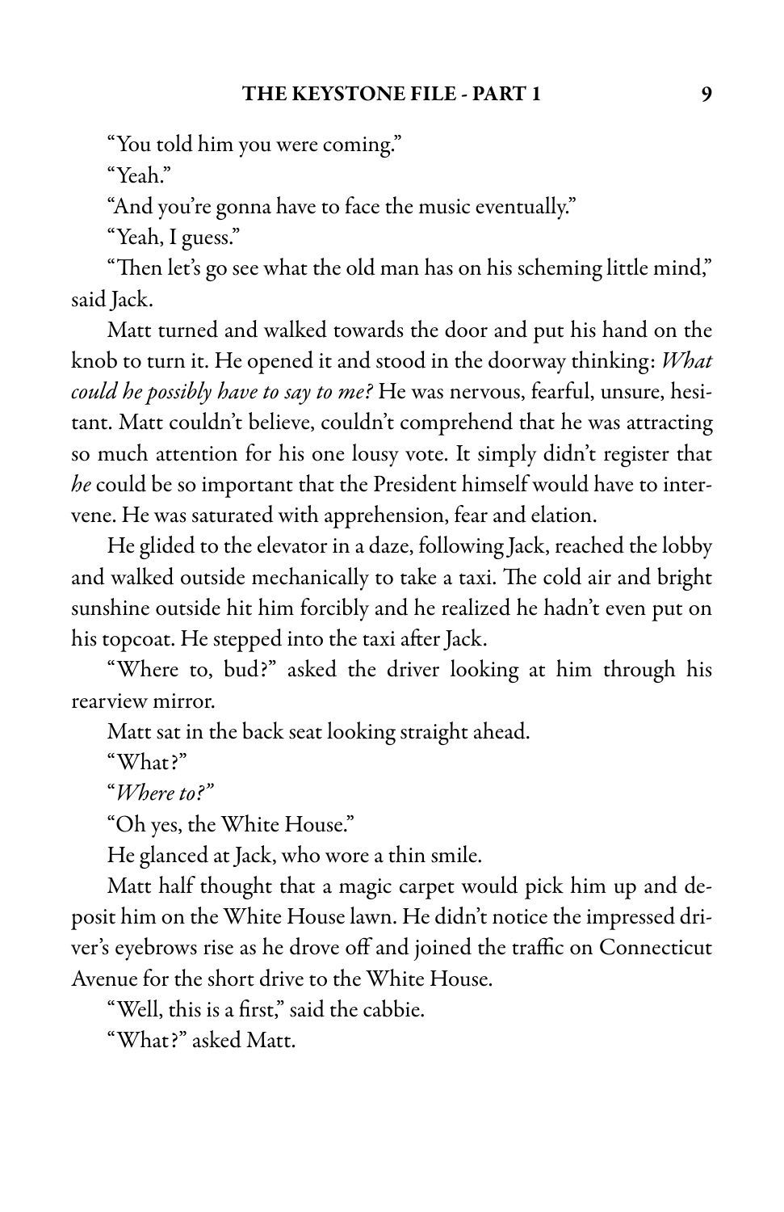"You told him you were coming."

"Yeah."

"And you're gonna have to face the music eventually."

"Yeah, I guess."

"Then let's go see what the old man has on his scheming little mind," said Jack.

Matt turned and walked towards the door and put his hand on the knob to turn it. He opened it and stood in the doorway thinking: *What could he possibly have to say to me?* He was nervous, fearful, unsure, hesitant. Matt couldn't believe, couldn't comprehend that he was attracting so much attention for his one lousy vote. It simply didn't register that *he* could be so important that the President himself would have to intervene. He was saturated with apprehension, fear and elation.

He glided to the elevator in a daze, following Jack, reached the lobby and walked outside mechanically to take a taxi. The cold air and bright sunshine outside hit him forcibly and he realized he hadn't even put on his topcoat. He stepped into the taxi after Jack.

"Where to, bud?" asked the driver looking at him through his rearview mirror.

Matt sat in the back seat looking straight ahead.

"What?"

"*Where to?*"

"Oh yes, the White House."

He glanced at Jack, who wore a thin smile.

Matt half thought that a magic carpet would pick him up and deposit him on the White House lawn. He didn't notice the impressed driver's eyebrows rise as he drove off and joined the traffic on Connecticut Avenue for the short drive to the White House.

"Well, this is a first," said the cabbie.

"What?" asked Matt.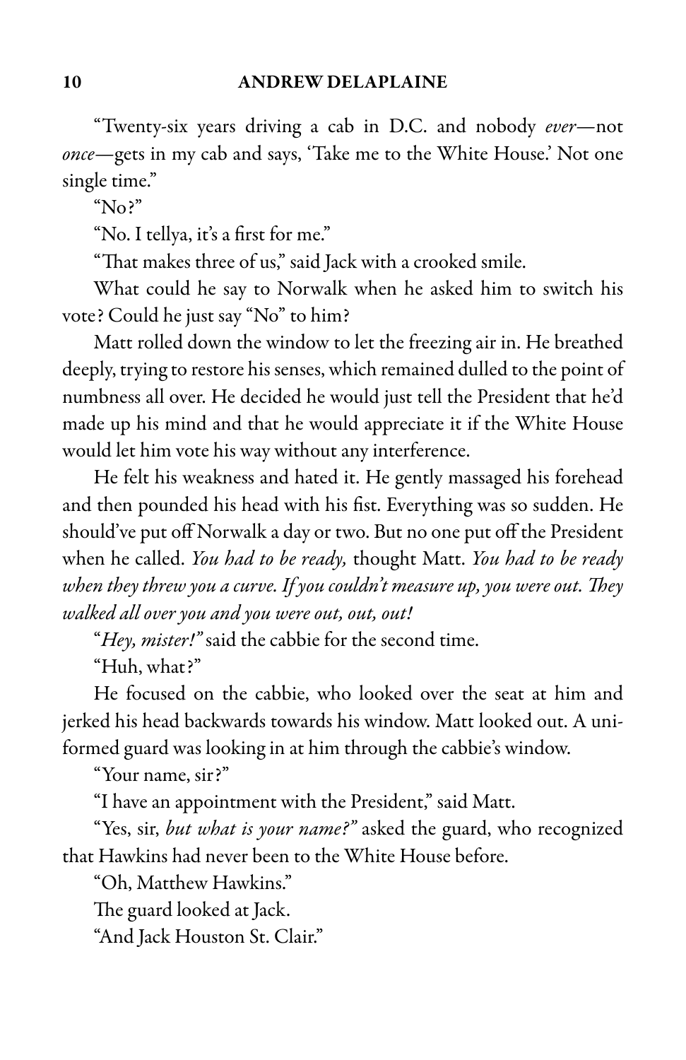"Twenty-six years driving a cab in D.C. and nobody *ever*—not *once*—gets in my cab and says, 'Take me to the White House.' Not one single time."

"No?"

"No. I tellya, it's a first for me."

"That makes three of us," said Jack with a crooked smile.

What could he say to Norwalk when he asked him to switch his vote? Could he just say "No" to him?

Matt rolled down the window to let the freezing air in. He breathed deeply, trying to restore his senses, which remained dulled to the point of numbness all over. He decided he would just tell the President that he'd made up his mind and that he would appreciate it if the White House would let him vote his way without any interference.

He felt his weakness and hated it. He gently massaged his forehead and then pounded his head with his fist. Everything was so sudden. He should've put off Norwalk a day or two. But no one put off the President when he called. *You had to be ready,* thought Matt. *You had to be ready when they threw you a curve. If you couldn't measure up, you were out. They walked all over you and you were out, out, out!*

"*Hey, mister!*" said the cabbie for the second time.

"Huh, what?"

He focused on the cabbie, who looked over the seat at him and jerked his head backwards towards his window. Matt looked out. A uniformed guard was looking in at him through the cabbie's window.

"Your name, sir?"

"I have an appointment with the President," said Matt.

"Yes, sir, *but what is your name?*" asked the guard, who recognized that Hawkins had never been to the White House before.

"Oh, Matthew Hawkins."

The guard looked at Jack.

"And Jack Houston St. Clair."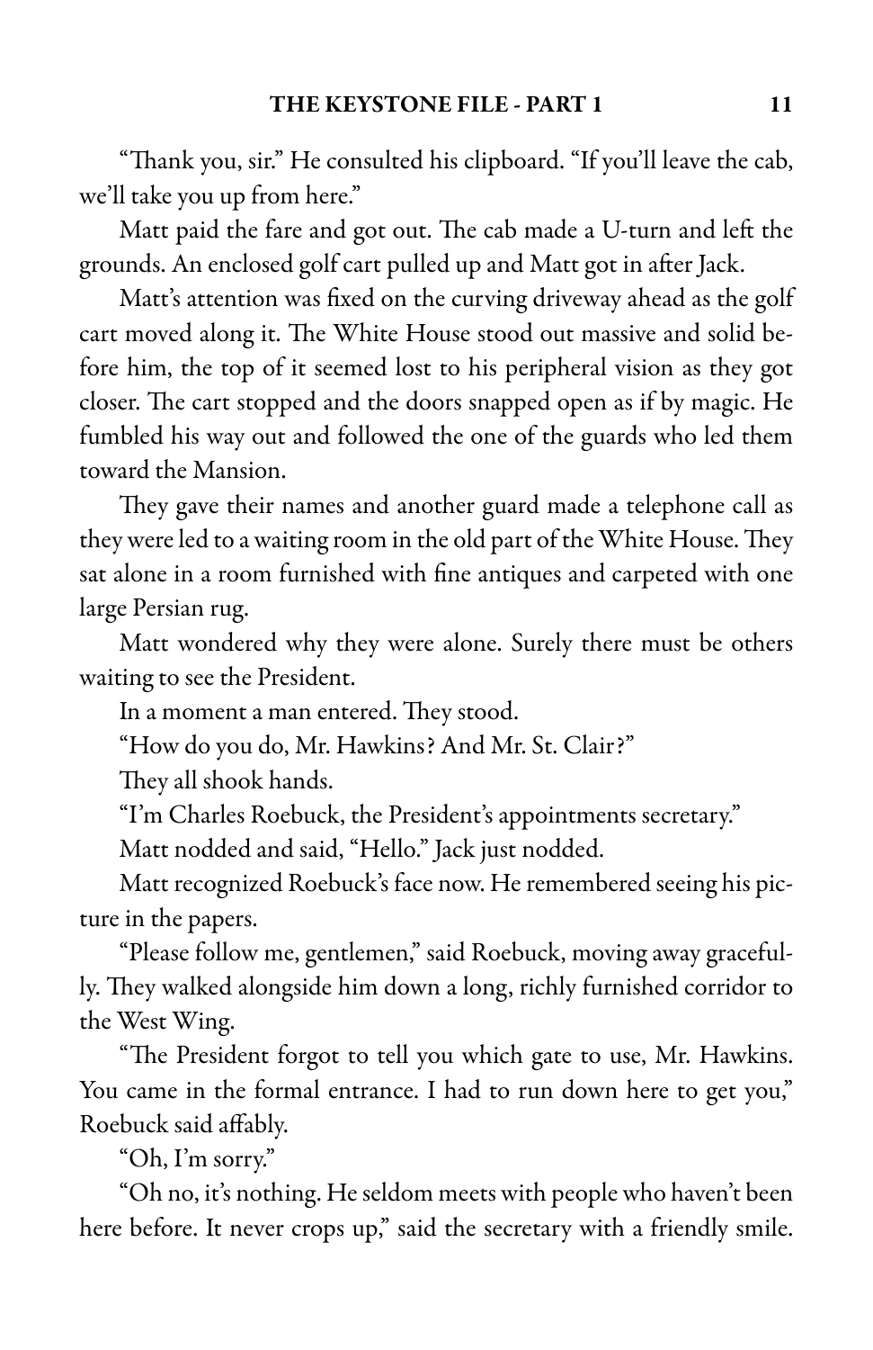"Thank you, sir." He consulted his clipboard. "If you'll leave the cab, we'll take you up from here."

Matt paid the fare and got out. The cab made a U-turn and left the grounds. An enclosed golf cart pulled up and Matt got in after Jack.

Matt's attention was fixed on the curving driveway ahead as the golf cart moved along it. The White House stood out massive and solid before him, the top of it seemed lost to his peripheral vision as they got closer. The cart stopped and the doors snapped open as if by magic. He fumbled his way out and followed the one of the guards who led them toward the Mansion.

They gave their names and another guard made a telephone call as they were led to a waiting room in the old part of the White House. They sat alone in a room furnished with fine antiques and carpeted with one large Persian rug.

Matt wondered why they were alone. Surely there must be others waiting to see the President.

In a moment a man entered. They stood.

"How do you do, Mr. Hawkins? And Mr. St. Clair?"

They all shook hands.

"I'm Charles Roebuck, the President's appointments secretary."

Matt nodded and said, "Hello." Jack just nodded.

Matt recognized Roebuck's face now. He remembered seeing his picture in the papers.

"Please follow me, gentlemen," said Roebuck, moving away gracefully. They walked alongside him down a long, richly furnished corridor to the West Wing.

"The President forgot to tell you which gate to use, Mr. Hawkins. You came in the formal entrance. I had to run down here to get you," Roebuck said affably.

"Oh, I'm sorry."

"Oh no, it's nothing. He seldom meets with people who haven't been here before. It never crops up," said the secretary with a friendly smile.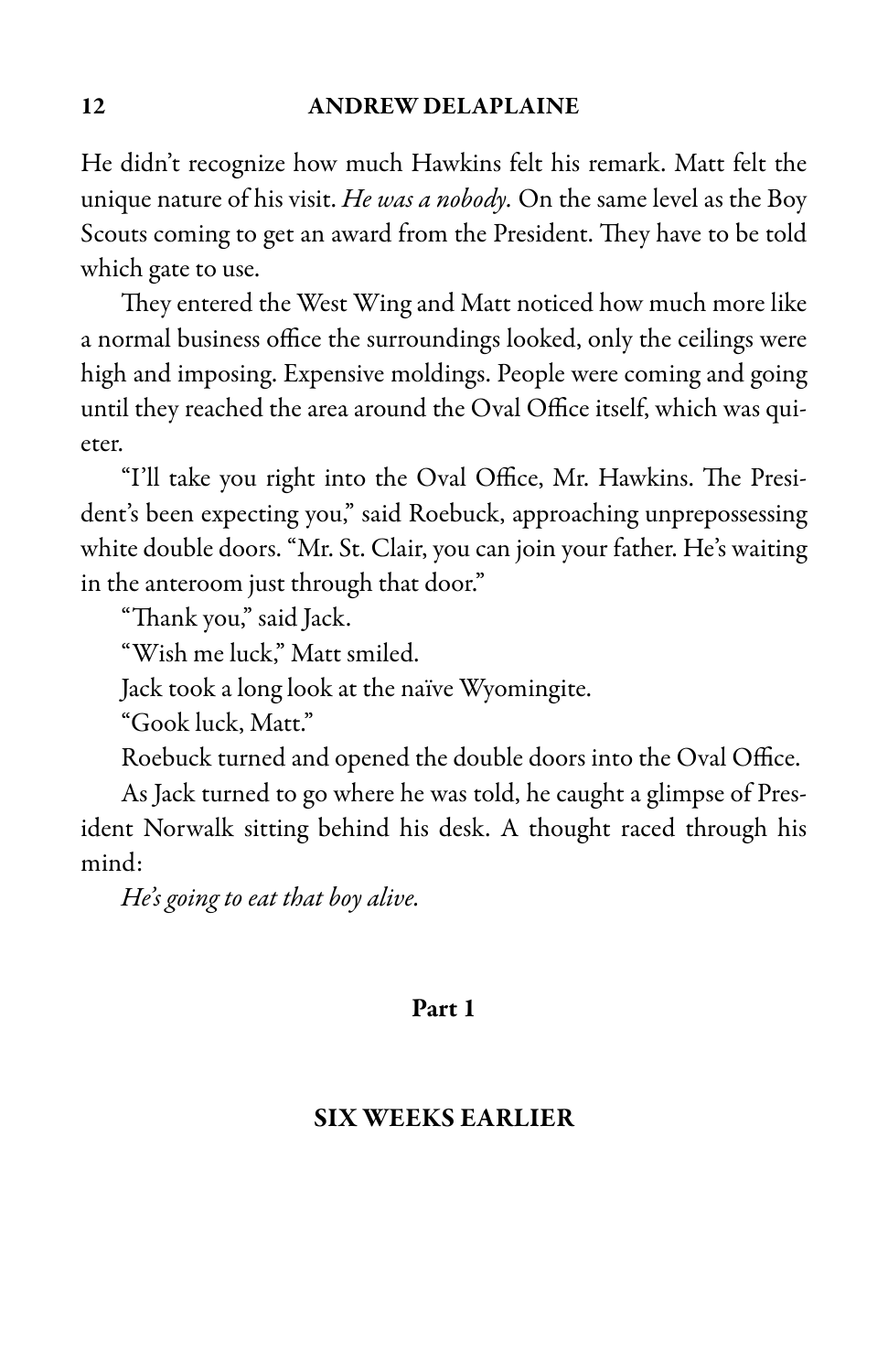He didn't recognize how much Hawkins felt his remark. Matt felt the unique nature of his visit. *He was a nobody.* On the same level as the Boy Scouts coming to get an award from the President. They have to be told which gate to use.

They entered the West Wing and Matt noticed how much more like a normal business office the surroundings looked, only the ceilings were high and imposing. Expensive moldings. People were coming and going until they reached the area around the Oval Office itself, which was quieter.

"I'll take you right into the Oval Office, Mr. Hawkins. The President's been expecting you," said Roebuck, approaching unprepossessing white double doors. "Mr. St. Clair, you can join your father. He's waiting in the anteroom just through that door."

"Thank you," said Jack.

"Wish me luck," Matt smiled.

Jack took a long look at the naïve Wyomingite.

"Gook luck, Matt."

Roebuck turned and opened the double doors into the Oval Office.

As Jack turned to go where he was told, he caught a glimpse of President Norwalk sitting behind his desk. A thought raced through his mind:

*He's going to eat that boy alive.*

# Part 1

## SIX WEEKS EARLIER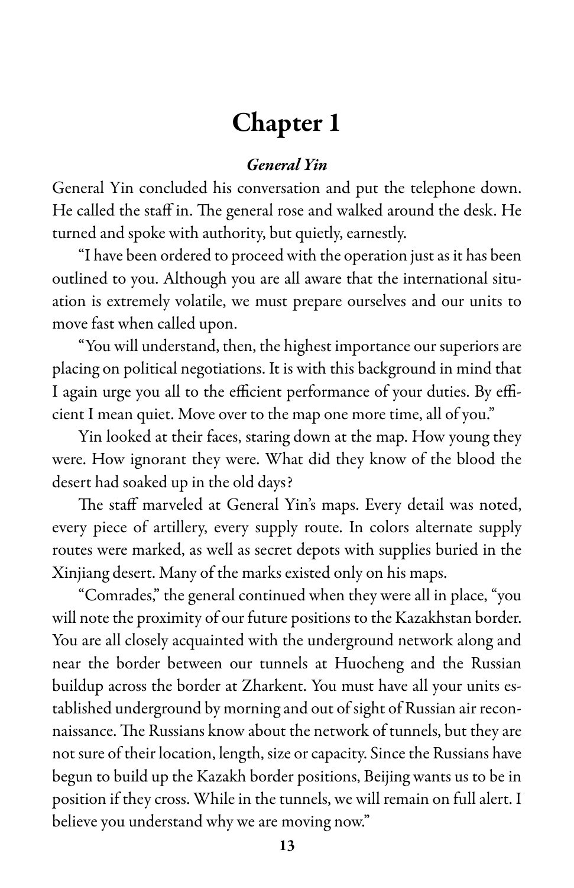# Chapter 1

### *General Yin*

General Yin concluded his conversation and put the telephone down. He called the staff in. The general rose and walked around the desk. He turned and spoke with authority, but quietly, earnestly.

"I have been ordered to proceed with the operation just as it has been outlined to you. Although you are all aware that the international situation is extremely volatile, we must prepare ourselves and our units to move fast when called upon.

"You will understand, then, the highest importance our superiors are placing on political negotiations. It is with this background in mind that I again urge you all to the efficient performance of your duties. By efficient I mean quiet. Move over to the map one more time, all of you."

Yin looked at their faces, staring down at the map. How young they were. How ignorant they were. What did they know of the blood the desert had soaked up in the old days?

The staff marveled at General Yin's maps. Every detail was noted, every piece of artillery, every supply route. In colors alternate supply routes were marked, as well as secret depots with supplies buried in the Xinjiang desert. Many of the marks existed only on his maps.

"Comrades," the general continued when they were all in place, "you will note the proximity of our future positions to the Kazakhstan border. You are all closely acquainted with the underground network along and near the border between our tunnels at Huocheng and the Russian buildup across the border at Zharkent. You must have all your units established underground by morning and out of sight of Russian air reconnaissance. The Russians know about the network of tunnels, but they are not sure of their location, length, size or capacity. Since the Russians have begun to build up the Kazakh border positions, Beijing wants us to be in position if they cross. While in the tunnels, we will remain on full alert. I believe you understand why we are moving now."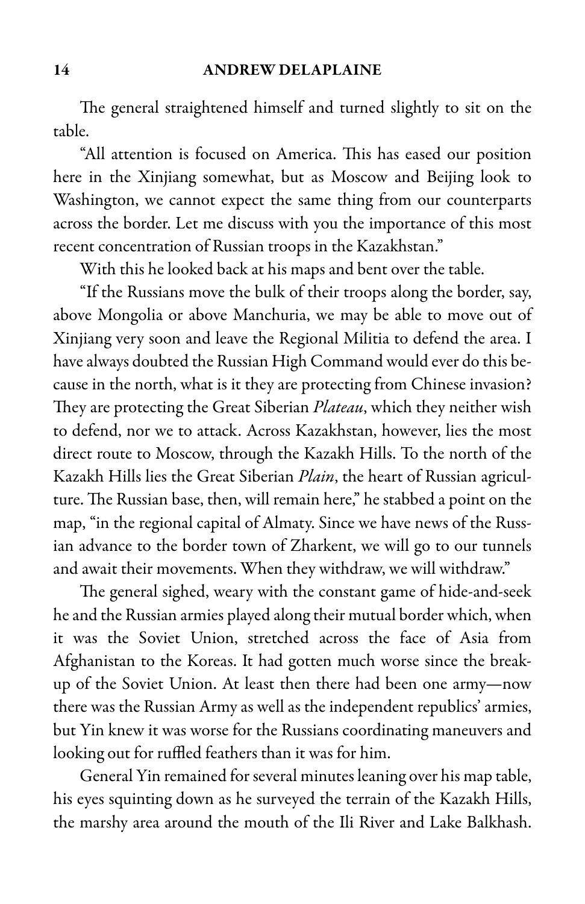The general straightened himself and turned slightly to sit on the table.

"All attention is focused on America. This has eased our position here in the Xinjiang somewhat, but as Moscow and Beijing look to Washington, we cannot expect the same thing from our counterparts across the border. Let me discuss with you the importance of this most recent concentration of Russian troops in the Kazakhstan."

With this he looked back at his maps and bent over the table.

"If the Russians move the bulk of their troops along the border, say, above Mongolia or above Manchuria, we may be able to move out of Xinjiang very soon and leave the Regional Militia to defend the area. I have always doubted the Russian High Command would ever do this because in the north, what is it they are protecting from Chinese invasion? They are protecting the Great Siberian *Plateau*, which they neither wish to defend, nor we to attack. Across Kazakhstan, however, lies the most direct route to Moscow, through the Kazakh Hills. To the north of the Kazakh Hills lies the Great Siberian *Plain*, the heart of Russian agriculture. The Russian base, then, will remain here," he stabbed a point on the map, "in the regional capital of Almaty. Since we have news of the Russian advance to the border town of Zharkent, we will go to our tunnels and await their movements. When they withdraw, we will withdraw."

The general sighed, weary with the constant game of hide-and-seek he and the Russian armies played along their mutual border which, when it was the Soviet Union, stretched across the face of Asia from Afghanistan to the Koreas. It had gotten much worse since the breakup of the Soviet Union. At least then there had been one army—now there was the Russian Army as well as the independent republics' armies, but Yin knew it was worse for the Russians coordinating maneuvers and looking out for ruffled feathers than it was for him.

General Yin remained for several minutes leaning over his map table, his eyes squinting down as he surveyed the terrain of the Kazakh Hills, the marshy area around the mouth of the Ili River and Lake Balkhash.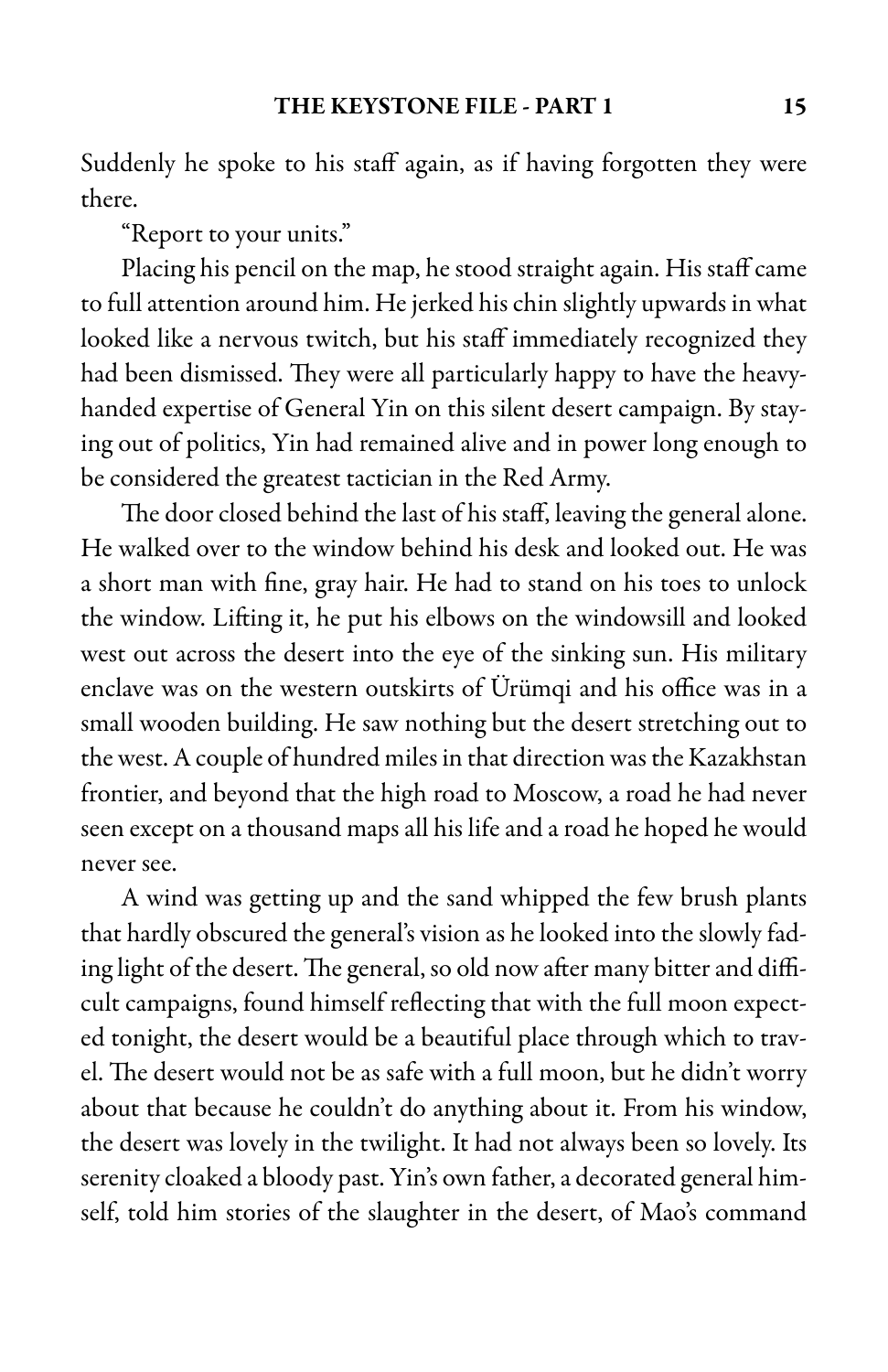Suddenly he spoke to his staff again, as if having forgotten they were there.

"Report to your units."

Placing his pencil on the map, he stood straight again. His staff came to full attention around him. He jerked his chin slightly upwards in what looked like a nervous twitch, but his staff immediately recognized they had been dismissed. They were all particularly happy to have the heavy-handed expertise of General Yin on this silent desert campaign. By staying out of politics, Yin had remained alive and in power long enough to be considered the greatest tactician in the Red Army.

The door closed behind the last of his staff, leaving the general alone. He walked over to the window behind his desk and looked out. He was a short man with fine, gray hair. He had to stand on his toes to unlock the window. Lifting it, he put his elbows on the windowsill and looked west out across the desert into the eye of the sinking sun. His military enclave was on the western outskirts of Ürümqi and his office was in a small wooden building. He saw nothing but the desert stretching out to the west. A couple of hundred miles in that direction was the Kazakhstan frontier, and beyond that the high road to Moscow, a road he had never seen except on a thousand maps all his life and a road he hoped he would never see.

A wind was getting up and the sand whipped the few brush plants that hardly obscured the general's vision as he looked into the slowly fading light of the desert. The general, so old now after many bitter and difficult campaigns, found himself reflecting that with the full moon expected tonight, the desert would be a beautiful place through which to travel. The desert would not be as safe with a full moon, but he didn't worry about that because he couldn't do anything about it. From his window, the desert was lovely in the twilight. It had not always been so lovely. Its serenity cloaked a bloody past. Yin's own father, a decorated general himself, told him stories of the slaughter in the desert, of Mao's command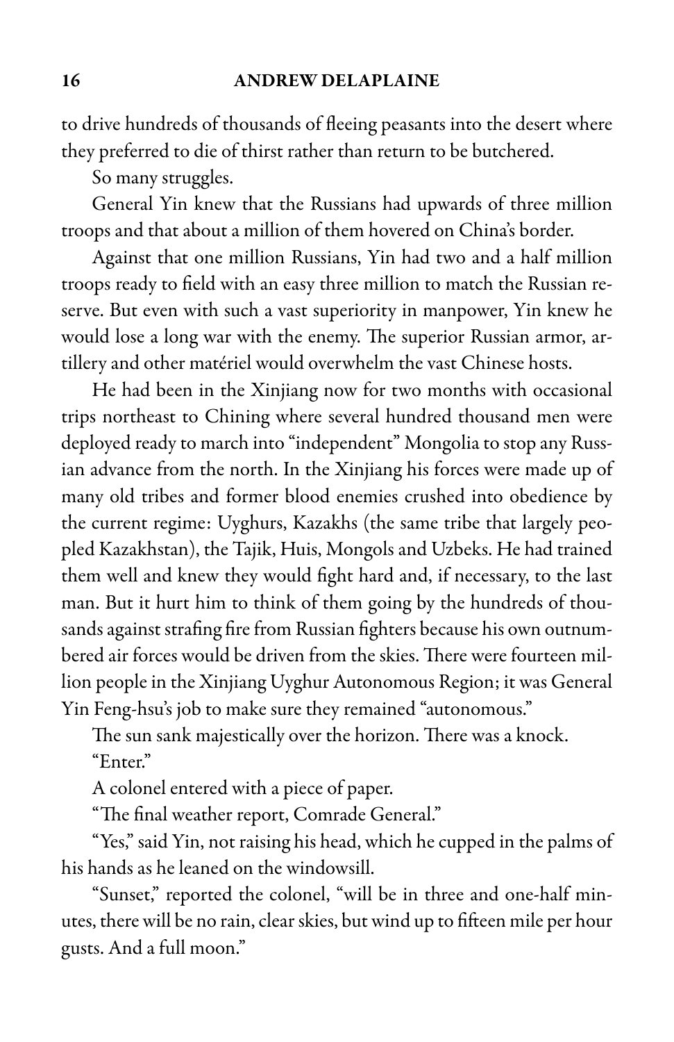to drive hundreds of thousands of fleeing peasants into the desert where they preferred to die of thirst rather than return to be butchered.

So many struggles.

General Yin knew that the Russians had upwards of three million troops and that about a million of them hovered on China's border.

Against that one million Russians, Yin had two and a half million troops ready to field with an easy three million to match the Russian reserve. But even with such a vast superiority in manpower, Yin knew he would lose a long war with the enemy. The superior Russian armor, artillery and other matériel would overwhelm the vast Chinese hosts.

He had been in the Xinjiang now for two months with occasional trips northeast to Chining where several hundred thousand men were deployed ready to march into "independent" Mongolia to stop any Russian advance from the north. In the Xinjiang his forces were made up of many old tribes and former blood enemies crushed into obedience by the current regime: Uyghurs, Kazakhs (the same tribe that largely peopled Kazakhstan), the Tajik, Huis, Mongols and Uzbeks. He had trained them well and knew they would fight hard and, if necessary, to the last man. But it hurt him to think of them going by the hundreds of thousands against strafing fire from Russian fighters because his own outnumbered air forces would be driven from the skies. There were fourteen million people in the Xinjiang Uyghur Autonomous Region; it was General Yin Feng-hsu's job to make sure they remained "autonomous."

The sun sank majestically over the horizon. There was a knock.

"Enter."

A colonel entered with a piece of paper.

"The final weather report, Comrade General."

"Yes," said Yin, not raising his head, which he cupped in the palms of his hands as he leaned on the windowsill.

"Sunset," reported the colonel, "will be in three and one-half minutes, there will be no rain, clear skies, but wind up to fifteen mile per hour gusts. And a full moon."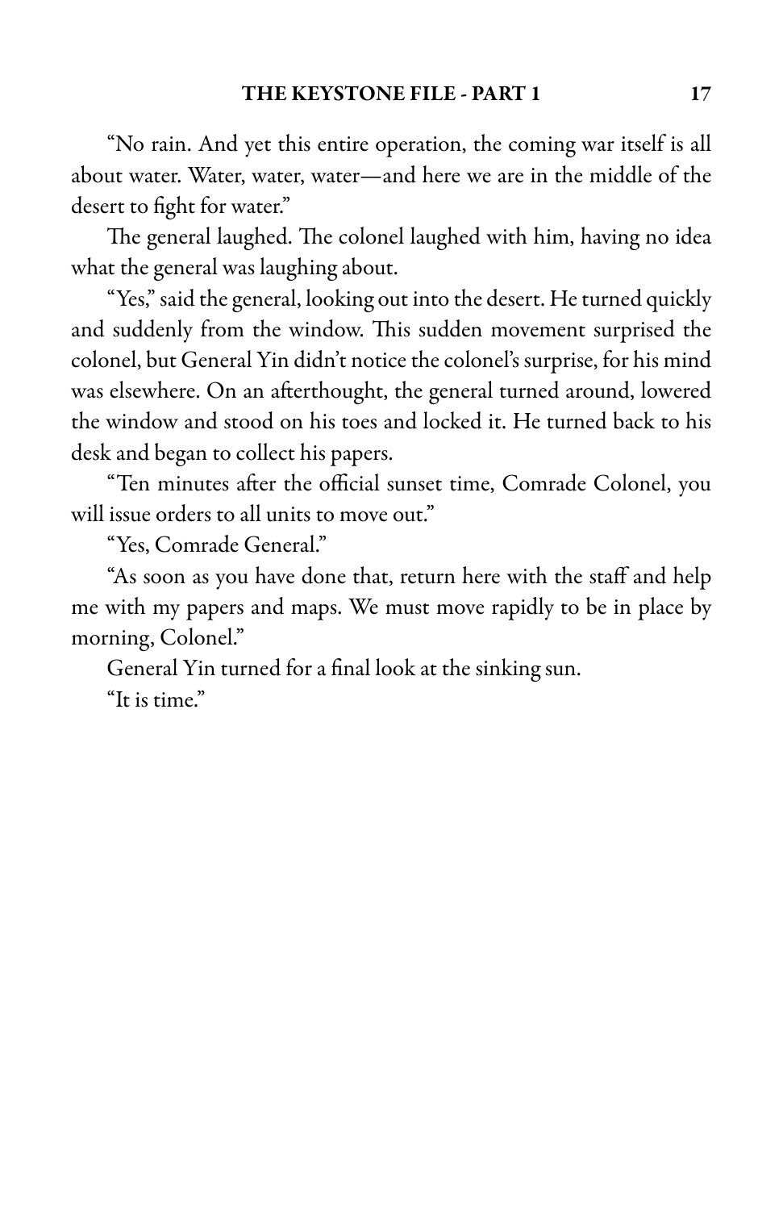"No rain. And yet this entire operation, the coming war itself is all about water. Water, water, water—and here we are in the middle of the desert to fight for water."

The general laughed. The colonel laughed with him, having no idea what the general was laughing about.

"Yes," said the general, looking out into the desert. He turned quickly and suddenly from the window. This sudden movement surprised the colonel, but General Yin didn't notice the colonel's surprise, for his mind was elsewhere. On an afterthought, the general turned around, lowered the window and stood on his toes and locked it. He turned back to his desk and began to collect his papers.

"Ten minutes after the official sunset time, Comrade Colonel, you will issue orders to all units to move out."

"Yes, Comrade General."

"As soon as you have done that, return here with the staff and help me with my papers and maps. We must move rapidly to be in place by morning, Colonel."

General Yin turned for a final look at the sinking sun.

"It is time."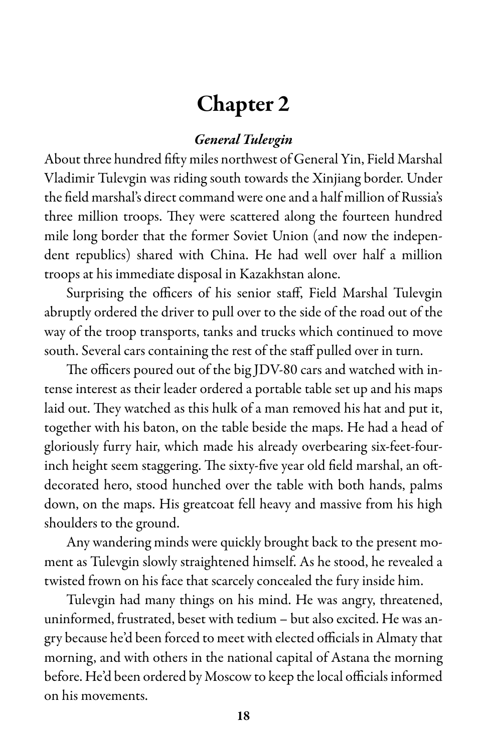# Chapter 2

### *General Tulevgin*

About three hundred fifty miles northwest of General Yin, Field Marshal Vladimir Tulevgin was riding south towards the Xinjiang border. Under the field marshal's direct command were one and a half million of Russia's three million troops. They were scattered along the fourteen hundred mile long border that the former Soviet Union (and now the independent republics) shared with China. He had well over half a million troops at his immediate disposal in Kazakhstan alone.

Surprising the officers of his senior staff, Field Marshal Tulevgin abruptly ordered the driver to pull over to the side of the road out of the way of the troop transports, tanks and trucks which continued to move south. Several cars containing the rest of the staff pulled over in turn.

The officers poured out of the big JDV-80 cars and watched with intense interest as their leader ordered a portable table set up and his maps laid out. They watched as this hulk of a man removed his hat and put it, together with his baton, on the table beside the maps. He had a head of gloriously furry hair, which made his already overbearing six-feet-four-inch height seem staggering. The sixty-five year old field marshal, an oft-decorated hero, stood hunched over the table with both hands, palms down, on the maps. His greatcoat fell heavy and massive from his high shoulders to the ground.

Any wandering minds were quickly brought back to the present moment as Tulevgin slowly straightened himself. As he stood, he revealed a twisted frown on his face that scarcely concealed the fury inside him.

Tulevgin had many things on his mind. He was angry, threatened, uninformed, frustrated, beset with tedium – but also excited. He was angry because he'd been forced to meet with elected officials in Almaty that morning, and with others in the national capital of Astana the morning before. He'd been ordered by Moscow to keep the local officials informed on his movements.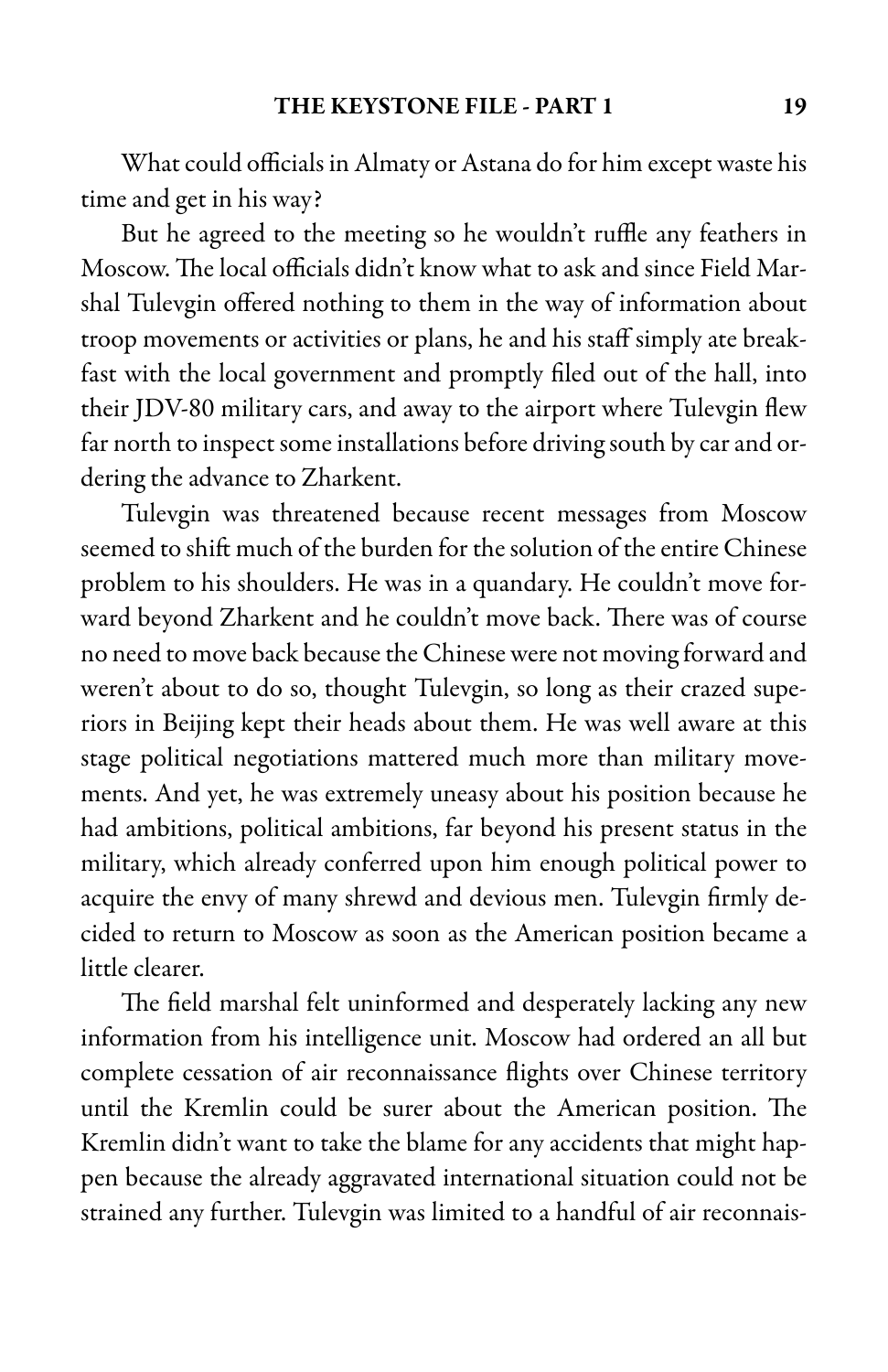What could officials in Almaty or Astana do for him except waste his time and get in his way?

But he agreed to the meeting so he wouldn't ruffle any feathers in Moscow. The local officials didn't know what to ask and since Field Marshal Tulevgin offered nothing to them in the way of information about troop movements or activities or plans, he and his staff simply ate breakfast with the local government and promptly filed out of the hall, into their JDV-80 military cars, and away to the airport where Tulevgin flew far north to inspect some installations before driving south by car and ordering the advance to Zharkent.

Tulevgin was threatened because recent messages from Moscow seemed to shift much of the burden for the solution of the entire Chinese problem to his shoulders. He was in a quandary. He couldn't move forward beyond Zharkent and he couldn't move back. There was of course no need to move back because the Chinese were not moving forward and weren't about to do so, thought Tulevgin, so long as their crazed superiors in Beijing kept their heads about them. He was well aware at this stage political negotiations mattered much more than military movements. And yet, he was extremely uneasy about his position because he had ambitions, political ambitions, far beyond his present status in the military, which already conferred upon him enough political power to acquire the envy of many shrewd and devious men. Tulevgin firmly decided to return to Moscow as soon as the American position became a little clearer.

The field marshal felt uninformed and desperately lacking any new information from his intelligence unit. Moscow had ordered an all but complete cessation of air reconnaissance flights over Chinese territory until the Kremlin could be surer about the American position. The Kremlin didn't want to take the blame for any accidents that might happen because the already aggravated international situation could not be strained any further. Tulevgin was limited to a handful of air reconnais-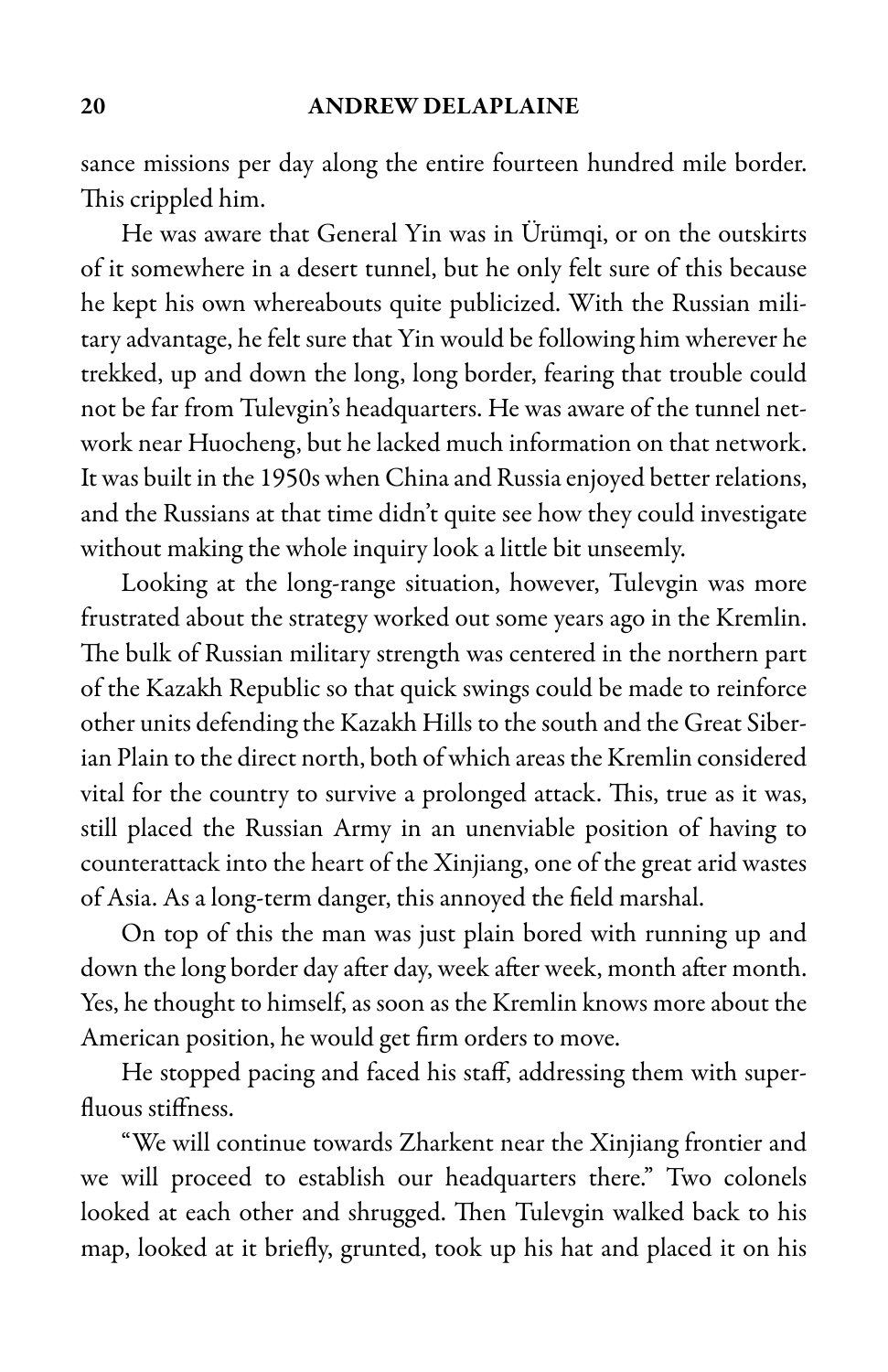sance missions per day along the entire fourteen hundred mile border. This crippled him.

He was aware that General Yin was in Ürümqi, or on the outskirts of it somewhere in a desert tunnel, but he only felt sure of this because he kept his own whereabouts quite publicized. With the Russian military advantage, he felt sure that Yin would be following him wherever he trekked, up and down the long, long border, fearing that trouble could not be far from Tulevgin's headquarters. He was aware of the tunnel network near Huocheng, but he lacked much information on that network. It was built in the 1950s when China and Russia enjoyed better relations, and the Russians at that time didn't quite see how they could investigate without making the whole inquiry look a little bit unseemly.

Looking at the long-range situation, however, Tulevgin was more frustrated about the strategy worked out some years ago in the Kremlin. The bulk of Russian military strength was centered in the northern part of the Kazakh Republic so that quick swings could be made to reinforce other units defending the Kazakh Hills to the south and the Great Siberian Plain to the direct north, both of which areas the Kremlin considered vital for the country to survive a prolonged attack. This, true as it was, still placed the Russian Army in an unenviable position of having to counterattack into the heart of the Xinjiang, one of the great arid wastes of Asia. As a long-term danger, this annoyed the field marshal.

On top of this the man was just plain bored with running up and down the long border day after day, week after week, month after month. Yes, he thought to himself, as soon as the Kremlin knows more about the American position, he would get firm orders to move.

He stopped pacing and faced his staff, addressing them with superfluous stiffness.

"We will continue towards Zharkent near the Xinjiang frontier and we will proceed to establish our headquarters there." Two colonels looked at each other and shrugged. Then Tulevgin walked back to his map, looked at it briefly, grunted, took up his hat and placed it on his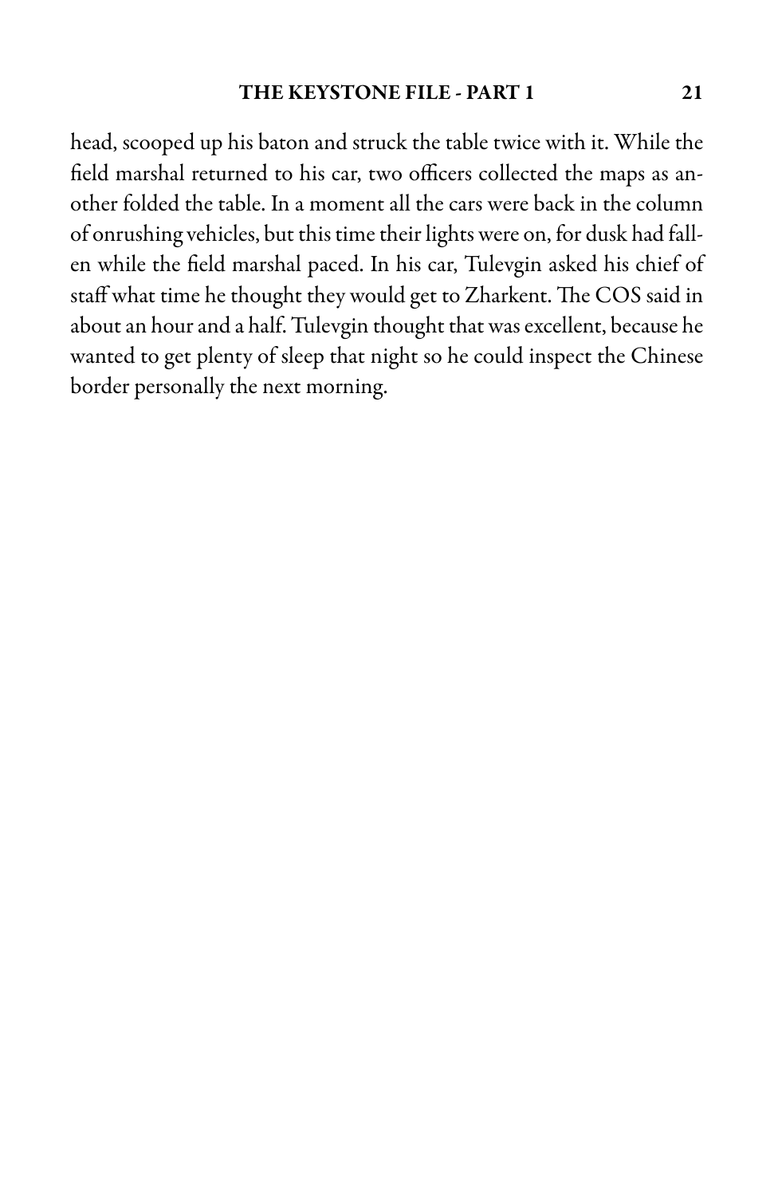head, scooped up his baton and struck the table twice with it. While the field marshal returned to his car, two officers collected the maps as another folded the table. In a moment all the cars were back in the column of onrushing vehicles, but this time their lights were on, for dusk had fallen while the field marshal paced. In his car, Tulevgin asked his chief of staff what time he thought they would get to Zharkent. The COS said in about an hour and a half. Tulevgin thought that was excellent, because he wanted to get plenty of sleep that night so he could inspect the Chinese border personally the next morning.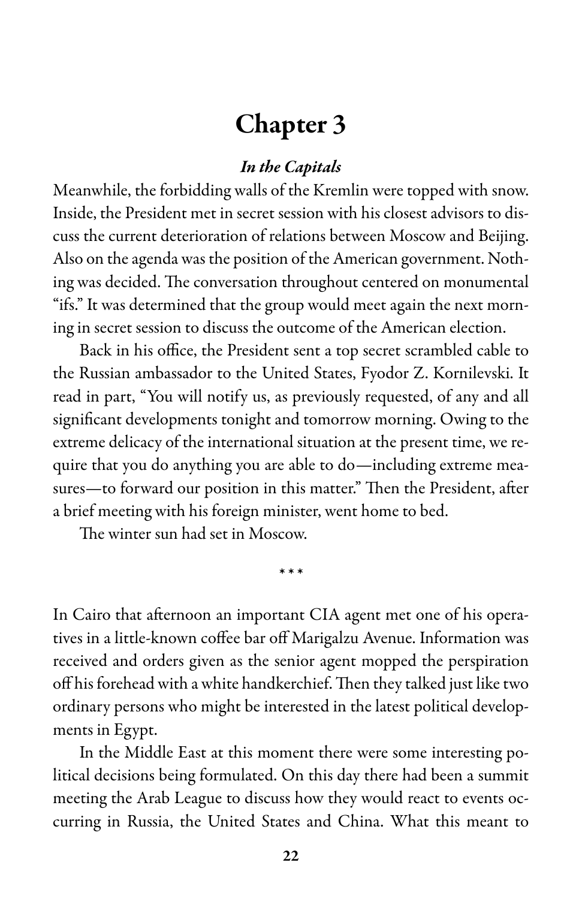# Chapter 3

***In the Capitals***

Meanwhile, the forbidding walls of the Kremlin were topped with snow. Inside, the President met in secret session with his closest advisors to discuss the current deterioration of relations between Moscow and Beijing. Also on the agenda was the position of the American government. Nothing was decided. The conversation throughout centered on monumental "ifs." It was determined that the group would meet again the next morning in secret session to discuss the outcome of the American election.

Back in his office, the President sent a top secret scrambled cable to the Russian ambassador to the United States, Fyodor Z. Kornilevski. It read in part, "You will notify us, as previously requested, of any and all significant developments tonight and tomorrow morning. Owing to the extreme delicacy of the international situation at the present time, we require that you do anything you are able to do—including extreme measures—to forward our position in this matter." Then the President, after a brief meeting with his foreign minister, went home to bed.

The winter sun had set in Moscow.

\* \* \*

In Cairo that afternoon an important CIA agent met one of his operatives in a little-known coffee bar off Marigalzu Avenue. Information was received and orders given as the senior agent mopped the perspiration off his forehead with a white handkerchief. Then they talked just like two ordinary persons who might be interested in the latest political developments in Egypt.

In the Middle East at this moment there were some interesting political decisions being formulated. On this day there had been a summit meeting the Arab League to discuss how they would react to events occurring in Russia, the United States and China. What this meant to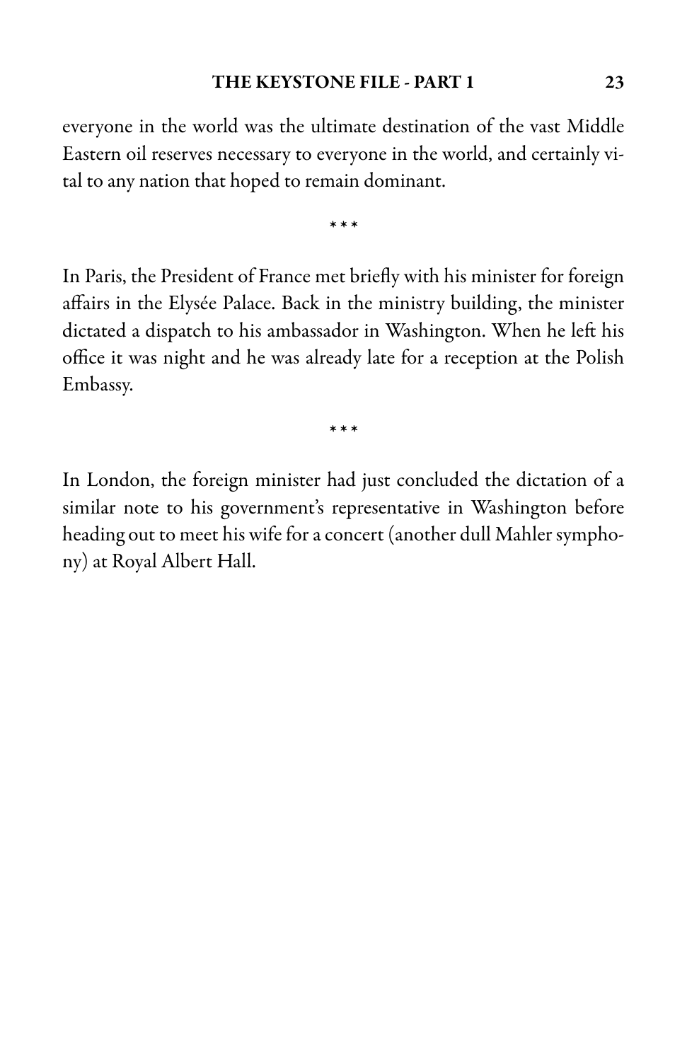everyone in the world was the ultimate destination of the vast Middle Eastern oil reserves necessary to everyone in the world, and certainly vital to any nation that hoped to remain dominant.

* * *

In Paris, the President of France met briefly with his minister for foreign affairs in the Elysée Palace. Back in the ministry building, the minister dictated a dispatch to his ambassador in Washington. When he left his office it was night and he was already late for a reception at the Polish Embassy.

* * *

In London, the foreign minister had just concluded the dictation of a similar note to his government's representative in Washington before heading out to meet his wife for a concert (another dull Mahler symphony) at Royal Albert Hall.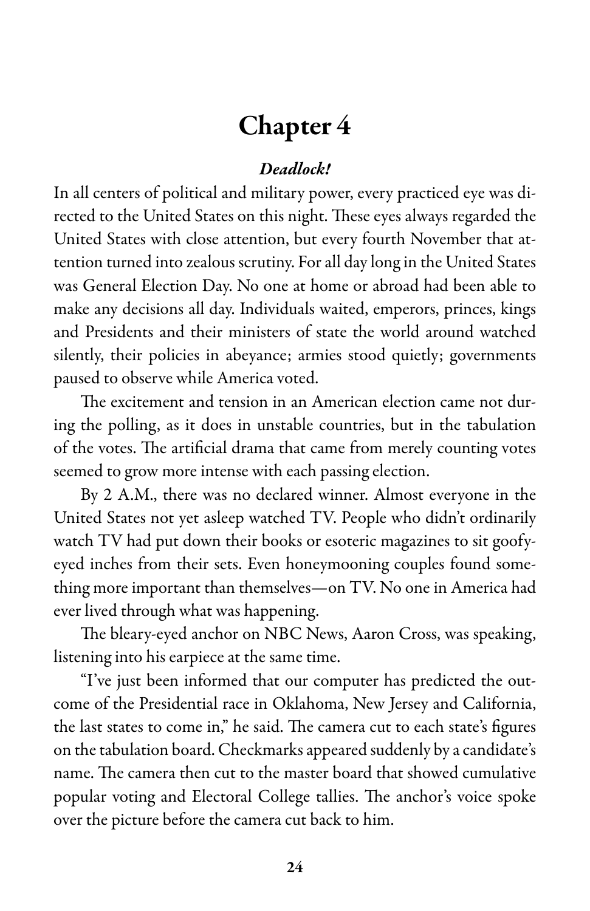# Chapter 4

***Deadlock!***

In all centers of political and military power, every practiced eye was directed to the United States on this night. These eyes always regarded the United States with close attention, but every fourth November that attention turned into zealous scrutiny. For all day long in the United States was General Election Day. No one at home or abroad had been able to make any decisions all day. Individuals waited, emperors, princes, kings and Presidents and their ministers of state the world around watched silently, their policies in abeyance; armies stood quietly; governments paused to observe while America voted.

The excitement and tension in an American election came not during the polling, as it does in unstable countries, but in the tabulation of the votes. The artificial drama that came from merely counting votes seemed to grow more intense with each passing election.

By 2 A.M., there was no declared winner. Almost everyone in the United States not yet asleep watched TV. People who didn't ordinarily watch TV had put down their books or esoteric magazines to sit goofy-eyed inches from their sets. Even honeymooning couples found something more important than themselves—on TV. No one in America had ever lived through what was happening.

The bleary-eyed anchor on NBC News, Aaron Cross, was speaking, listening into his earpiece at the same time.

"I've just been informed that our computer has predicted the outcome of the Presidential race in Oklahoma, New Jersey and California, the last states to come in," he said. The camera cut to each state's figures on the tabulation board. Checkmarks appeared suddenly by a candidate's name. The camera then cut to the master board that showed cumulative popular voting and Electoral College tallies. The anchor's voice spoke over the picture before the camera cut back to him.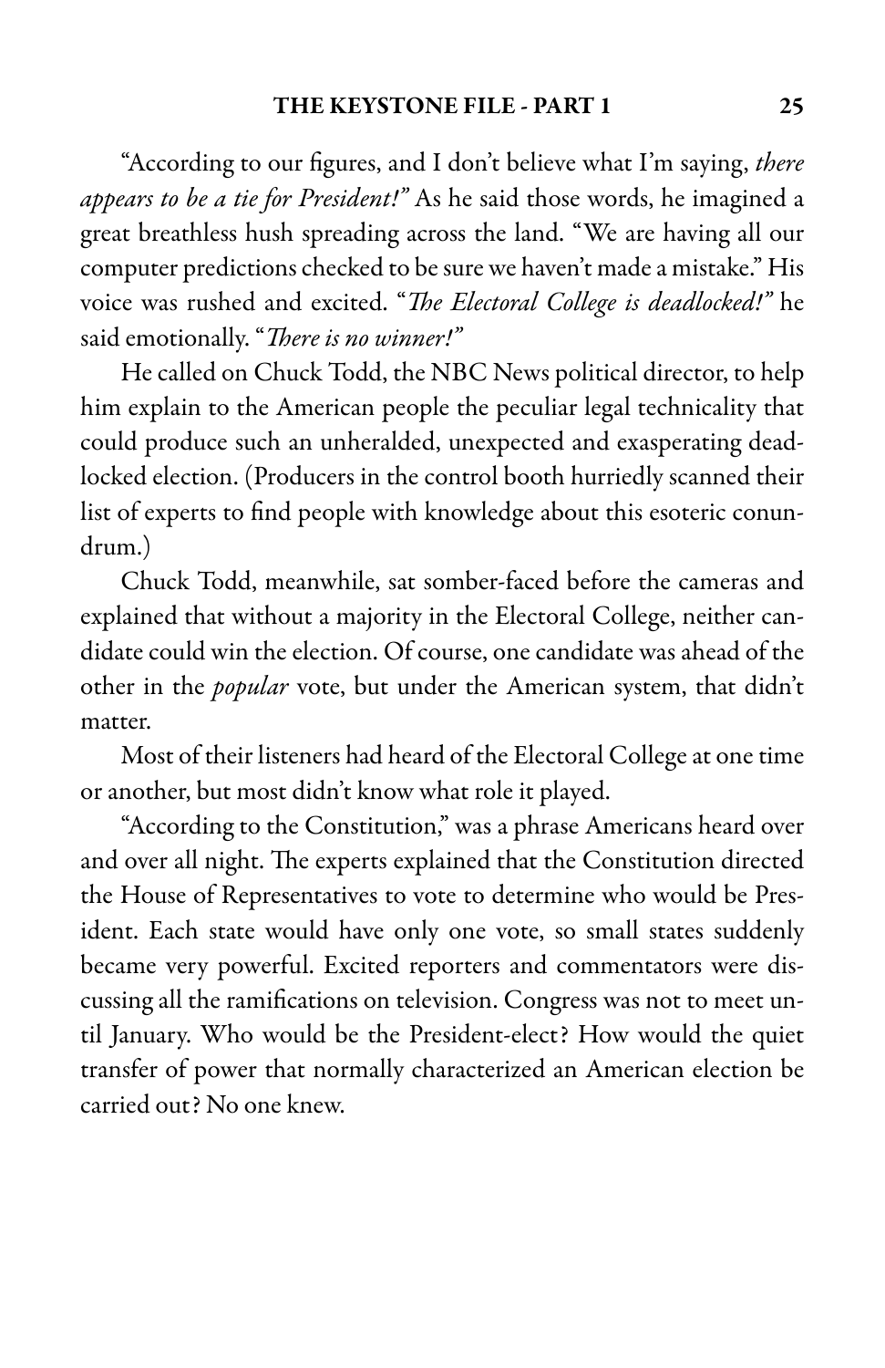"According to our figures, and I don't believe what I'm saying, *there appears to be a tie for President!"* As he said those words, he imagined a great breathless hush spreading across the land. "We are having all our computer predictions checked to be sure we haven't made a mistake." His voice was rushed and excited. "*The Electoral College is deadlocked!"* he said emotionally. "*There is no winner!"*

He called on Chuck Todd, the NBC News political director, to help him explain to the American people the peculiar legal technicality that could produce such an unheralded, unexpected and exasperating deadlocked election. (Producers in the control booth hurriedly scanned their list of experts to find people with knowledge about this esoteric conundrum.)

Chuck Todd, meanwhile, sat somber-faced before the cameras and explained that without a majority in the Electoral College, neither candidate could win the election. Of course, one candidate was ahead of the other in the *popular* vote, but under the American system, that didn't matter.

Most of their listeners had heard of the Electoral College at one time or another, but most didn't know what role it played.

"According to the Constitution," was a phrase Americans heard over and over all night. The experts explained that the Constitution directed the House of Representatives to vote to determine who would be President. Each state would have only one vote, so small states suddenly became very powerful. Excited reporters and commentators were discussing all the ramifications on television. Congress was not to meet until January. Who would be the President-elect? How would the quiet transfer of power that normally characterized an American election be carried out? No one knew.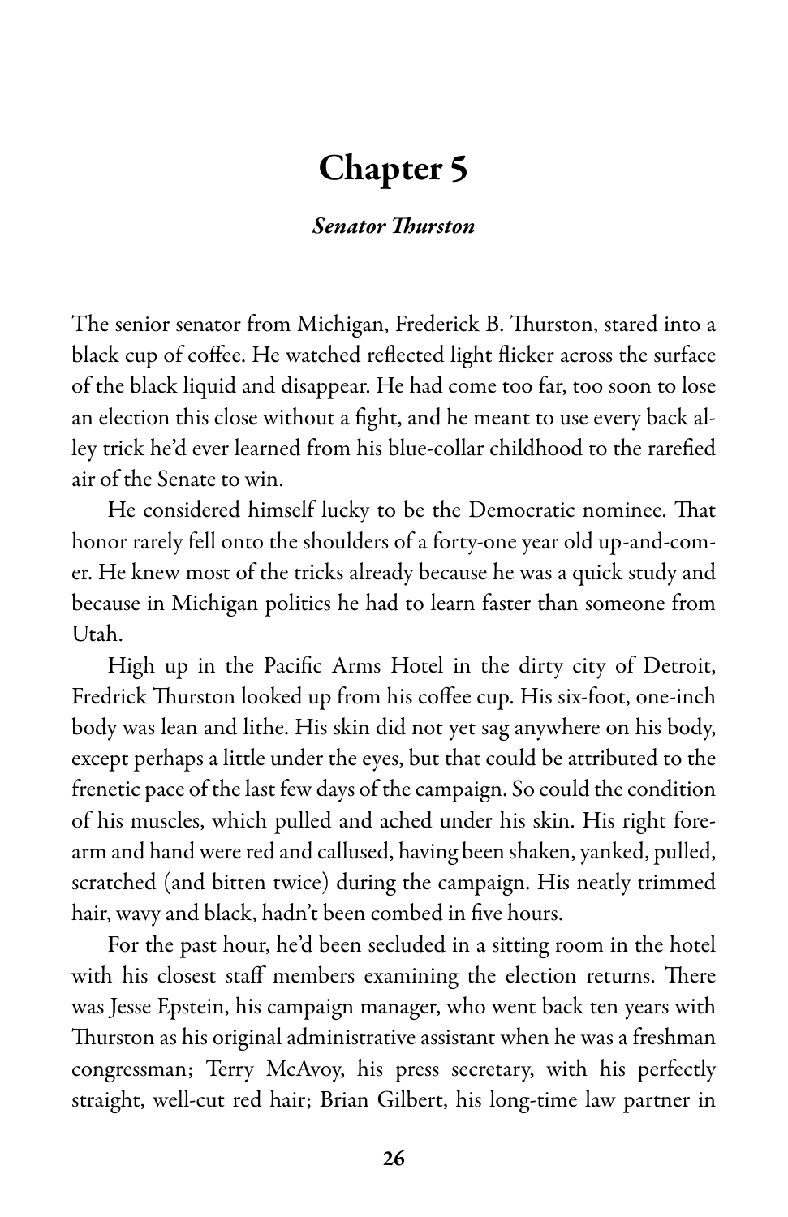# Chapter 5

***Senator Thurston***

The senior senator from Michigan, Frederick B. Thurston, stared into a black cup of coffee. He watched reflected light flicker across the surface of the black liquid and disappear. He had come too far, too soon to lose an election this close without a fight, and he meant to use every back alley trick he'd ever learned from his blue-collar childhood to the rarefied air of the Senate to win.

He considered himself lucky to be the Democratic nominee. That honor rarely fell onto the shoulders of a forty-one year old up-and-comer. He knew most of the tricks already because he was a quick study and because in Michigan politics he had to learn faster than someone from Utah.

High up in the Pacific Arms Hotel in the dirty city of Detroit, Fredrick Thurston looked up from his coffee cup. His six-foot, one-inch body was lean and lithe. His skin did not yet sag anywhere on his body, except perhaps a little under the eyes, but that could be attributed to the frenetic pace of the last few days of the campaign. So could the condition of his muscles, which pulled and ached under his skin. His right forearm and hand were red and callused, having been shaken, yanked, pulled, scratched (and bitten twice) during the campaign. His neatly trimmed hair, wavy and black, hadn't been combed in five hours.

For the past hour, he'd been secluded in a sitting room in the hotel with his closest staff members examining the election returns. There was Jesse Epstein, his campaign manager, who went back ten years with Thurston as his original administrative assistant when he was a freshman congressman; Terry McAvoy, his press secretary, with his perfectly straight, well-cut red hair; Brian Gilbert, his long-time law partner in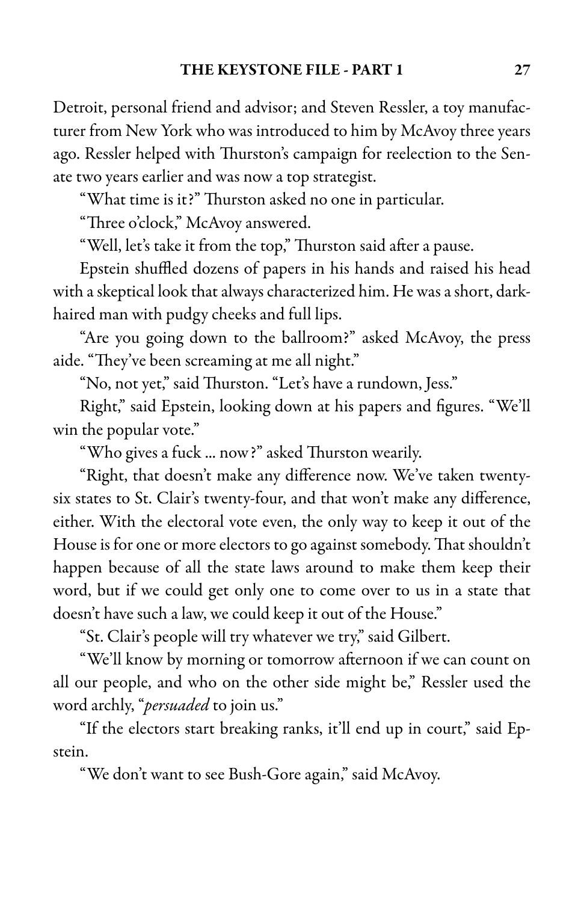Detroit, personal friend and advisor; and Steven Ressler, a toy manufacturer from New York who was introduced to him by McAvoy three years ago. Ressler helped with Thurston's campaign for reelection to the Senate two years earlier and was now a top strategist.

"What time is it?" Thurston asked no one in particular.

"Three o'clock," McAvoy answered.

"Well, let's take it from the top," Thurston said after a pause.

Epstein shuffled dozens of papers in his hands and raised his head with a skeptical look that always characterized him. He was a short, dark-haired man with pudgy cheeks and full lips.

"Are you going down to the ballroom?" asked McAvoy, the press aide. "They've been screaming at me all night."

"No, not yet," said Thurston. "Let's have a rundown, Jess."

Right," said Epstein, looking down at his papers and figures. "We'll win the popular vote."

"Who gives a fuck ... now?" asked Thurston wearily.

"Right, that doesn't make any difference now. We've taken twenty-six states to St. Clair's twenty-four, and that won't make any difference, either. With the electoral vote even, the only way to keep it out of the House is for one or more electors to go against somebody. That shouldn't happen because of all the state laws around to make them keep their word, but if we could get only one to come over to us in a state that doesn't have such a law, we could keep it out of the House."

"St. Clair's people will try whatever we try," said Gilbert.

"We'll know by morning or tomorrow afternoon if we can count on all our people, and who on the other side might be," Ressler used the word archly, "*persuaded* to join us."

"If the electors start breaking ranks, it'll end up in court," said Epstein.

"We don't want to see Bush-Gore again," said McAvoy.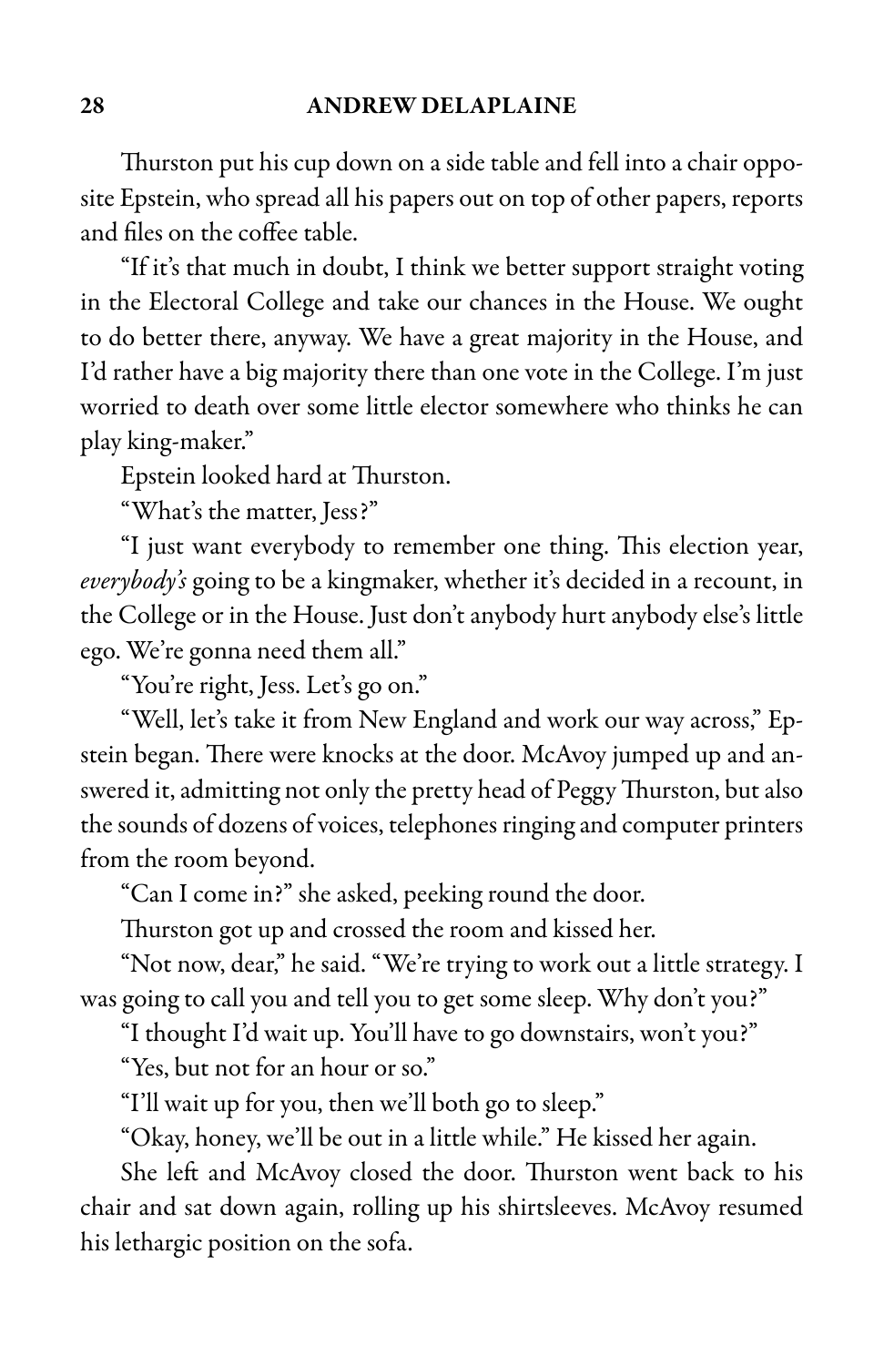Thurston put his cup down on a side table and fell into a chair opposite Epstein, who spread all his papers out on top of other papers, reports and files on the coffee table.

"If it's that much in doubt, I think we better support straight voting in the Electoral College and take our chances in the House. We ought to do better there, anyway. We have a great majority in the House, and I'd rather have a big majority there than one vote in the College. I'm just worried to death over some little elector somewhere who thinks he can play king-maker."

Epstein looked hard at Thurston.

"What's the matter, Jess?"

"I just want everybody to remember one thing. This election year, *everybody's* going to be a kingmaker, whether it's decided in a recount, in the College or in the House. Just don't anybody hurt anybody else's little ego. We're gonna need them all."

"You're right, Jess. Let's go on."

"Well, let's take it from New England and work our way across," Epstein began. There were knocks at the door. McAvoy jumped up and answered it, admitting not only the pretty head of Peggy Thurston, but also the sounds of dozens of voices, telephones ringing and computer printers from the room beyond.

"Can I come in?" she asked, peeking round the door.

Thurston got up and crossed the room and kissed her.

"Not now, dear," he said. "We're trying to work out a little strategy. I was going to call you and tell you to get some sleep. Why don't you?"

"I thought I'd wait up. You'll have to go downstairs, won't you?"

"Yes, but not for an hour or so."

"I'll wait up for you, then we'll both go to sleep."

"Okay, honey, we'll be out in a little while." He kissed her again.

She left and McAvoy closed the door. Thurston went back to his chair and sat down again, rolling up his shirtsleeves. McAvoy resumed his lethargic position on the sofa.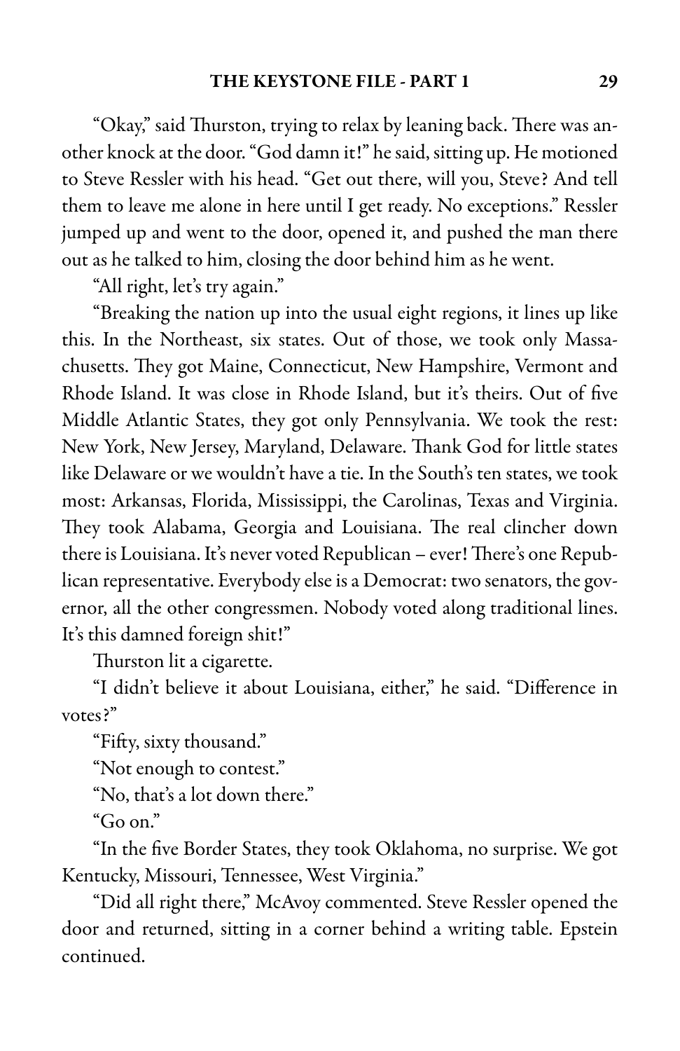"Okay," said Thurston, trying to relax by leaning back. There was another knock at the door. "God damn it!" he said, sitting up. He motioned to Steve Ressler with his head. "Get out there, will you, Steve? And tell them to leave me alone in here until I get ready. No exceptions." Ressler jumped up and went to the door, opened it, and pushed the man there out as he talked to him, closing the door behind him as he went.

"All right, let's try again."

"Breaking the nation up into the usual eight regions, it lines up like this. In the Northeast, six states. Out of those, we took only Massachusetts. They got Maine, Connecticut, New Hampshire, Vermont and Rhode Island. It was close in Rhode Island, but it's theirs. Out of five Middle Atlantic States, they got only Pennsylvania. We took the rest: New York, New Jersey, Maryland, Delaware. Thank God for little states like Delaware or we wouldn't have a tie. In the South's ten states, we took most: Arkansas, Florida, Mississippi, the Carolinas, Texas and Virginia. They took Alabama, Georgia and Louisiana. The real clincher down there is Louisiana. It's never voted Republican – ever! There's one Republican representative. Everybody else is a Democrat: two senators, the governor, all the other congressmen. Nobody voted along traditional lines. It's this damned foreign shit!"

Thurston lit a cigarette.

"I didn't believe it about Louisiana, either," he said. "Difference in votes?"

"Fifty, sixty thousand."

"Not enough to contest."

"No, that's a lot down there."

"Go on."

"In the five Border States, they took Oklahoma, no surprise. We got Kentucky, Missouri, Tennessee, West Virginia."

"Did all right there," McAvoy commented. Steve Ressler opened the door and returned, sitting in a corner behind a writing table. Epstein continued.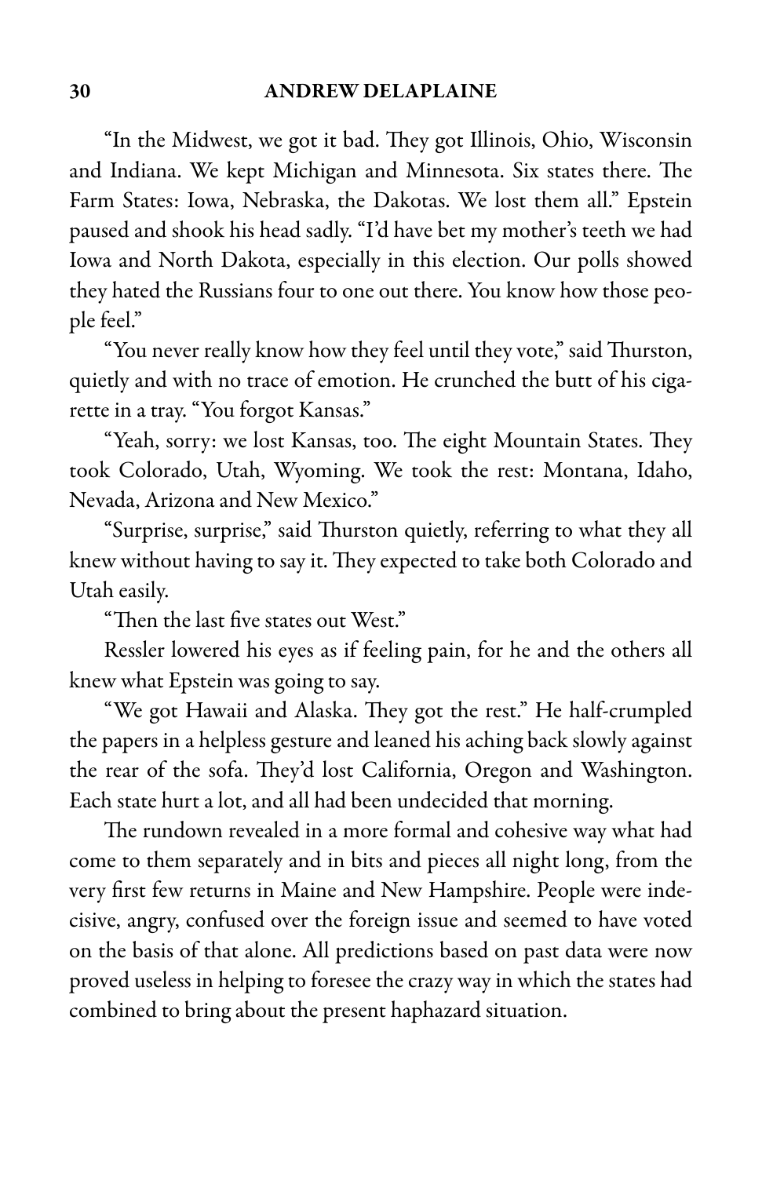"In the Midwest, we got it bad. They got Illinois, Ohio, Wisconsin and Indiana. We kept Michigan and Minnesota. Six states there. The Farm States: Iowa, Nebraska, the Dakotas. We lost them all." Epstein paused and shook his head sadly. "I'd have bet my mother's teeth we had Iowa and North Dakota, especially in this election. Our polls showed they hated the Russians four to one out there. You know how those people feel."

"You never really know how they feel until they vote," said Thurston, quietly and with no trace of emotion. He crunched the butt of his cigarette in a tray. "You forgot Kansas."

"Yeah, sorry: we lost Kansas, too. The eight Mountain States. They took Colorado, Utah, Wyoming. We took the rest: Montana, Idaho, Nevada, Arizona and New Mexico."

"Surprise, surprise," said Thurston quietly, referring to what they all knew without having to say it. They expected to take both Colorado and Utah easily.

"Then the last five states out West."

Ressler lowered his eyes as if feeling pain, for he and the others all knew what Epstein was going to say.

"We got Hawaii and Alaska. They got the rest." He half-crumpled the papers in a helpless gesture and leaned his aching back slowly against the rear of the sofa. They'd lost California, Oregon and Washington. Each state hurt a lot, and all had been undecided that morning.

The rundown revealed in a more formal and cohesive way what had come to them separately and in bits and pieces all night long, from the very first few returns in Maine and New Hampshire. People were indecisive, angry, confused over the foreign issue and seemed to have voted on the basis of that alone. All predictions based on past data were now proved useless in helping to foresee the crazy way in which the states had combined to bring about the present haphazard situation.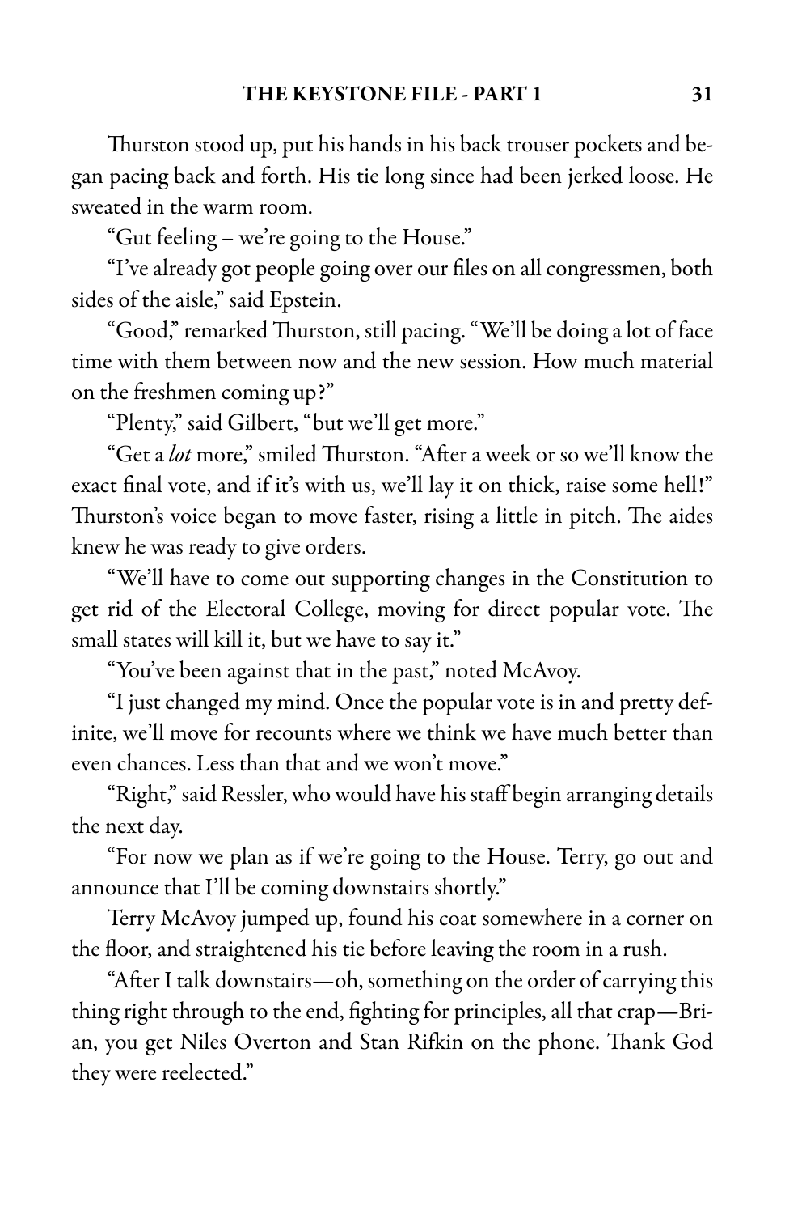Thurston stood up, put his hands in his back trouser pockets and began pacing back and forth. His tie long since had been jerked loose. He sweated in the warm room.

"Gut feeling – we're going to the House."

"I've already got people going over our files on all congressmen, both sides of the aisle," said Epstein.

"Good," remarked Thurston, still pacing. "We'll be doing a lot of face time with them between now and the new session. How much material on the freshmen coming up?"

"Plenty," said Gilbert, "but we'll get more."

"Get a *lot* more," smiled Thurston. "After a week or so we'll know the exact final vote, and if it's with us, we'll lay it on thick, raise some hell!" Thurston's voice began to move faster, rising a little in pitch. The aides knew he was ready to give orders.

"We'll have to come out supporting changes in the Constitution to get rid of the Electoral College, moving for direct popular vote. The small states will kill it, but we have to say it."

"You've been against that in the past," noted McAvoy.

"I just changed my mind. Once the popular vote is in and pretty definite, we'll move for recounts where we think we have much better than even chances. Less than that and we won't move."

"Right," said Ressler, who would have his staff begin arranging details the next day.

"For now we plan as if we're going to the House. Terry, go out and announce that I'll be coming downstairs shortly."

Terry McAvoy jumped up, found his coat somewhere in a corner on the floor, and straightened his tie before leaving the room in a rush.

"After I talk downstairs—oh, something on the order of carrying this thing right through to the end, fighting for principles, all that crap—Brian, you get Niles Overton and Stan Rifkin on the phone. Thank God they were reelected."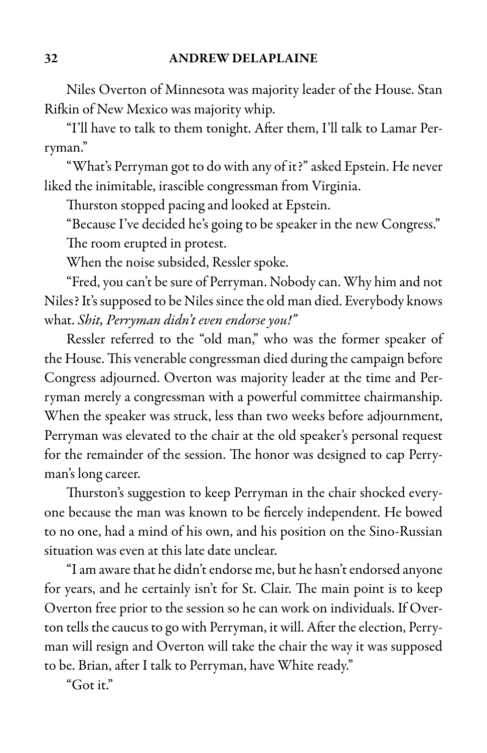Niles Overton of Minnesota was majority leader of the House. Stan Rifkin of New Mexico was majority whip.

"I'll have to talk to them tonight. After them, I'll talk to Lamar Perryman."

"What's Perryman got to do with any of it?" asked Epstein. He never liked the inimitable, irascible congressman from Virginia.

Thurston stopped pacing and looked at Epstein.

"Because I've decided he's going to be speaker in the new Congress."

The room erupted in protest.

When the noise subsided, Ressler spoke.

"Fred, you can't be sure of Perryman. Nobody can. Why him and not Niles? It's supposed to be Niles since the old man died. Everybody knows what. *Shit, Perryman didn't even endorse you!"*

Ressler referred to the "old man," who was the former speaker of the House. This venerable congressman died during the campaign before Congress adjourned. Overton was majority leader at the time and Perryman merely a congressman with a powerful committee chairmanship. When the speaker was struck, less than two weeks before adjournment, Perryman was elevated to the chair at the old speaker's personal request for the remainder of the session. The honor was designed to cap Perryman's long career.

Thurston's suggestion to keep Perryman in the chair shocked everyone because the man was known to be fiercely independent. He bowed to no one, had a mind of his own, and his position on the Sino-Russian situation was even at this late date unclear.

"I am aware that he didn't endorse me, but he hasn't endorsed anyone for years, and he certainly isn't for St. Clair. The main point is to keep Overton free prior to the session so he can work on individuals. If Overton tells the caucus to go with Perryman, it will. After the election, Perryman will resign and Overton will take the chair the way it was supposed to be. Brian, after I talk to Perryman, have White ready."

"Got it."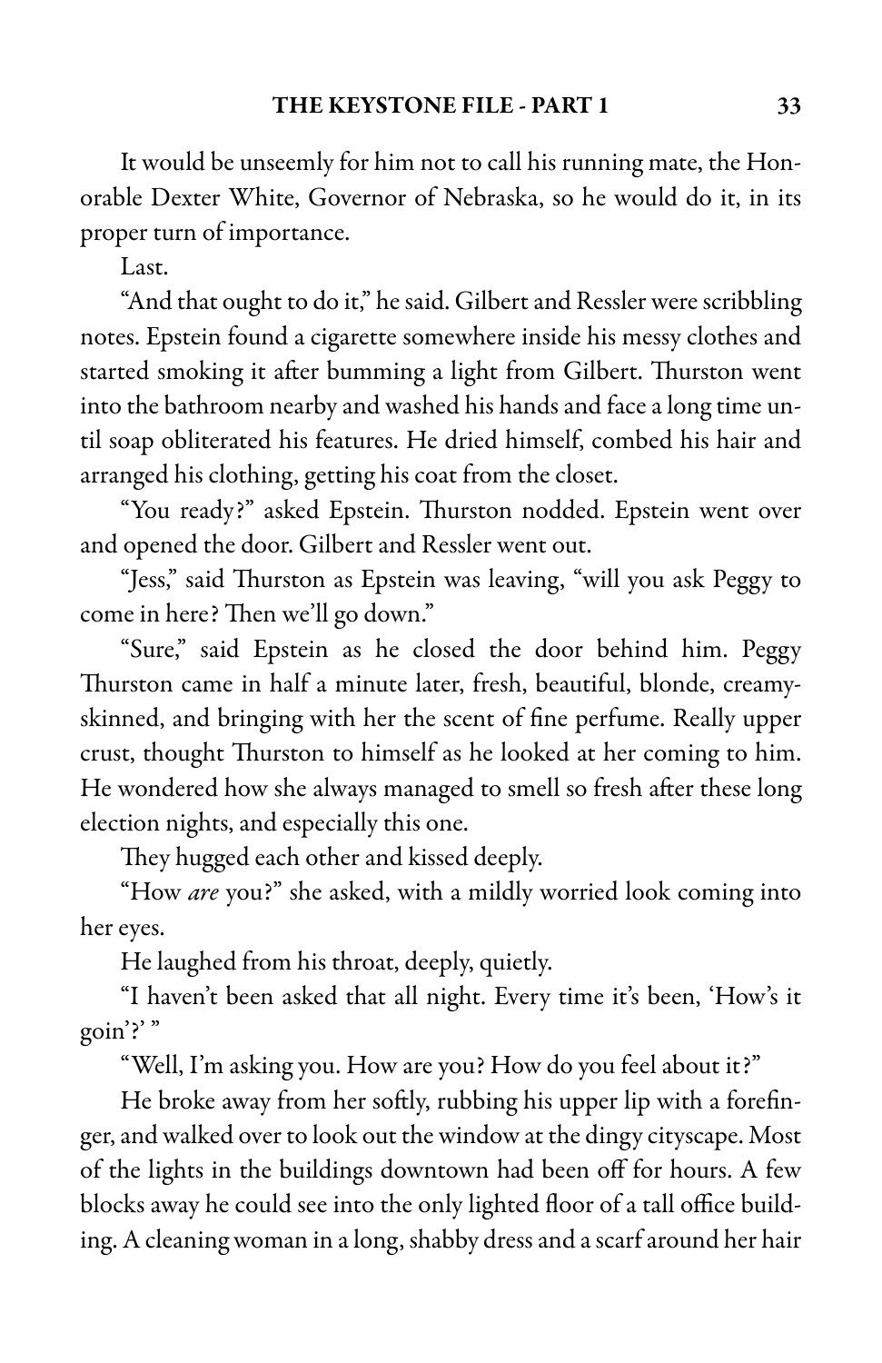It would be unseemly for him not to call his running mate, the Honorable Dexter White, Governor of Nebraska, so he would do it, in its proper turn of importance.

Last.

"And that ought to do it," he said. Gilbert and Ressler were scribbling notes. Epstein found a cigarette somewhere inside his messy clothes and started smoking it after bumming a light from Gilbert. Thurston went into the bathroom nearby and washed his hands and face a long time until soap obliterated his features. He dried himself, combed his hair and arranged his clothing, getting his coat from the closet.

"You ready?" asked Epstein. Thurston nodded. Epstein went over and opened the door. Gilbert and Ressler went out.

"Jess," said Thurston as Epstein was leaving, "will you ask Peggy to come in here? Then we'll go down."

"Sure," said Epstein as he closed the door behind him. Peggy Thurston came in half a minute later, fresh, beautiful, blonde, creamy-skinned, and bringing with her the scent of fine perfume. Really upper crust, thought Thurston to himself as he looked at her coming to him. He wondered how she always managed to smell so fresh after these long election nights, and especially this one.

They hugged each other and kissed deeply.

"How *are* you?" she asked, with a mildly worried look coming into her eyes.

He laughed from his throat, deeply, quietly.

"I haven't been asked that all night. Every time it's been, 'How's it goin'?' "

"Well, I'm asking you. How are you? How do you feel about it?"

He broke away from her softly, rubbing his upper lip with a forefinger, and walked over to look out the window at the dingy cityscape. Most of the lights in the buildings downtown had been off for hours. A few blocks away he could see into the only lighted floor of a tall office building. A cleaning woman in a long, shabby dress and a scarf around her hair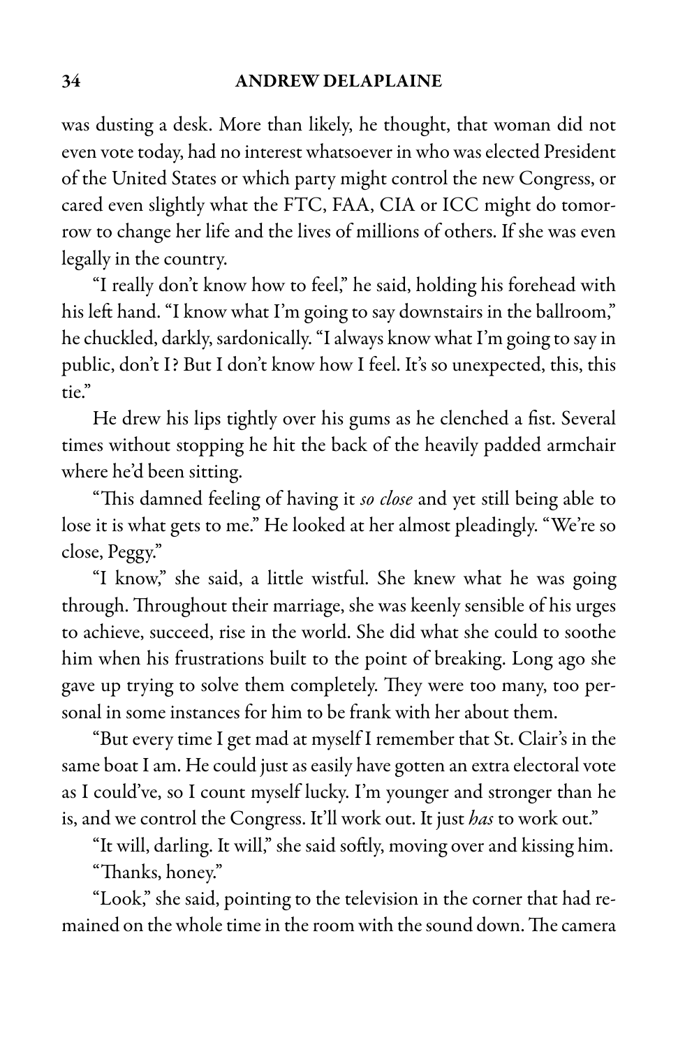was dusting a desk. More than likely, he thought, that woman did not even vote today, had no interest whatsoever in who was elected President of the United States or which party might control the new Congress, or cared even slightly what the FTC, FAA, CIA or ICC might do tomorrow to change her life and the lives of millions of others. If she was even legally in the country.

"I really don't know how to feel," he said, holding his forehead with his left hand. "I know what I'm going to say downstairs in the ballroom," he chuckled, darkly, sardonically. "I always know what I'm going to say in public, don't I? But I don't know how I feel. It's so unexpected, this, this tie."

He drew his lips tightly over his gums as he clenched a fist. Several times without stopping he hit the back of the heavily padded armchair where he'd been sitting.

"This damned feeling of having it *so close* and yet still being able to lose it is what gets to me." He looked at her almost pleadingly. "We're so close, Peggy."

"I know," she said, a little wistful. She knew what he was going through. Throughout their marriage, she was keenly sensible of his urges to achieve, succeed, rise in the world. She did what she could to soothe him when his frustrations built to the point of breaking. Long ago she gave up trying to solve them completely. They were too many, too personal in some instances for him to be frank with her about them.

"But every time I get mad at myself I remember that St. Clair's in the same boat I am. He could just as easily have gotten an extra electoral vote as I could've, so I count myself lucky. I'm younger and stronger than he is, and we control the Congress. It'll work out. It just *has* to work out."

"It will, darling. It will," she said softly, moving over and kissing him.

"Thanks, honey."

"Look," she said, pointing to the television in the corner that had remained on the whole time in the room with the sound down. The camera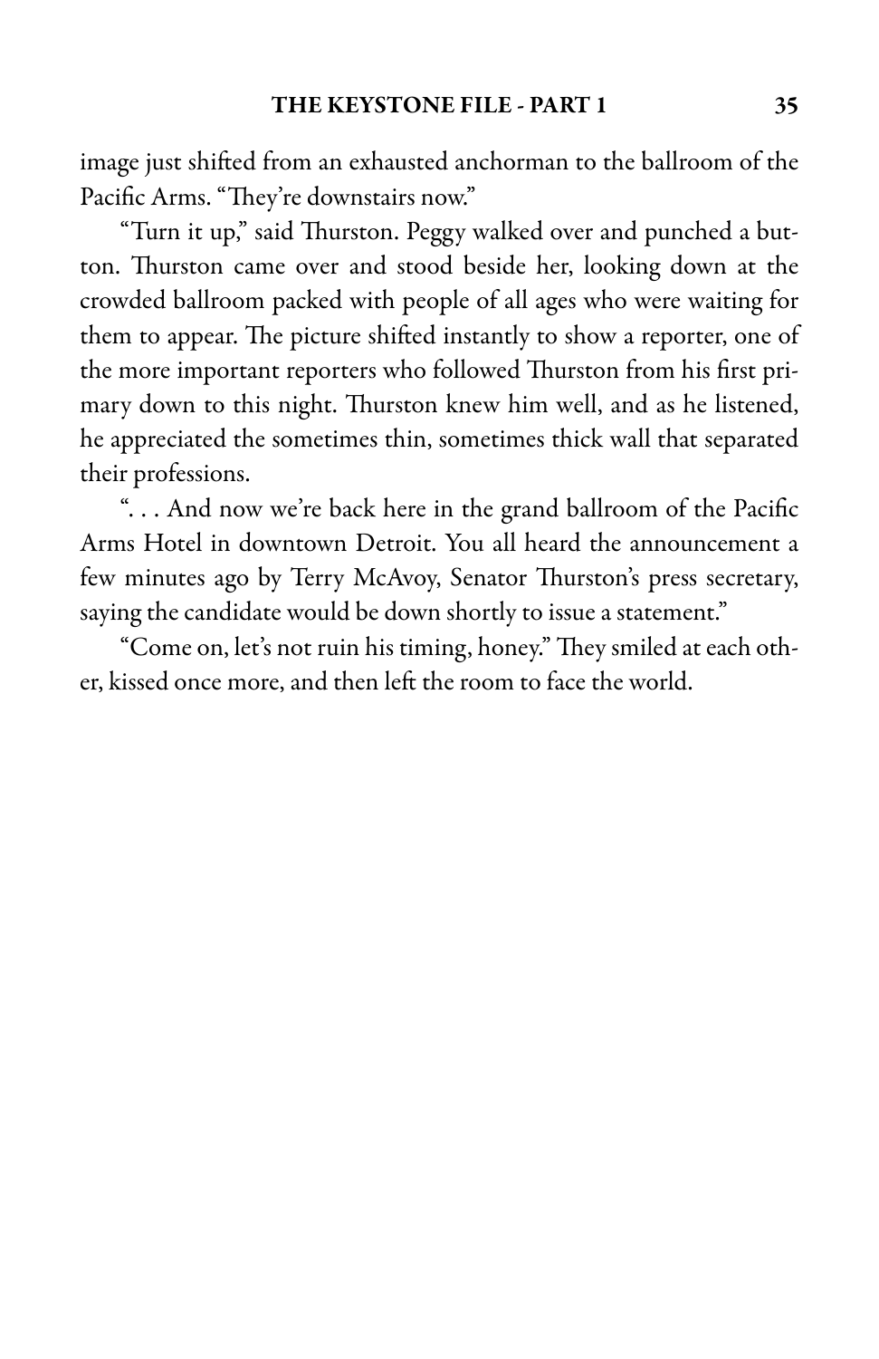image just shifted from an exhausted anchorman to the ballroom of the Pacific Arms. "They're downstairs now."

"Turn it up," said Thurston. Peggy walked over and punched a button. Thurston came over and stood beside her, looking down at the crowded ballroom packed with people of all ages who were waiting for them to appear. The picture shifted instantly to show a reporter, one of the more important reporters who followed Thurston from his first primary down to this night. Thurston knew him well, and as he listened, he appreciated the sometimes thin, sometimes thick wall that separated their professions.

". . . And now we're back here in the grand ballroom of the Pacific Arms Hotel in downtown Detroit. You all heard the announcement a few minutes ago by Terry McAvoy, Senator Thurston's press secretary, saying the candidate would be down shortly to issue a statement."

"Come on, let's not ruin his timing, honey." They smiled at each other, kissed once more, and then left the room to face the world.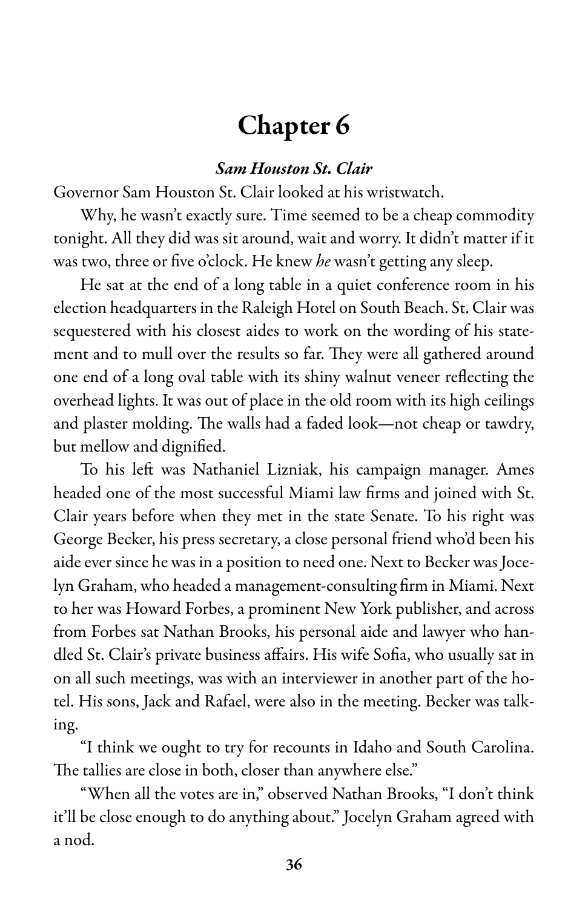# Chapter 6

***Sam Houston St. Clair***

Governor Sam Houston St. Clair looked at his wristwatch.

Why, he wasn't exactly sure. Time seemed to be a cheap commodity tonight. All they did was sit around, wait and worry. It didn't matter if it was two, three or five o'clock. He knew *he* wasn't getting any sleep.

He sat at the end of a long table in a quiet conference room in his election headquarters in the Raleigh Hotel on South Beach. St. Clair was sequestered with his closest aides to work on the wording of his statement and to mull over the results so far. They were all gathered around one end of a long oval table with its shiny walnut veneer reflecting the overhead lights. It was out of place in the old room with its high ceilings and plaster molding. The walls had a faded look—not cheap or tawdry, but mellow and dignified.

To his left was Nathaniel Lizniak, his campaign manager. Ames headed one of the most successful Miami law firms and joined with St. Clair years before when they met in the state Senate. To his right was George Becker, his press secretary, a close personal friend who'd been his aide ever since he was in a position to need one. Next to Becker was Jocelyn Graham, who headed a management-consulting firm in Miami. Next to her was Howard Forbes, a prominent New York publisher, and across from Forbes sat Nathan Brooks, his personal aide and lawyer who handled St. Clair's private business affairs. His wife Sofia, who usually sat in on all such meetings, was with an interviewer in another part of the hotel. His sons, Jack and Rafael, were also in the meeting. Becker was talking.

"I think we ought to try for recounts in Idaho and South Carolina. The tallies are close in both, closer than anywhere else."

"When all the votes are in," observed Nathan Brooks, "I don't think it'll be close enough to do anything about." Jocelyn Graham agreed with a nod.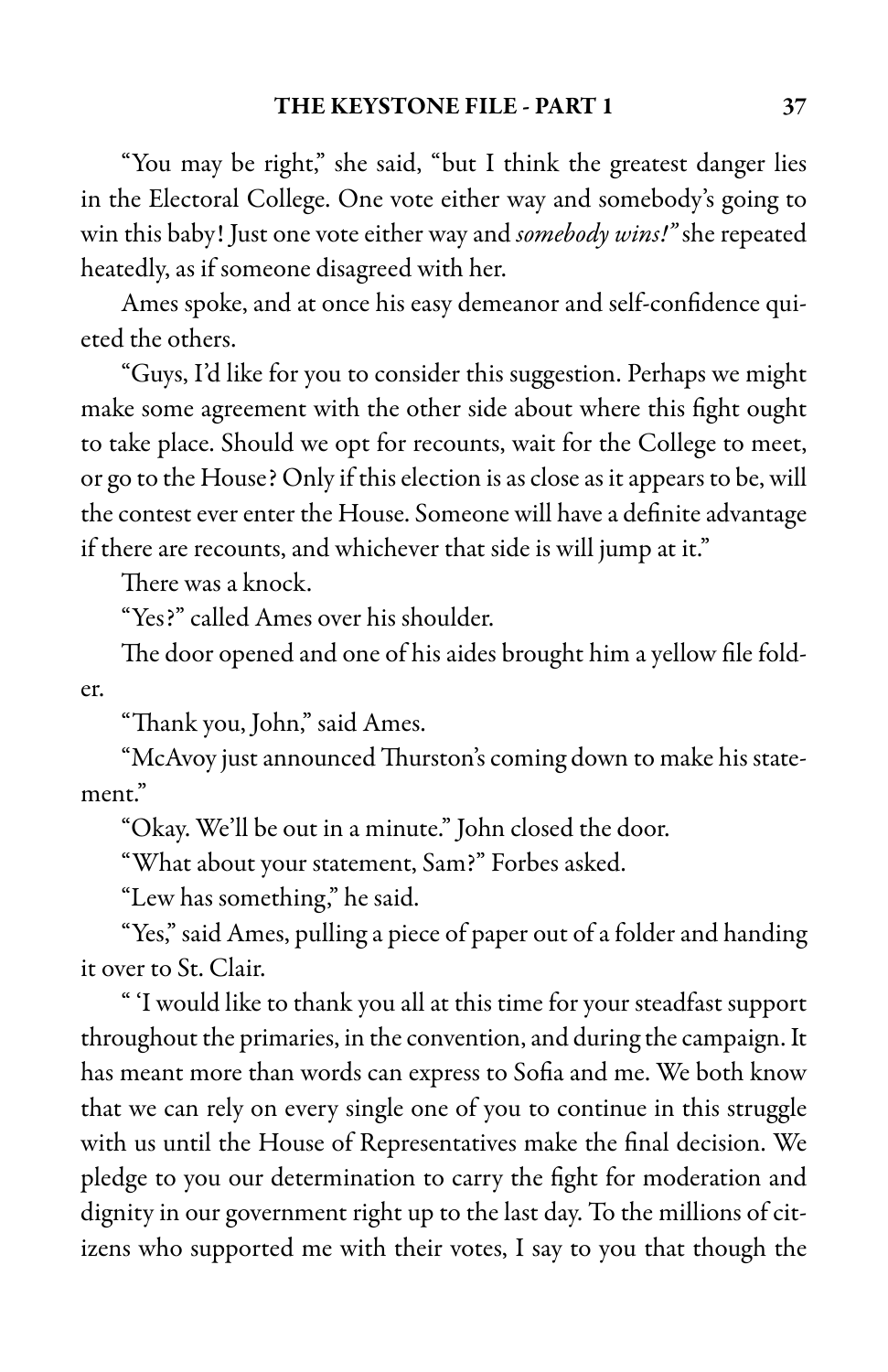"You may be right," she said, "but I think the greatest danger lies in the Electoral College. One vote either way and somebody's going to win this baby! Just one vote either way and *somebody wins!"* she repeated heatedly, as if someone disagreed with her.

Ames spoke, and at once his easy demeanor and self-confidence quieted the others.

"Guys, I'd like for you to consider this suggestion. Perhaps we might make some agreement with the other side about where this fight ought to take place. Should we opt for recounts, wait for the College to meet, or go to the House? Only if this election is as close as it appears to be, will the contest ever enter the House. Someone will have a definite advantage if there are recounts, and whichever that side is will jump at it."

There was a knock.

"Yes?" called Ames over his shoulder.

The door opened and one of his aides brought him a yellow file folder.

"Thank you, John," said Ames.

"McAvoy just announced Thurston's coming down to make his statement."

"Okay. We'll be out in a minute." John closed the door.

"What about your statement, Sam?" Forbes asked.

"Lew has something," he said.

"Yes," said Ames, pulling a piece of paper out of a folder and handing it over to St. Clair.

" 'I would like to thank you all at this time for your steadfast support throughout the primaries, in the convention, and during the campaign. It has meant more than words can express to Sofia and me. We both know that we can rely on every single one of you to continue in this struggle with us until the House of Representatives make the final decision. We pledge to you our determination to carry the fight for moderation and dignity in our government right up to the last day. To the millions of citizens who supported me with their votes, I say to you that though the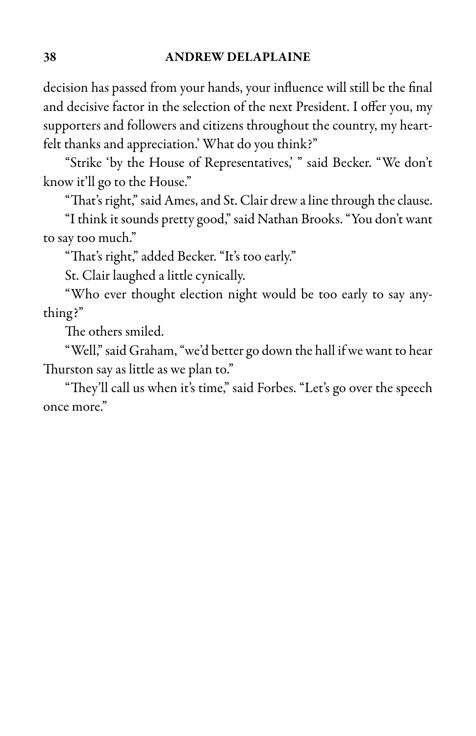decision has passed from your hands, your influence will still be the final and decisive factor in the selection of the next President. I offer you, my supporters and followers and citizens throughout the country, my heartfelt thanks and appreciation.' What do you think?"

"Strike 'by the House of Representatives,' " said Becker. "We don't know it'll go to the House."

"That's right," said Ames, and St. Clair drew a line through the clause.

"I think it sounds pretty good," said Nathan Brooks. "You don't want to say too much."

"That's right," added Becker. "It's too early."

St. Clair laughed a little cynically.

"Who ever thought election night would be too early to say anything?"

The others smiled.

"Well," said Graham, "we'd better go down the hall if we want to hear Thurston say as little as we plan to."

"They'll call us when it's time," said Forbes. "Let's go over the speech once more."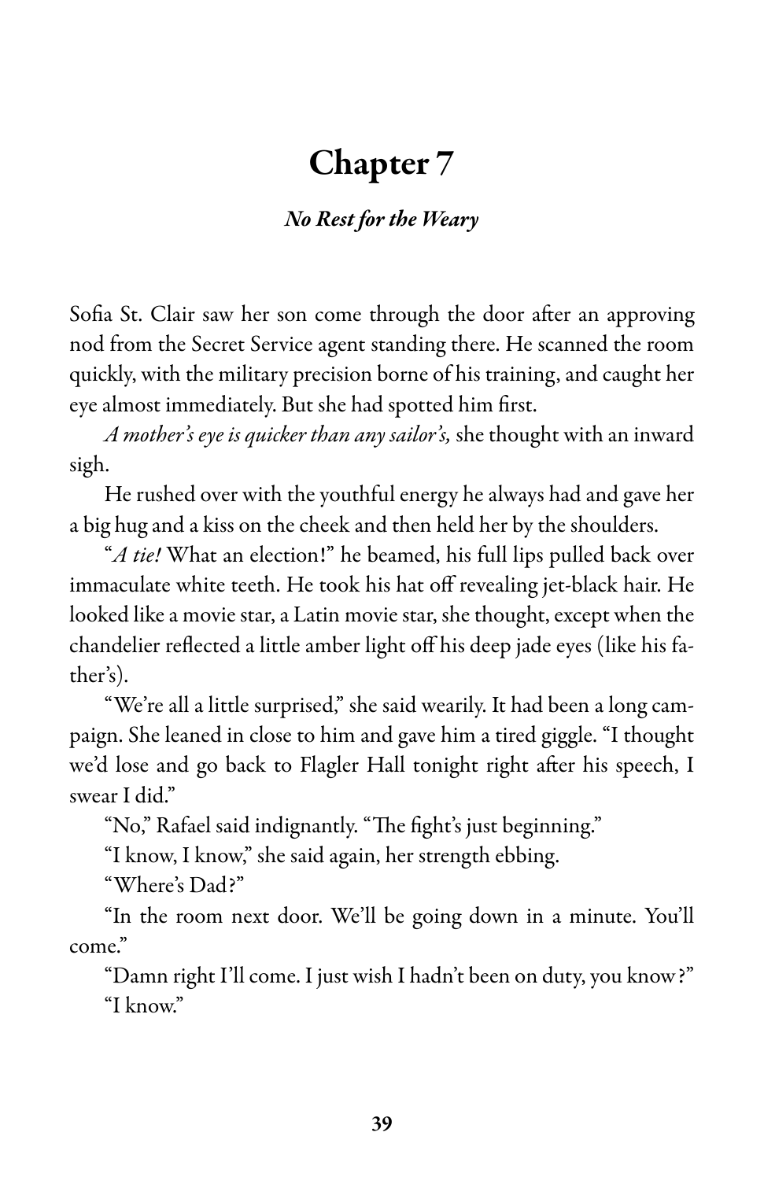# Chapter 7

### *No Rest for the Weary*

Sofia St. Clair saw her son come through the door after an approving nod from the Secret Service agent standing there. He scanned the room quickly, with the military precision borne of his training, and caught her eye almost immediately. But she had spotted him first.

*A mother's eye is quicker than any sailor's,* she thought with an inward sigh.

He rushed over with the youthful energy he always had and gave her a big hug and a kiss on the cheek and then held her by the shoulders.

"*A tie!* What an election!" he beamed, his full lips pulled back over immaculate white teeth. He took his hat off revealing jet-black hair. He looked like a movie star, a Latin movie star, she thought, except when the chandelier reflected a little amber light off his deep jade eyes (like his father's).

"We're all a little surprised," she said wearily. It had been a long campaign. She leaned in close to him and gave him a tired giggle. "I thought we'd lose and go back to Flagler Hall tonight right after his speech, I swear I did."

"No," Rafael said indignantly. "The fight's just beginning."

"I know, I know," she said again, her strength ebbing.

"Where's Dad?"

"In the room next door. We'll be going down in a minute. You'll come."

"Damn right I'll come. I just wish I hadn't been on duty, you know?"

"I know."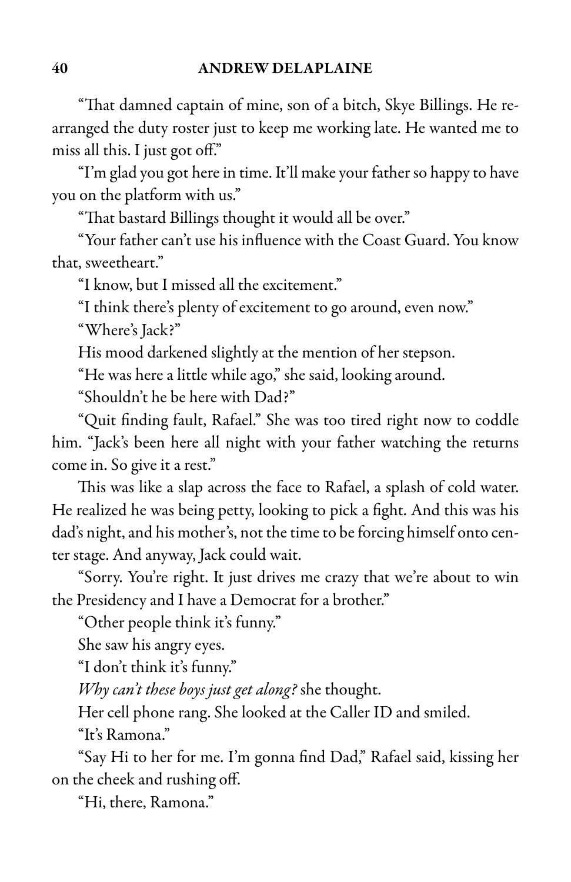"That damned captain of mine, son of a bitch, Skye Billings. He rearranged the duty roster just to keep me working late. He wanted me to miss all this. I just got off."

"I'm glad you got here in time. It'll make your father so happy to have you on the platform with us."

"That bastard Billings thought it would all be over."

"Your father can't use his influence with the Coast Guard. You know that, sweetheart."

"I know, but I missed all the excitement."

"I think there's plenty of excitement to go around, even now."

"Where's Jack?"

His mood darkened slightly at the mention of her stepson.

"He was here a little while ago," she said, looking around.

"Shouldn't he be here with Dad?"

"Quit finding fault, Rafael." She was too tired right now to coddle him. "Jack's been here all night with your father watching the returns come in. So give it a rest."

This was like a slap across the face to Rafael, a splash of cold water. He realized he was being petty, looking to pick a fight. And this was his dad's night, and his mother's, not the time to be forcing himself onto center stage. And anyway, Jack could wait.

"Sorry. You're right. It just drives me crazy that we're about to win the Presidency and I have a Democrat for a brother."

"Other people think it's funny."

She saw his angry eyes.

"I don't think it's funny."

*Why can't these boys just get along?* she thought.

Her cell phone rang. She looked at the Caller ID and smiled.

"It's Ramona."

"Say Hi to her for me. I'm gonna find Dad," Rafael said, kissing her on the cheek and rushing off.

"Hi, there, Ramona."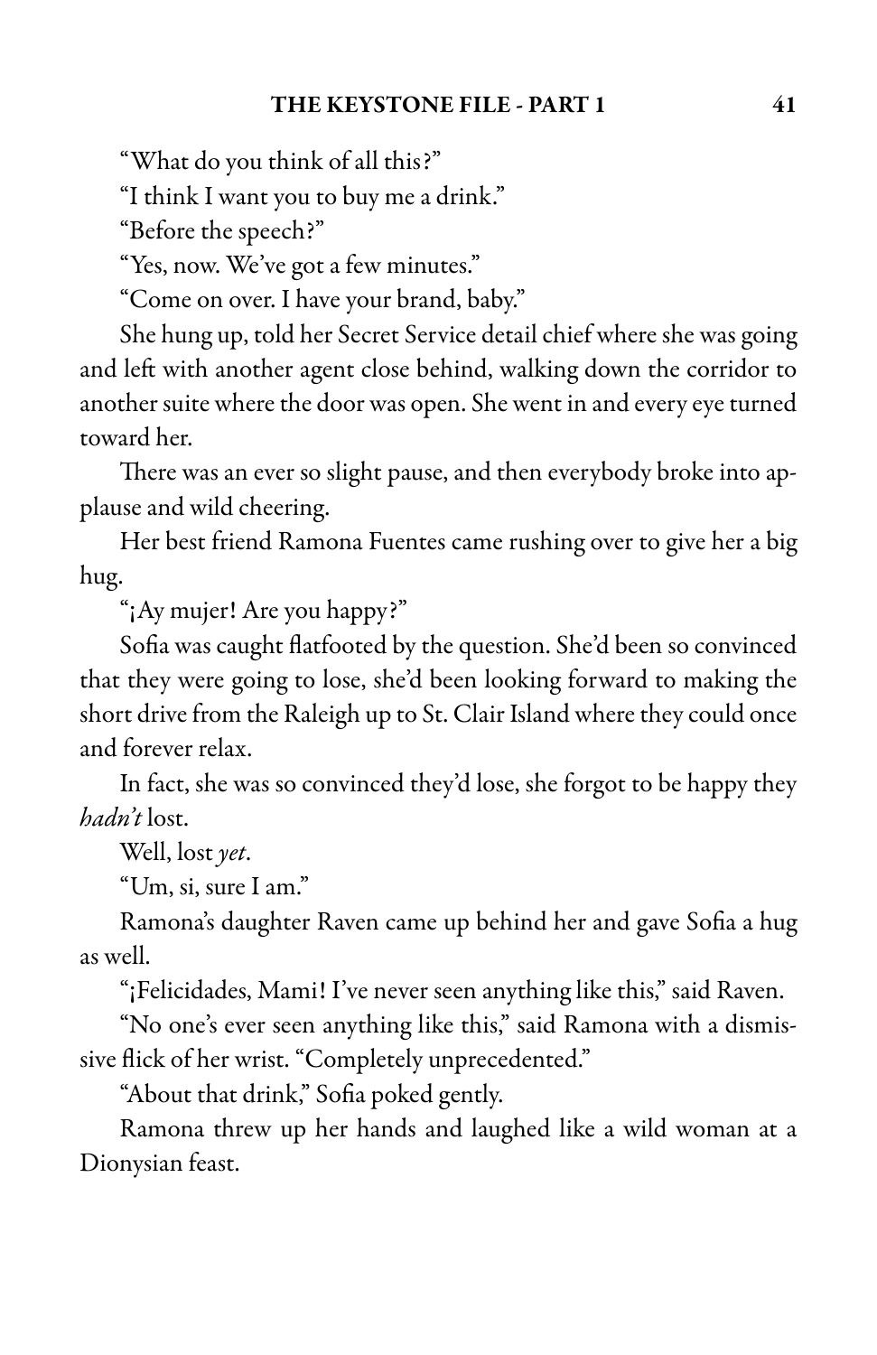"What do you think of all this?"

"I think I want you to buy me a drink."

"Before the speech?"

"Yes, now. We've got a few minutes."

"Come on over. I have your brand, baby."

She hung up, told her Secret Service detail chief where she was going and left with another agent close behind, walking down the corridor to another suite where the door was open. She went in and every eye turned toward her.

There was an ever so slight pause, and then everybody broke into applause and wild cheering.

Her best friend Ramona Fuentes came rushing over to give her a big hug.

"¡Ay mujer! Are you happy?"

Sofia was caught flatfooted by the question. She'd been so convinced that they were going to lose, she'd been looking forward to making the short drive from the Raleigh up to St. Clair Island where they could once and forever relax.

In fact, she was so convinced they'd lose, she forgot to be happy they *hadn't* lost.

Well, lost *yet*.

"Um, si, sure I am."

Ramona's daughter Raven came up behind her and gave Sofia a hug as well.

"¡Felicidades, Mami! I've never seen anything like this," said Raven.

"No one's ever seen anything like this," said Ramona with a dismissive flick of her wrist. "Completely unprecedented."

"About that drink," Sofia poked gently.

Ramona threw up her hands and laughed like a wild woman at a Dionysian feast.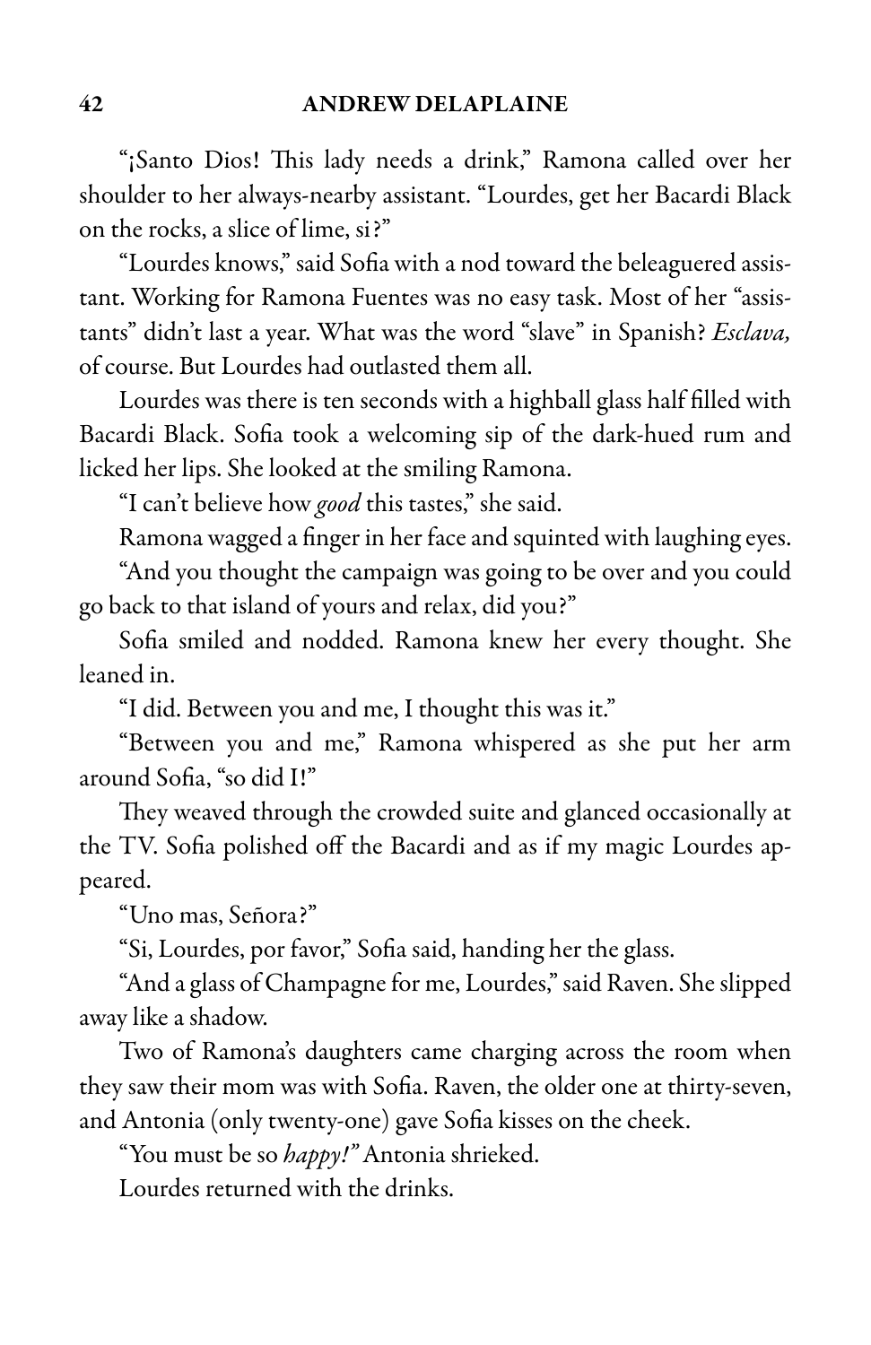"¡Santo Dios! This lady needs a drink," Ramona called over her shoulder to her always-nearby assistant. "Lourdes, get her Bacardi Black on the rocks, a slice of lime, si?"

"Lourdes knows," said Sofia with a nod toward the beleaguered assistant. Working for Ramona Fuentes was no easy task. Most of her "assistants" didn't last a year. What was the word "slave" in Spanish? *Esclava,* of course. But Lourdes had outlasted them all.

Lourdes was there is ten seconds with a highball glass half filled with Bacardi Black. Sofia took a welcoming sip of the dark-hued rum and licked her lips. She looked at the smiling Ramona.

"I can't believe how *good* this tastes," she said.

Ramona wagged a finger in her face and squinted with laughing eyes.

"And you thought the campaign was going to be over and you could go back to that island of yours and relax, did you?"

Sofia smiled and nodded. Ramona knew her every thought. She leaned in.

"I did. Between you and me, I thought this was it."

"Between you and me," Ramona whispered as she put her arm around Sofia, "so did I!"

They weaved through the crowded suite and glanced occasionally at the TV. Sofia polished off the Bacardi and as if my magic Lourdes appeared.

"Uno mas, Señora?"

"Si, Lourdes, por favor," Sofia said, handing her the glass.

"And a glass of Champagne for me, Lourdes," said Raven. She slipped away like a shadow.

Two of Ramona's daughters came charging across the room when they saw their mom was with Sofia. Raven, the older one at thirty-seven, and Antonia (only twenty-one) gave Sofia kisses on the cheek.

"You must be so *happy!"* Antonia shrieked.

Lourdes returned with the drinks.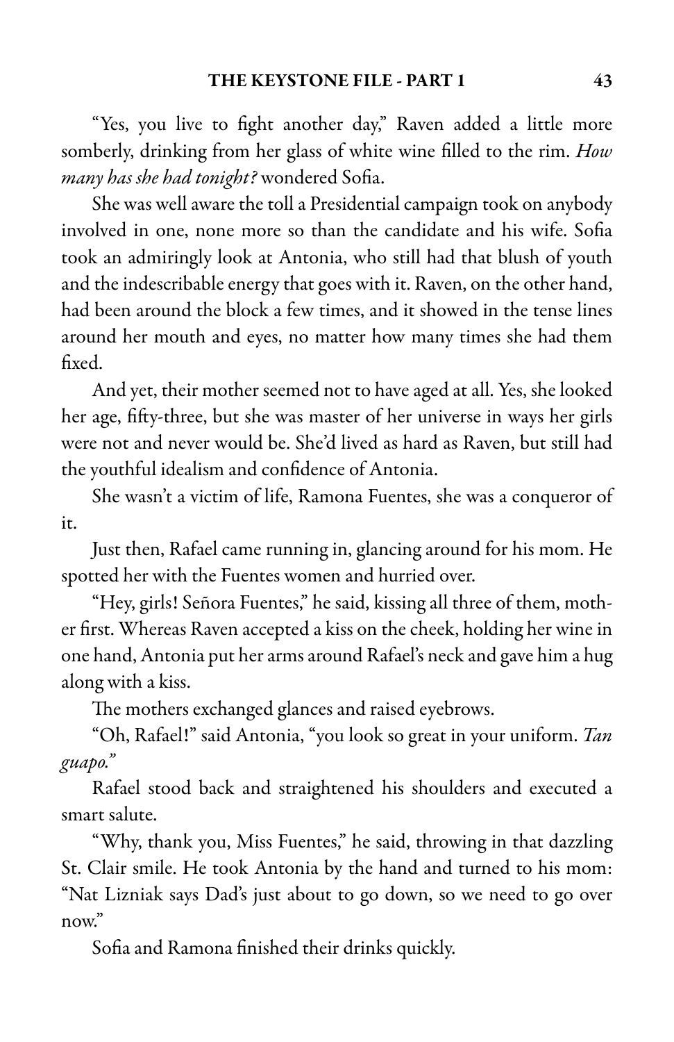"Yes, you live to fight another day," Raven added a little more somberly, drinking from her glass of white wine filled to the rim. *How many has she had tonight?* wondered Sofia.

She was well aware the toll a Presidential campaign took on anybody involved in one, none more so than the candidate and his wife. Sofia took an admiringly look at Antonia, who still had that blush of youth and the indescribable energy that goes with it. Raven, on the other hand, had been around the block a few times, and it showed in the tense lines around her mouth and eyes, no matter how many times she had them fixed.

And yet, their mother seemed not to have aged at all. Yes, she looked her age, fifty-three, but she was master of her universe in ways her girls were not and never would be. She'd lived as hard as Raven, but still had the youthful idealism and confidence of Antonia.

She wasn't a victim of life, Ramona Fuentes, she was a conqueror of it.

Just then, Rafael came running in, glancing around for his mom. He spotted her with the Fuentes women and hurried over.

"Hey, girls! Señora Fuentes," he said, kissing all three of them, mother first. Whereas Raven accepted a kiss on the cheek, holding her wine in one hand, Antonia put her arms around Rafael's neck and gave him a hug along with a kiss.

The mothers exchanged glances and raised eyebrows.

"Oh, Rafael!" said Antonia, "you look so great in your uniform. *Tan guapo.*"

Rafael stood back and straightened his shoulders and executed a smart salute.

"Why, thank you, Miss Fuentes," he said, throwing in that dazzling St. Clair smile. He took Antonia by the hand and turned to his mom: "Nat Lizniak says Dad's just about to go down, so we need to go over now."

Sofia and Ramona finished their drinks quickly.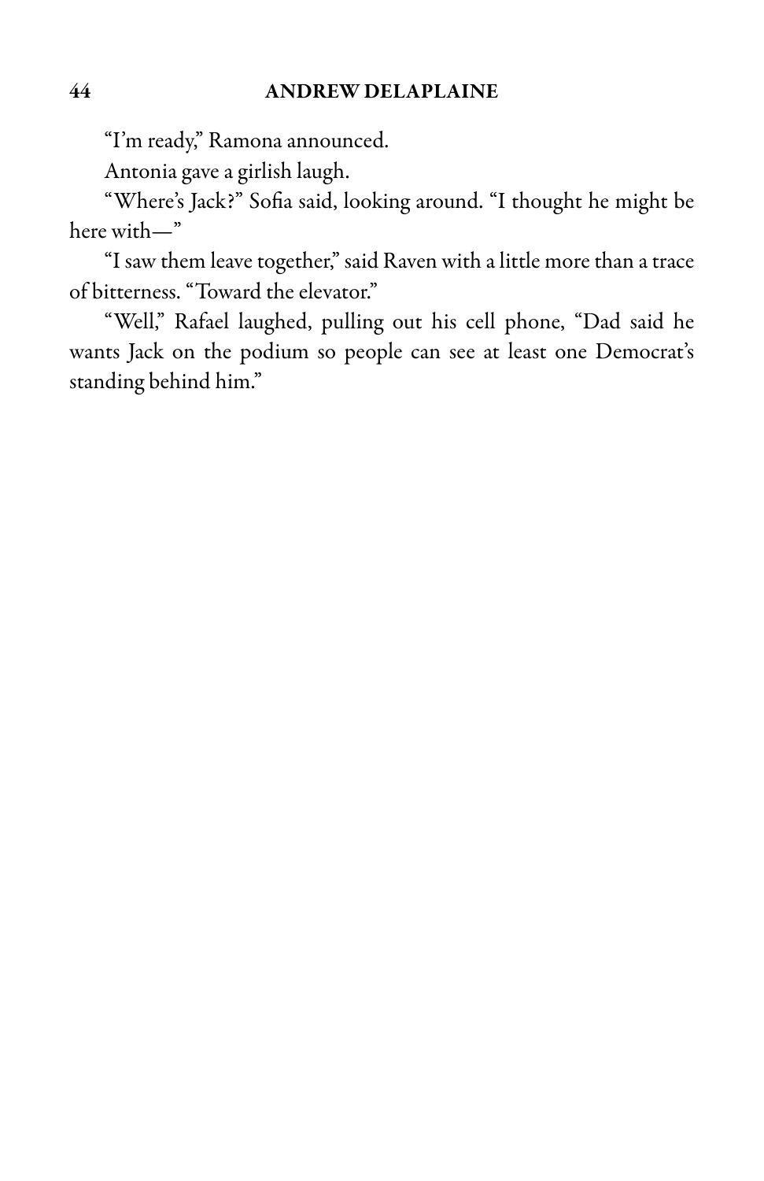"I'm ready," Ramona announced.

Antonia gave a girlish laugh.

"Where's Jack?" Sofia said, looking around. "I thought he might be here with—"

"I saw them leave together," said Raven with a little more than a trace of bitterness. "Toward the elevator."

"Well," Rafael laughed, pulling out his cell phone, "Dad said he wants Jack on the podium so people can see at least one Democrat's standing behind him."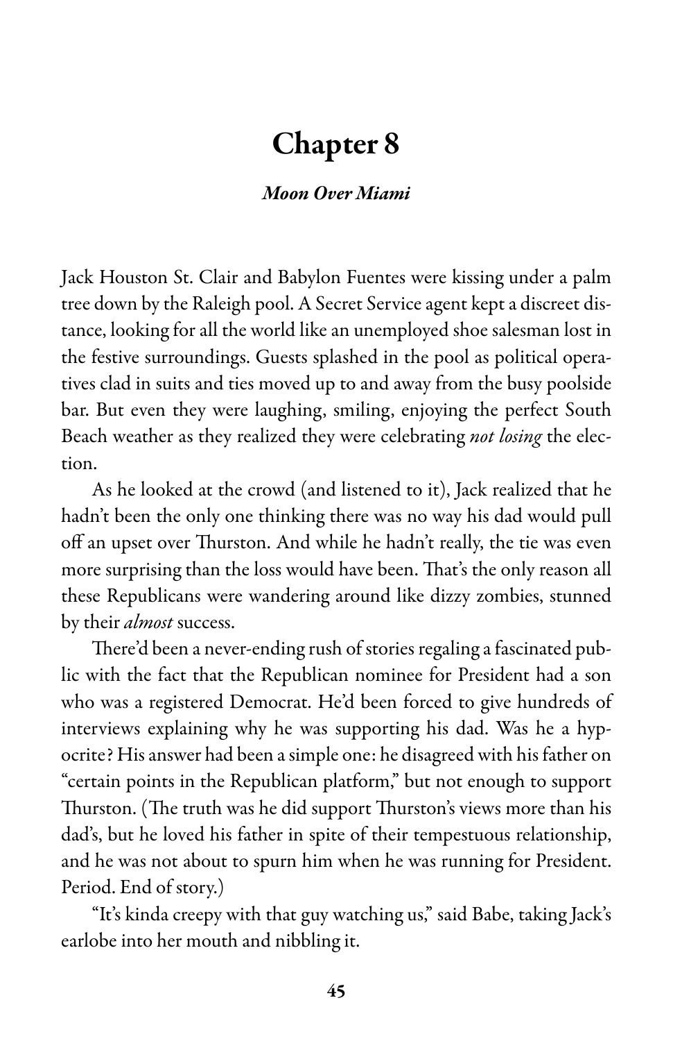# Chapter 8

***Moon Over Miami***

Jack Houston St. Clair and Babylon Fuentes were kissing under a palm tree down by the Raleigh pool. A Secret Service agent kept a discreet distance, looking for all the world like an unemployed shoe salesman lost in the festive surroundings. Guests splashed in the pool as political operatives clad in suits and ties moved up to and away from the busy poolside bar. But even they were laughing, smiling, enjoying the perfect South Beach weather as they realized they were celebrating *not losing* the election.

As he looked at the crowd (and listened to it), Jack realized that he hadn't been the only one thinking there was no way his dad would pull off an upset over Thurston. And while he hadn't really, the tie was even more surprising than the loss would have been. That's the only reason all these Republicans were wandering around like dizzy zombies, stunned by their *almost* success.

There'd been a never-ending rush of stories regaling a fascinated public with the fact that the Republican nominee for President had a son who was a registered Democrat. He'd been forced to give hundreds of interviews explaining why he was supporting his dad. Was he a hypocrite? His answer had been a simple one: he disagreed with his father on "certain points in the Republican platform," but not enough to support Thurston. (The truth was he did support Thurston's views more than his dad's, but he loved his father in spite of their tempestuous relationship, and he was not about to spurn him when he was running for President. Period. End of story.)

"It's kinda creepy with that guy watching us," said Babe, taking Jack's earlobe into her mouth and nibbling it.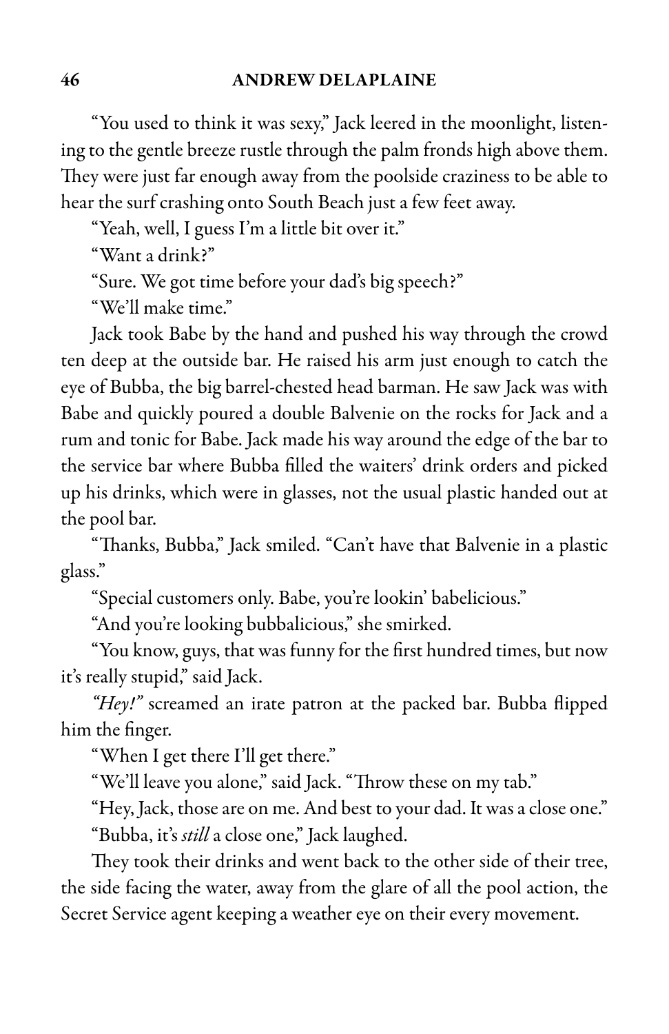"You used to think it was sexy," Jack leered in the moonlight, listening to the gentle breeze rustle through the palm fronds high above them. They were just far enough away from the poolside craziness to be able to hear the surf crashing onto South Beach just a few feet away.

"Yeah, well, I guess I'm a little bit over it."

"Want a drink?"

"Sure. We got time before your dad's big speech?"

"We'll make time."

Jack took Babe by the hand and pushed his way through the crowd ten deep at the outside bar. He raised his arm just enough to catch the eye of Bubba, the big barrel-chested head barman. He saw Jack was with Babe and quickly poured a double Balvenie on the rocks for Jack and a rum and tonic for Babe. Jack made his way around the edge of the bar to the service bar where Bubba filled the waiters' drink orders and picked up his drinks, which were in glasses, not the usual plastic handed out at the pool bar.

"Thanks, Bubba," Jack smiled. "Can't have that Balvenie in a plastic glass."

"Special customers only. Babe, you're lookin' babelicious."

"And you're looking bubbalicious," she smirked.

"You know, guys, that was funny for the first hundred times, but now it's really stupid," said Jack.

*"Hey!"* screamed an irate patron at the packed bar. Bubba flipped him the finger.

"When I get there I'll get there."

"We'll leave you alone," said Jack. "Throw these on my tab."

"Hey, Jack, those are on me. And best to your dad. It was a close one."

"Bubba, it's *still* a close one," Jack laughed.

They took their drinks and went back to the other side of their tree, the side facing the water, away from the glare of all the pool action, the Secret Service agent keeping a weather eye on their every movement.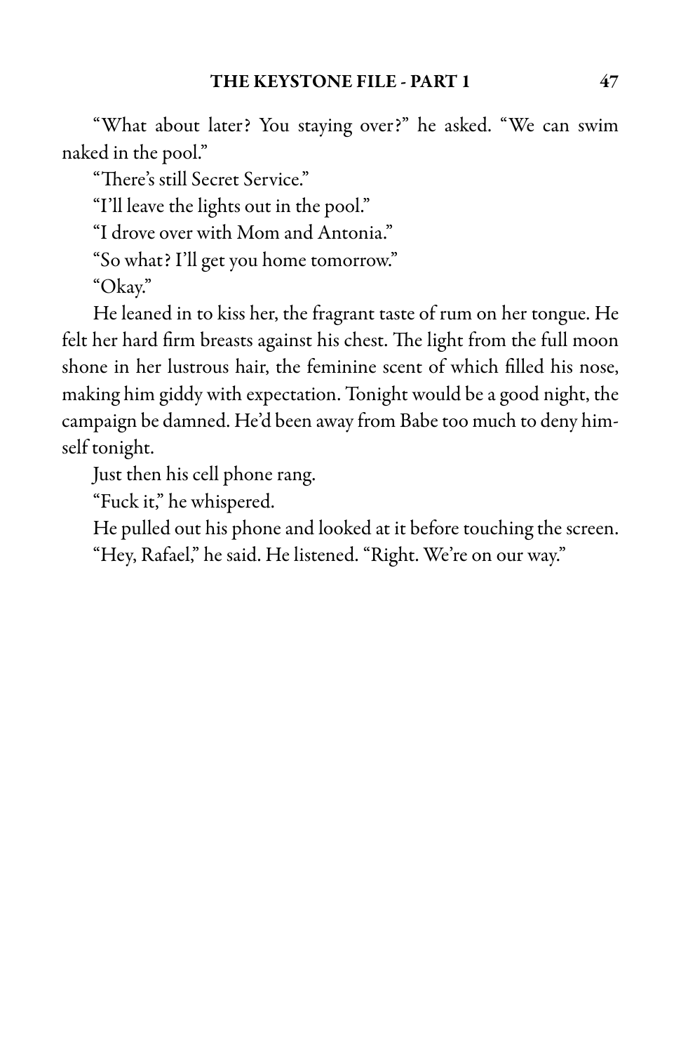"What about later? You staying over?" he asked. "We can swim naked in the pool."

"There's still Secret Service."

"I'll leave the lights out in the pool."

"I drove over with Mom and Antonia."

"So what? I'll get you home tomorrow."

"Okay."

He leaned in to kiss her, the fragrant taste of rum on her tongue. He felt her hard firm breasts against his chest. The light from the full moon shone in her lustrous hair, the feminine scent of which filled his nose, making him giddy with expectation. Tonight would be a good night, the campaign be damned. He'd been away from Babe too much to deny himself tonight.

Just then his cell phone rang.

"Fuck it," he whispered.

He pulled out his phone and looked at it before touching the screen.

"Hey, Rafael," he said. He listened. "Right. We're on our way."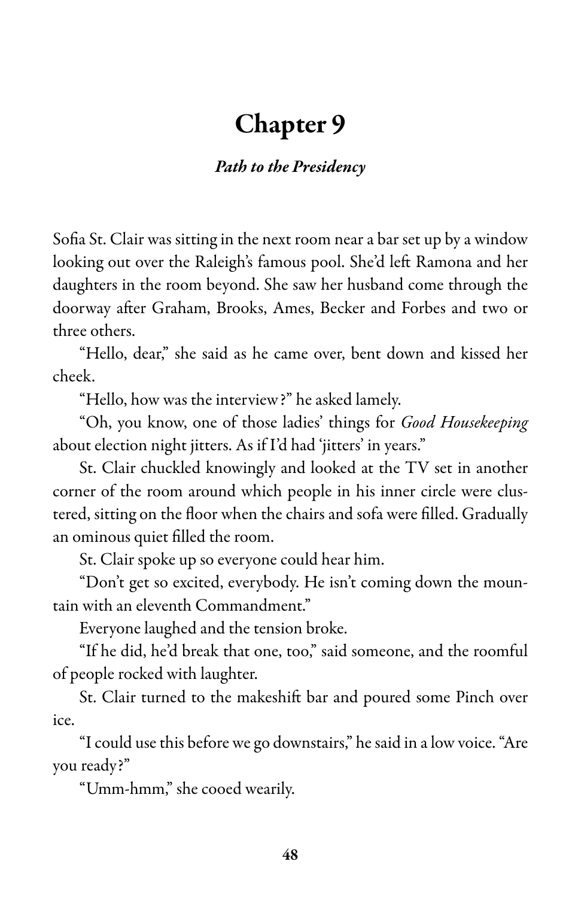# Chapter 9

***Path to the Presidency***

Sofia St. Clair was sitting in the next room near a bar set up by a window looking out over the Raleigh's famous pool. She'd left Ramona and her daughters in the room beyond. She saw her husband come through the doorway after Graham, Brooks, Ames, Becker and Forbes and two or three others.

"Hello, dear," she said as he came over, bent down and kissed her cheek.

"Hello, how was the interview?" he asked lamely.

"Oh, you know, one of those ladies' things for *Good Housekeeping* about election night jitters. As if I'd had 'jitters' in years."

St. Clair chuckled knowingly and looked at the TV set in another corner of the room around which people in his inner circle were clustered, sitting on the floor when the chairs and sofa were filled. Gradually an ominous quiet filled the room.

St. Clair spoke up so everyone could hear him.

"Don't get so excited, everybody. He isn't coming down the mountain with an eleventh Commandment."

Everyone laughed and the tension broke.

"If he did, he'd break that one, too," said someone, and the roomful of people rocked with laughter.

St. Clair turned to the makeshift bar and poured some Pinch over ice.

"I could use this before we go downstairs," he said in a low voice. "Are you ready?"

"Umm-hmm," she cooed wearily.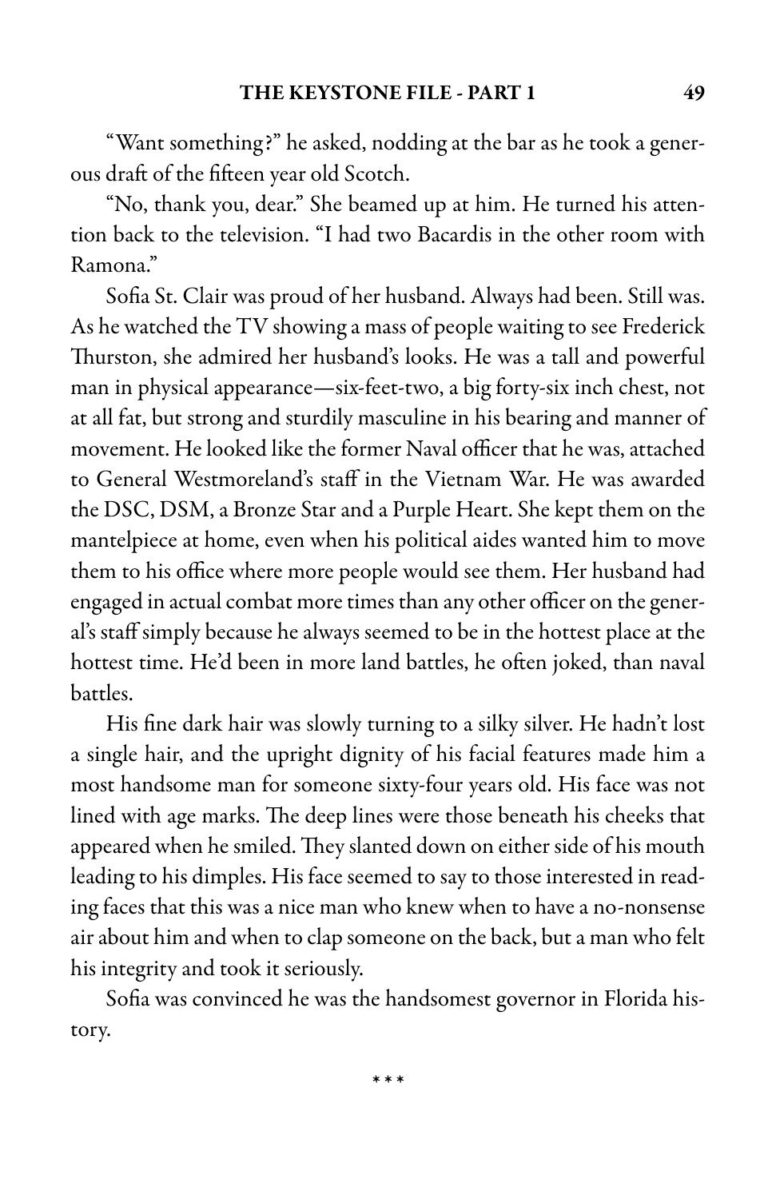"Want something?" he asked, nodding at the bar as he took a generous draft of the fifteen year old Scotch.

"No, thank you, dear." She beamed up at him. He turned his attention back to the television. "I had two Bacardis in the other room with Ramona."

Sofia St. Clair was proud of her husband. Always had been. Still was. As he watched the TV showing a mass of people waiting to see Frederick Thurston, she admired her husband's looks. He was a tall and powerful man in physical appearance—six-feet-two, a big forty-six inch chest, not at all fat, but strong and sturdily masculine in his bearing and manner of movement. He looked like the former Naval officer that he was, attached to General Westmoreland's staff in the Vietnam War. He was awarded the DSC, DSM, a Bronze Star and a Purple Heart. She kept them on the mantelpiece at home, even when his political aides wanted him to move them to his office where more people would see them. Her husband had engaged in actual combat more times than any other officer on the general's staff simply because he always seemed to be in the hottest place at the hottest time. He'd been in more land battles, he often joked, than naval battles.

His fine dark hair was slowly turning to a silky silver. He hadn't lost a single hair, and the upright dignity of his facial features made him a most handsome man for someone sixty-four years old. His face was not lined with age marks. The deep lines were those beneath his cheeks that appeared when he smiled. They slanted down on either side of his mouth leading to his dimples. His face seemed to say to those interested in reading faces that this was a nice man who knew when to have a no-nonsense air about him and when to clap someone on the back, but a man who felt his integrity and took it seriously.

Sofia was convinced he was the handsomest governor in Florida history.

\* \* \*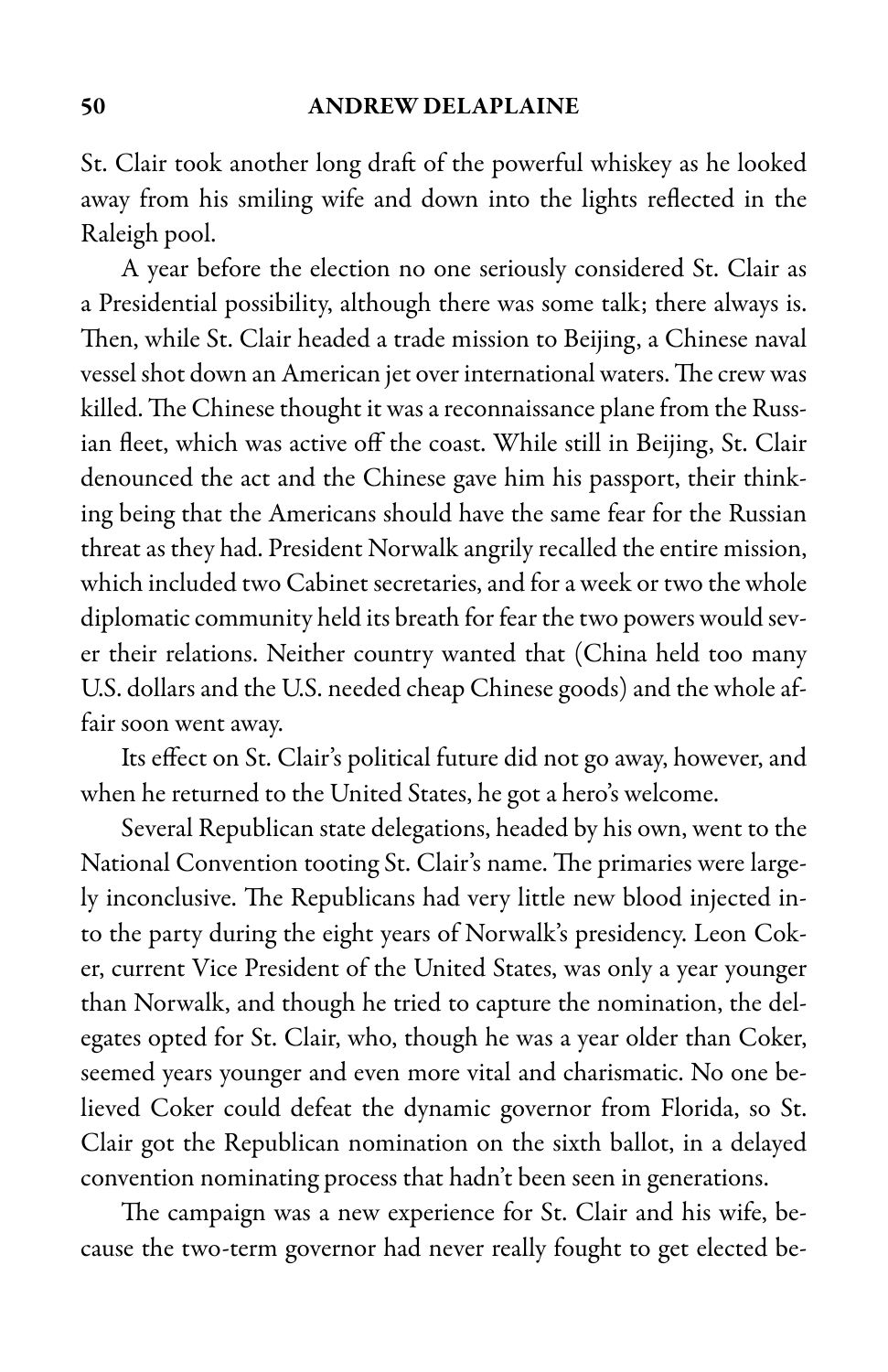St. Clair took another long draft of the powerful whiskey as he looked away from his smiling wife and down into the lights reflected in the Raleigh pool.

A year before the election no one seriously considered St. Clair as a Presidential possibility, although there was some talk; there always is. Then, while St. Clair headed a trade mission to Beijing, a Chinese naval vessel shot down an American jet over international waters. The crew was killed. The Chinese thought it was a reconnaissance plane from the Russian fleet, which was active off the coast. While still in Beijing, St. Clair denounced the act and the Chinese gave him his passport, their thinking being that the Americans should have the same fear for the Russian threat as they had. President Norwalk angrily recalled the entire mission, which included two Cabinet secretaries, and for a week or two the whole diplomatic community held its breath for fear the two powers would sever their relations. Neither country wanted that (China held too many U.S. dollars and the U.S. needed cheap Chinese goods) and the whole affair soon went away.

Its effect on St. Clair's political future did not go away, however, and when he returned to the United States, he got a hero's welcome.

Several Republican state delegations, headed by his own, went to the National Convention tooting St. Clair's name. The primaries were largely inconclusive. The Republicans had very little new blood injected into the party during the eight years of Norwalk's presidency. Leon Coker, current Vice President of the United States, was only a year younger than Norwalk, and though he tried to capture the nomination, the delegates opted for St. Clair, who, though he was a year older than Coker, seemed years younger and even more vital and charismatic. No one believed Coker could defeat the dynamic governor from Florida, so St. Clair got the Republican nomination on the sixth ballot, in a delayed convention nominating process that hadn't been seen in generations.

The campaign was a new experience for St. Clair and his wife, because the two-term governor had never really fought to get elected be-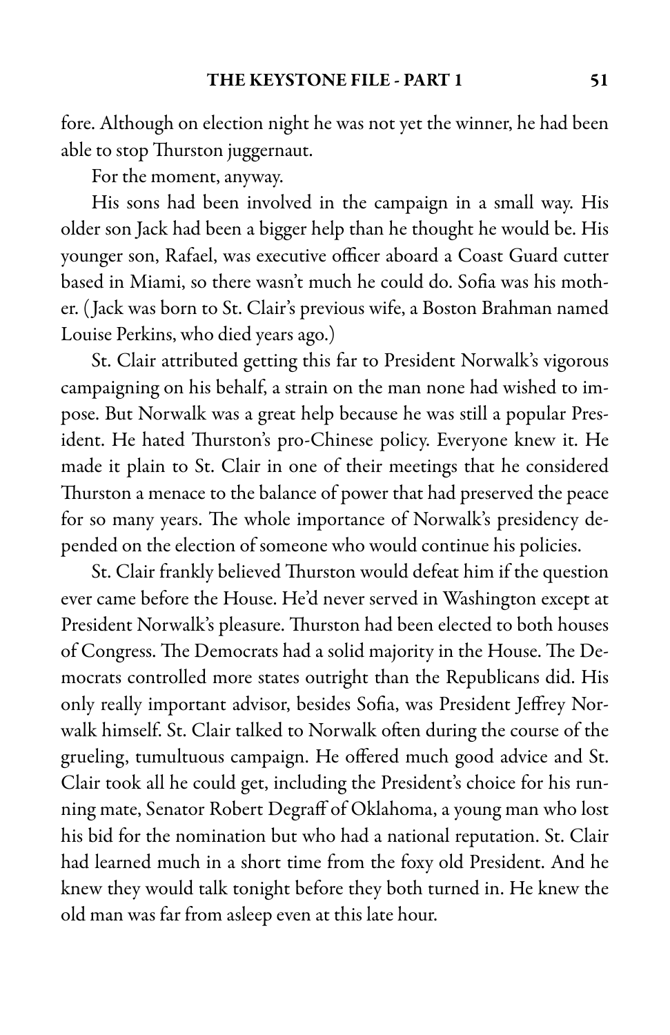fore. Although on election night he was not yet the winner, he had been able to stop Thurston juggernaut.

For the moment, anyway.

His sons had been involved in the campaign in a small way. His older son Jack had been a bigger help than he thought he would be. His younger son, Rafael, was executive officer aboard a Coast Guard cutter based in Miami, so there wasn't much he could do. Sofia was his mother. (Jack was born to St. Clair's previous wife, a Boston Brahman named Louise Perkins, who died years ago.)

St. Clair attributed getting this far to President Norwalk's vigorous campaigning on his behalf, a strain on the man none had wished to impose. But Norwalk was a great help because he was still a popular President. He hated Thurston's pro-Chinese policy. Everyone knew it. He made it plain to St. Clair in one of their meetings that he considered Thurston a menace to the balance of power that had preserved the peace for so many years. The whole importance of Norwalk's presidency depended on the election of someone who would continue his policies.

St. Clair frankly believed Thurston would defeat him if the question ever came before the House. He'd never served in Washington except at President Norwalk's pleasure. Thurston had been elected to both houses of Congress. The Democrats had a solid majority in the House. The Democrats controlled more states outright than the Republicans did. His only really important advisor, besides Sofia, was President Jeffrey Norwalk himself. St. Clair talked to Norwalk often during the course of the grueling, tumultuous campaign. He offered much good advice and St. Clair took all he could get, including the President's choice for his running mate, Senator Robert Degraff of Oklahoma, a young man who lost his bid for the nomination but who had a national reputation. St. Clair had learned much in a short time from the foxy old President. And he knew they would talk tonight before they both turned in. He knew the old man was far from asleep even at this late hour.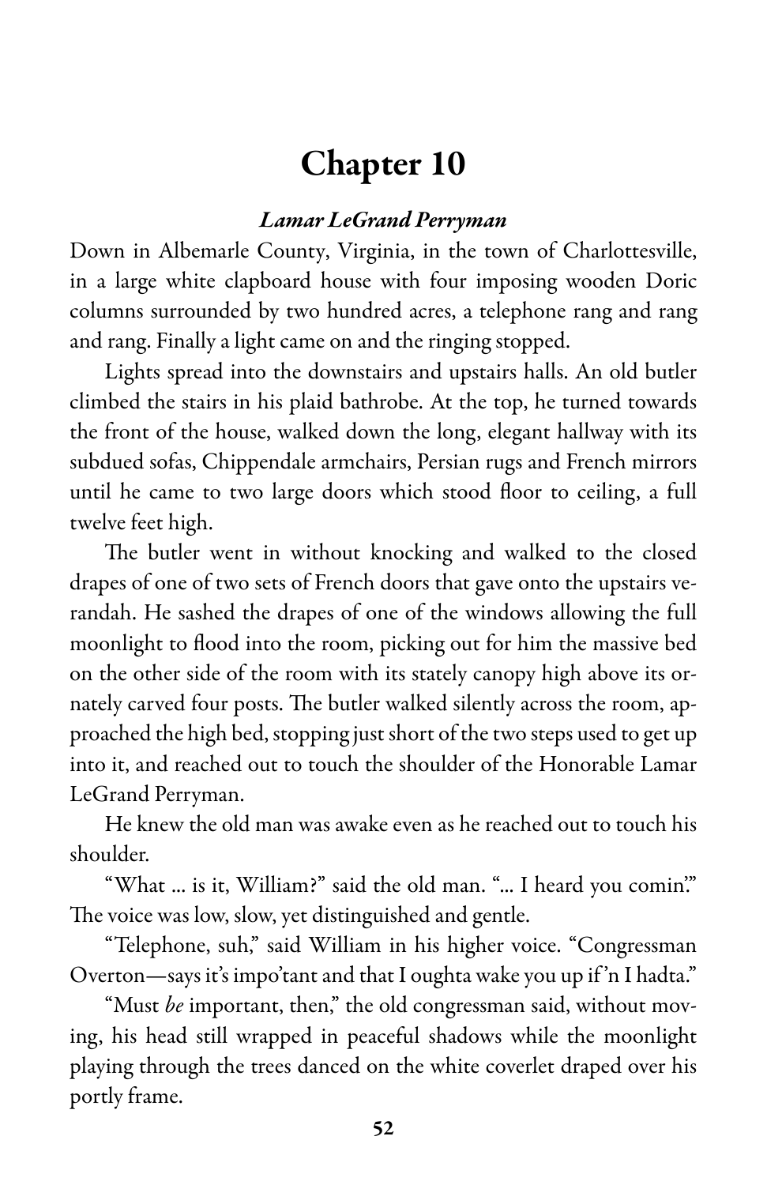# Chapter 10

### *Lamar LeGrand Perryman*

Down in Albemarle County, Virginia, in the town of Charlottesville, in a large white clapboard house with four imposing wooden Doric columns surrounded by two hundred acres, a telephone rang and rang and rang. Finally a light came on and the ringing stopped.

Lights spread into the downstairs and upstairs halls. An old butler climbed the stairs in his plaid bathrobe. At the top, he turned towards the front of the house, walked down the long, elegant hallway with its subdued sofas, Chippendale armchairs, Persian rugs and French mirrors until he came to two large doors which stood floor to ceiling, a full twelve feet high.

The butler went in without knocking and walked to the closed drapes of one of two sets of French doors that gave onto the upstairs verandah. He sashed the drapes of one of the windows allowing the full moonlight to flood into the room, picking out for him the massive bed on the other side of the room with its stately canopy high above its ornately carved four posts. The butler walked silently across the room, approached the high bed, stopping just short of the two steps used to get up into it, and reached out to touch the shoulder of the Honorable Lamar LeGrand Perryman.

He knew the old man was awake even as he reached out to touch his shoulder.

"What ... is it, William?" said the old man. "... I heard you comin'." The voice was low, slow, yet distinguished and gentle.

"Telephone, suh," said William in his higher voice. "Congressman Overton—says it's impo'tant and that I oughta wake you up if'n I hadta."

"Must *be* important, then," the old congressman said, without moving, his head still wrapped in peaceful shadows while the moonlight playing through the trees danced on the white coverlet draped over his portly frame.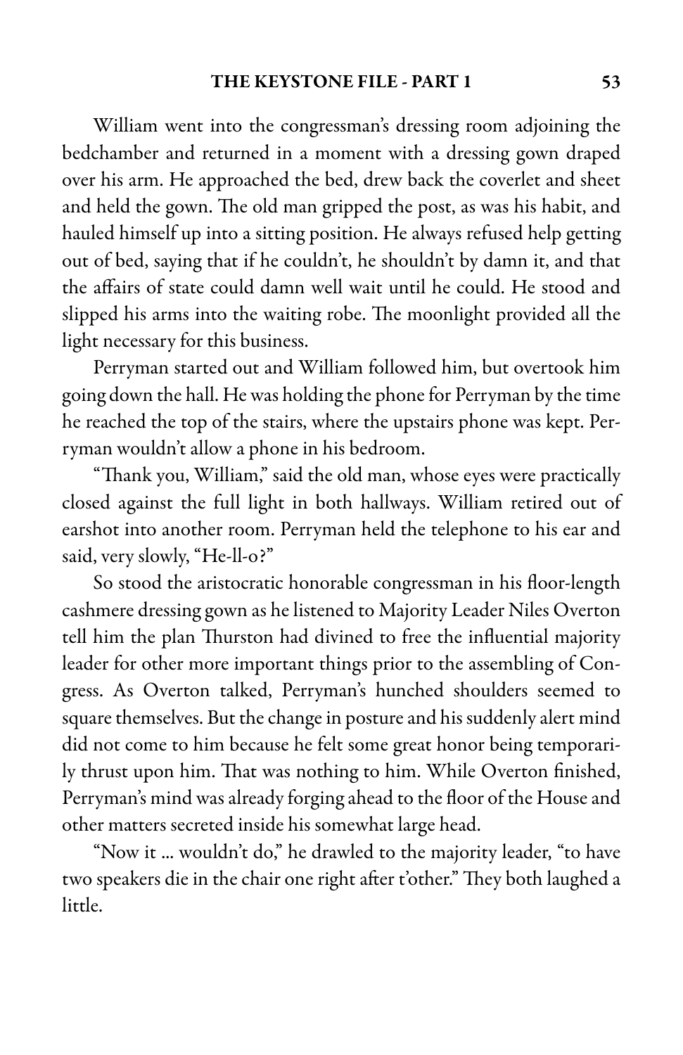William went into the congressman's dressing room adjoining the bedchamber and returned in a moment with a dressing gown draped over his arm. He approached the bed, drew back the coverlet and sheet and held the gown. The old man gripped the post, as was his habit, and hauled himself up into a sitting position. He always refused help getting out of bed, saying that if he couldn't, he shouldn't by damn it, and that the affairs of state could damn well wait until he could. He stood and slipped his arms into the waiting robe. The moonlight provided all the light necessary for this business.

Perryman started out and William followed him, but overtook him going down the hall. He was holding the phone for Perryman by the time he reached the top of the stairs, where the upstairs phone was kept. Perryman wouldn't allow a phone in his bedroom.

"Thank you, William," said the old man, whose eyes were practically closed against the full light in both hallways. William retired out of earshot into another room. Perryman held the telephone to his ear and said, very slowly, "He-ll-o?"

So stood the aristocratic honorable congressman in his floor-length cashmere dressing gown as he listened to Majority Leader Niles Overton tell him the plan Thurston had divined to free the influential majority leader for other more important things prior to the assembling of Congress. As Overton talked, Perryman's hunched shoulders seemed to square themselves. But the change in posture and his suddenly alert mind did not come to him because he felt some great honor being temporarily thrust upon him. That was nothing to him. While Overton finished, Perryman's mind was already forging ahead to the floor of the House and other matters secreted inside his somewhat large head.

"Now it ... wouldn't do," he drawled to the majority leader, "to have two speakers die in the chair one right after t'other." They both laughed a little.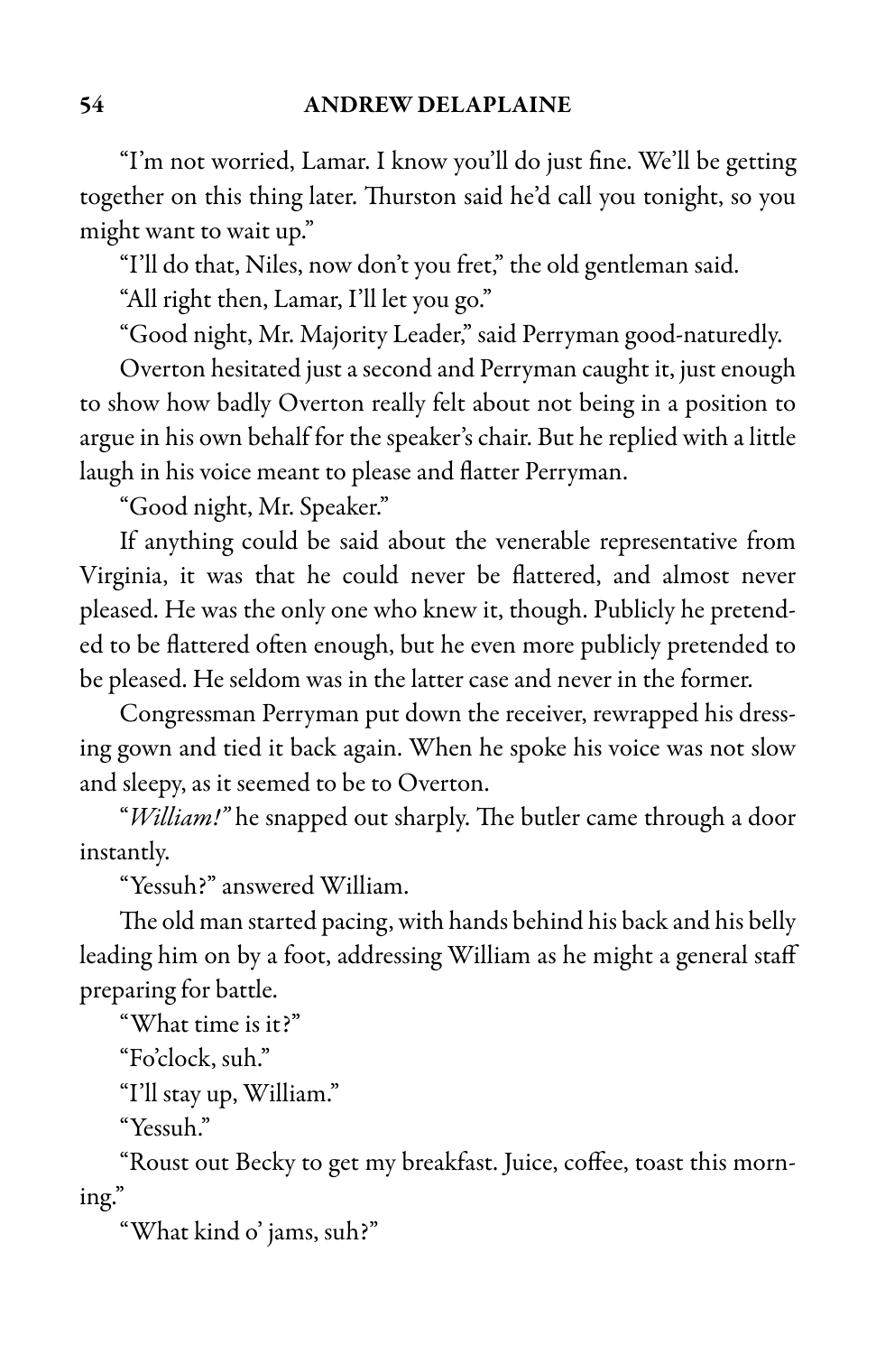"I'm not worried, Lamar. I know you'll do just fine. We'll be getting together on this thing later. Thurston said he'd call you tonight, so you might want to wait up."

"I'll do that, Niles, now don't you fret," the old gentleman said.

"All right then, Lamar, I'll let you go."

"Good night, Mr. Majority Leader," said Perryman good-naturedly.

Overton hesitated just a second and Perryman caught it, just enough to show how badly Overton really felt about not being in a position to argue in his own behalf for the speaker's chair. But he replied with a little laugh in his voice meant to please and flatter Perryman.

"Good night, Mr. Speaker."

If anything could be said about the venerable representative from Virginia, it was that he could never be flattered, and almost never pleased. He was the only one who knew it, though. Publicly he pretended to be flattered often enough, but he even more publicly pretended to be pleased. He seldom was in the latter case and never in the former.

Congressman Perryman put down the receiver, rewrapped his dressing gown and tied it back again. When he spoke his voice was not slow and sleepy, as it seemed to be to Overton.

"*William!"* he snapped out sharply. The butler came through a door instantly.

"Yessuh?" answered William.

The old man started pacing, with hands behind his back and his belly leading him on by a foot, addressing William as he might a general staff preparing for battle.

"What time is it?"

"Fo'clock, suh."

"I'll stay up, William."

"Yessuh."

"Roust out Becky to get my breakfast. Juice, coffee, toast this morning."

"What kind o' jams, suh?"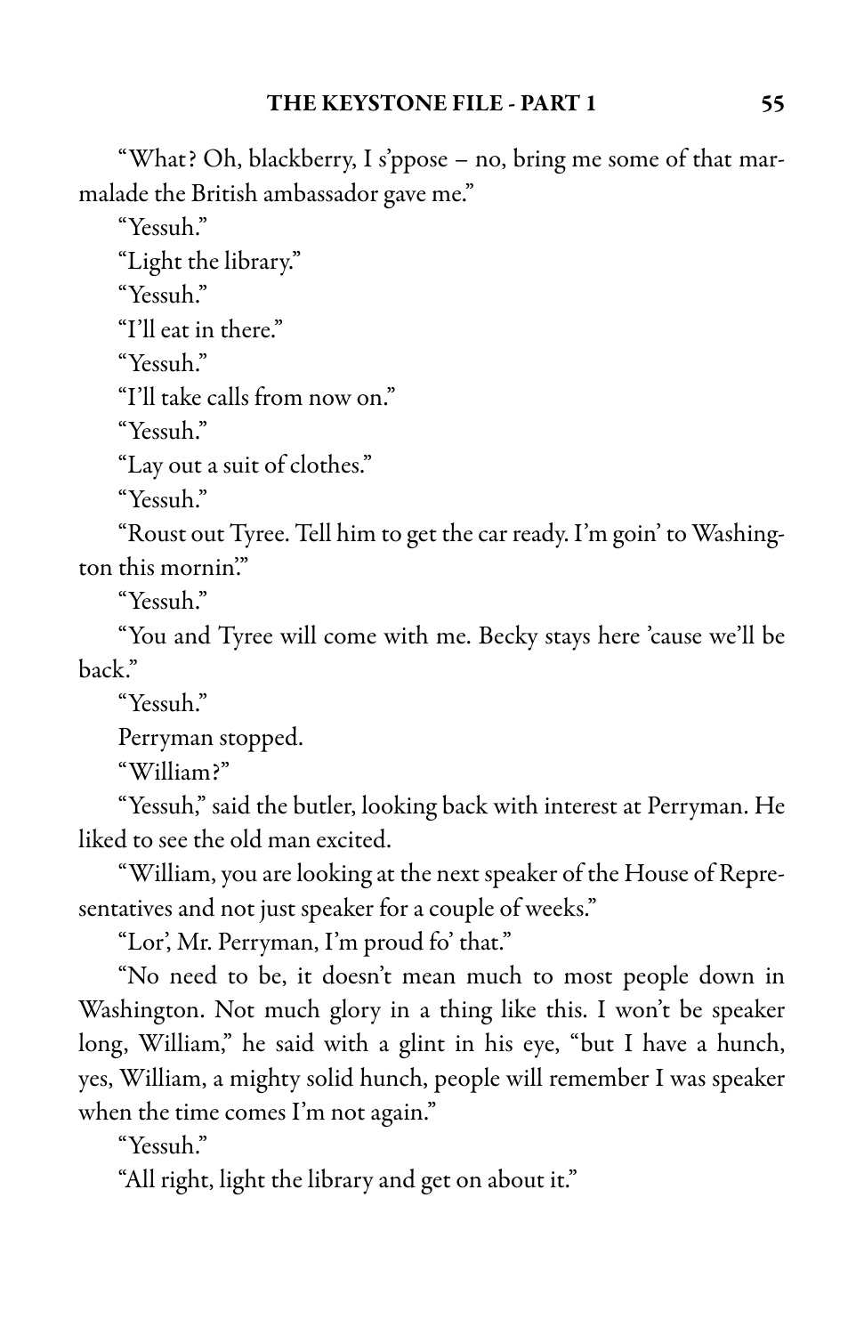"What? Oh, blackberry, I s'ppose – no, bring me some of that marmalade the British ambassador gave me."

"Yessuh."

"Light the library."

"Yessuh."

"I'll eat in there."

"Yessuh."

"I'll take calls from now on."

"Yessuh."

"Lay out a suit of clothes."

"Yessuh."

"Roust out Tyree. Tell him to get the car ready. I'm goin' to Washington this mornin'."

"Yessuh."

"You and Tyree will come with me. Becky stays here 'cause we'll be back."

"Yessuh."

Perryman stopped.

"William?"

"Yessuh," said the butler, looking back with interest at Perryman. He liked to see the old man excited.

"William, you are looking at the next speaker of the House of Representatives and not just speaker for a couple of weeks."

"Lor', Mr. Perryman, I'm proud fo' that."

"No need to be, it doesn't mean much to most people down in Washington. Not much glory in a thing like this. I won't be speaker long, William," he said with a glint in his eye, "but I have a hunch, yes, William, a mighty solid hunch, people will remember I was speaker when the time comes I'm not again."

"Yessuh."

"All right, light the library and get on about it."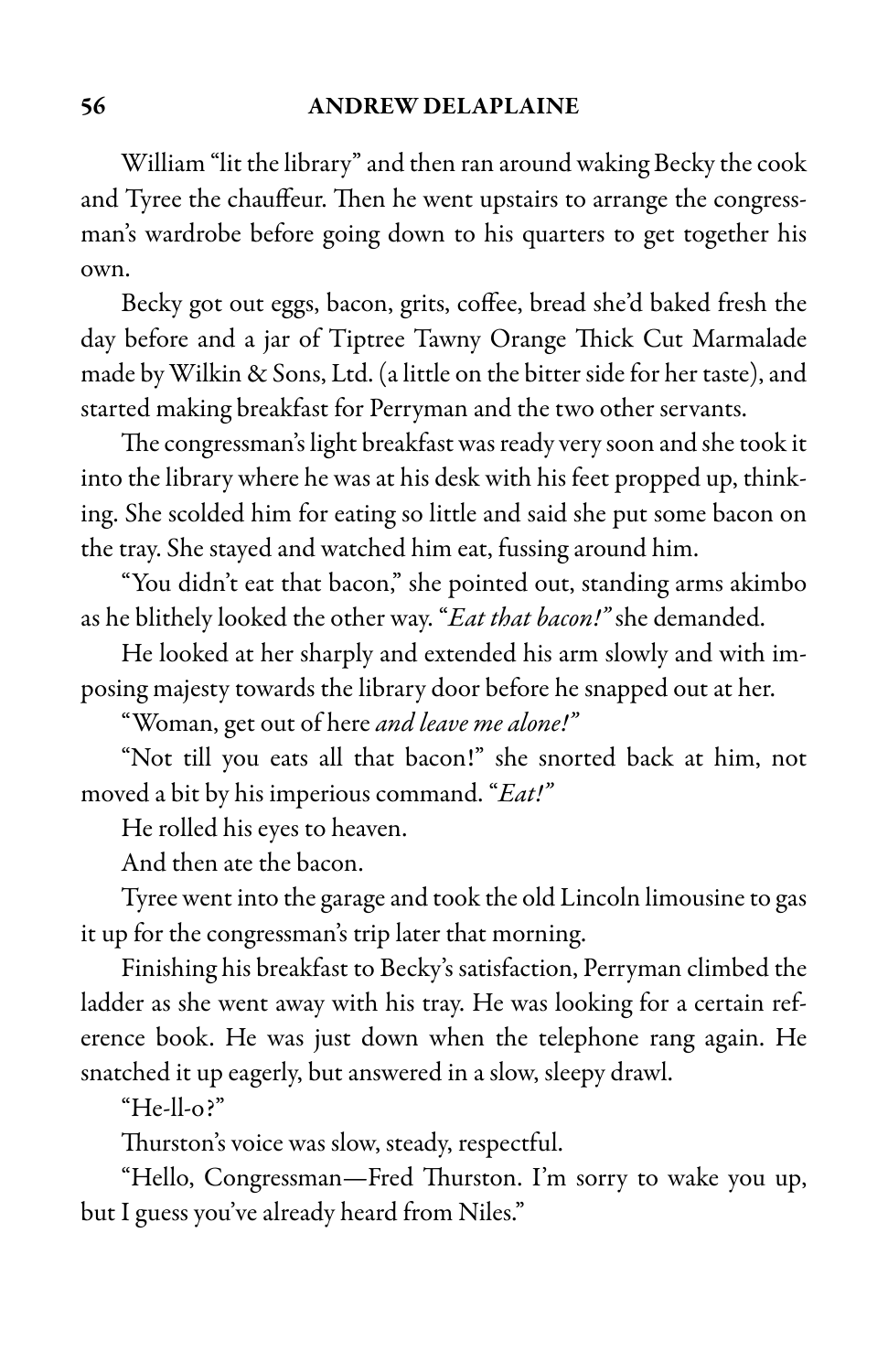William "lit the library" and then ran around waking Becky the cook and Tyree the chauffeur. Then he went upstairs to arrange the congressman's wardrobe before going down to his quarters to get together his own.

Becky got out eggs, bacon, grits, coffee, bread she'd baked fresh the day before and a jar of Tiptree Tawny Orange Thick Cut Marmalade made by Wilkin & Sons, Ltd. (a little on the bitter side for her taste), and started making breakfast for Perryman and the two other servants.

The congressman's light breakfast was ready very soon and she took it into the library where he was at his desk with his feet propped up, thinking. She scolded him for eating so little and said she put some bacon on the tray. She stayed and watched him eat, fussing around him.

"You didn't eat that bacon," she pointed out, standing arms akimbo as he blithely looked the other way. "*Eat that bacon!*" she demanded.

He looked at her sharply and extended his arm slowly and with imposing majesty towards the library door before he snapped out at her.

"Woman, get out of here *and leave me alone!*"

"Not till you eats all that bacon!" she snorted back at him, not moved a bit by his imperious command. "*Eat!*"

He rolled his eyes to heaven.

And then ate the bacon.

Tyree went into the garage and took the old Lincoln limousine to gas it up for the congressman's trip later that morning.

Finishing his breakfast to Becky's satisfaction, Perryman climbed the ladder as she went away with his tray. He was looking for a certain reference book. He was just down when the telephone rang again. He snatched it up eagerly, but answered in a slow, sleepy drawl.

"He-ll-o?"

Thurston's voice was slow, steady, respectful.

"Hello, Congressman—Fred Thurston. I'm sorry to wake you up, but I guess you've already heard from Niles."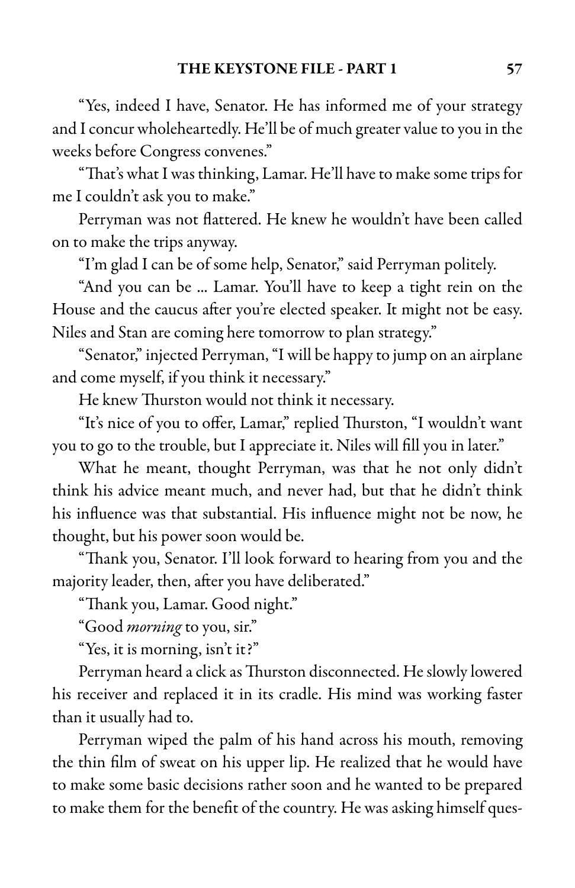"Yes, indeed I have, Senator. He has informed me of your strategy and I concur wholeheartedly. He'll be of much greater value to you in the weeks before Congress convenes."

"That's what I was thinking, Lamar. He'll have to make some trips for me I couldn't ask you to make."

Perryman was not flattered. He knew he wouldn't have been called on to make the trips anyway.

"I'm glad I can be of some help, Senator," said Perryman politely.

"And you can be ... Lamar. You'll have to keep a tight rein on the House and the caucus after you're elected speaker. It might not be easy. Niles and Stan are coming here tomorrow to plan strategy."

"Senator," injected Perryman, "I will be happy to jump on an airplane and come myself, if you think it necessary."

He knew Thurston would not think it necessary.

"It's nice of you to offer, Lamar," replied Thurston, "I wouldn't want you to go to the trouble, but I appreciate it. Niles will fill you in later."

What he meant, thought Perryman, was that he not only didn't think his advice meant much, and never had, but that he didn't think his influence was that substantial. His influence might not be now, he thought, but his power soon would be.

"Thank you, Senator. I'll look forward to hearing from you and the majority leader, then, after you have deliberated."

"Thank you, Lamar. Good night."

"Good *morning* to you, sir."

"Yes, it is morning, isn't it?"

Perryman heard a click as Thurston disconnected. He slowly lowered his receiver and replaced it in its cradle. His mind was working faster than it usually had to.

Perryman wiped the palm of his hand across his mouth, removing the thin film of sweat on his upper lip. He realized that he would have to make some basic decisions rather soon and he wanted to be prepared to make them for the benefit of the country. He was asking himself ques-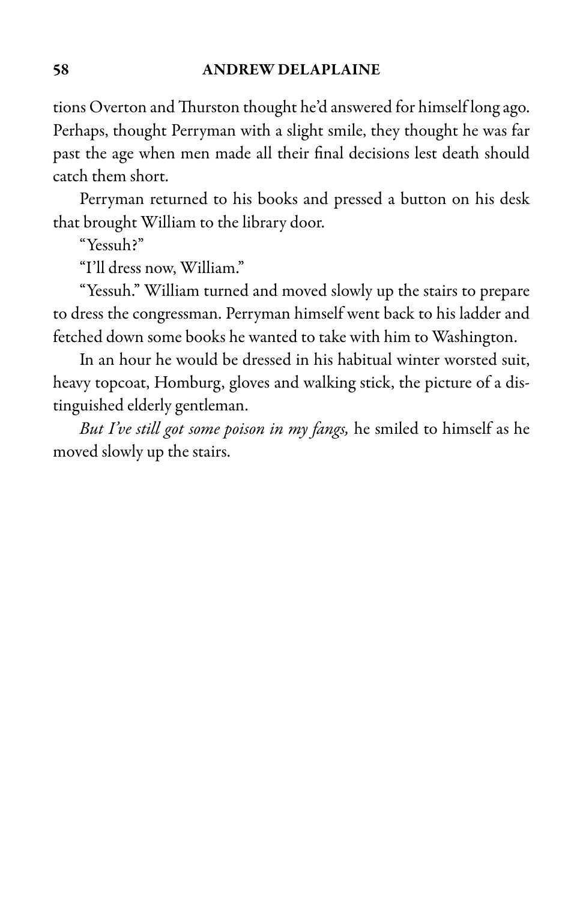tions Overton and Thurston thought he'd answered for himself long ago. Perhaps, thought Perryman with a slight smile, they thought he was far past the age when men made all their final decisions lest death should catch them short.

Perryman returned to his books and pressed a button on his desk that brought William to the library door.

"Yessuh?"

"I'll dress now, William."

"Yessuh." William turned and moved slowly up the stairs to prepare to dress the congressman. Perryman himself went back to his ladder and fetched down some books he wanted to take with him to Washington.

In an hour he would be dressed in his habitual winter worsted suit, heavy topcoat, Homburg, gloves and walking stick, the picture of a distinguished elderly gentleman.

*But I've still got some poison in my fangs,* he smiled to himself as he moved slowly up the stairs.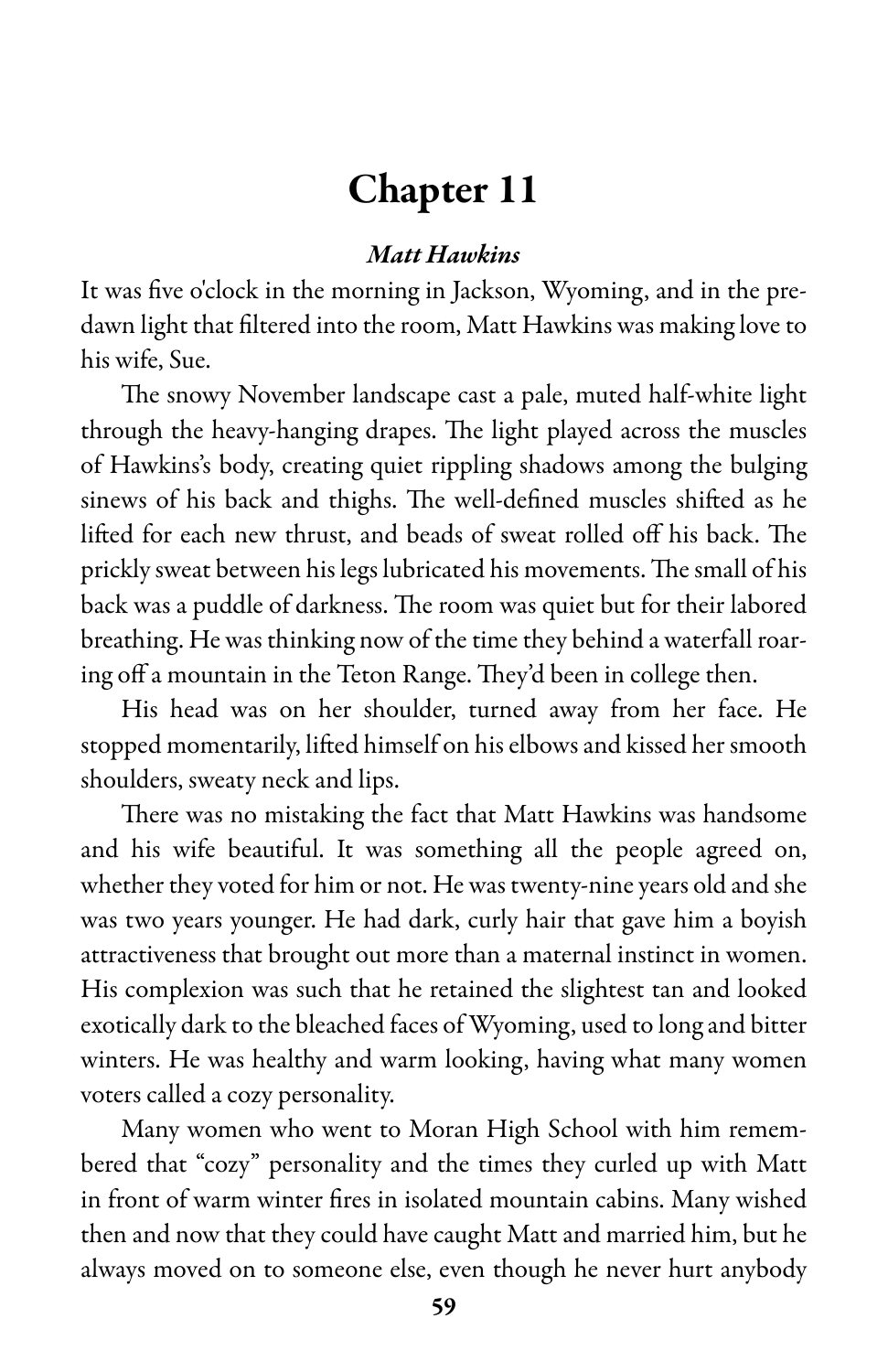# Chapter 11

***Matt Hawkins***

It was five o'clock in the morning in Jackson, Wyoming, and in the pre-dawn light that filtered into the room, Matt Hawkins was making love to his wife, Sue.

The snowy November landscape cast a pale, muted half-white light through the heavy-hanging drapes. The light played across the muscles of Hawkins's body, creating quiet rippling shadows among the bulging sinews of his back and thighs. The well-defined muscles shifted as he lifted for each new thrust, and beads of sweat rolled off his back. The prickly sweat between his legs lubricated his movements. The small of his back was a puddle of darkness. The room was quiet but for their labored breathing. He was thinking now of the time they behind a waterfall roaring off a mountain in the Teton Range. They'd been in college then.

His head was on her shoulder, turned away from her face. He stopped momentarily, lifted himself on his elbows and kissed her smooth shoulders, sweaty neck and lips.

There was no mistaking the fact that Matt Hawkins was handsome and his wife beautiful. It was something all the people agreed on, whether they voted for him or not. He was twenty-nine years old and she was two years younger. He had dark, curly hair that gave him a boyish attractiveness that brought out more than a maternal instinct in women. His complexion was such that he retained the slightest tan and looked exotically dark to the bleached faces of Wyoming, used to long and bitter winters. He was healthy and warm looking, having what many women voters called a cozy personality.

Many women who went to Moran High School with him remembered that "cozy" personality and the times they curled up with Matt in front of warm winter fires in isolated mountain cabins. Many wished then and now that they could have caught Matt and married him, but he always moved on to someone else, even though he never hurt anybody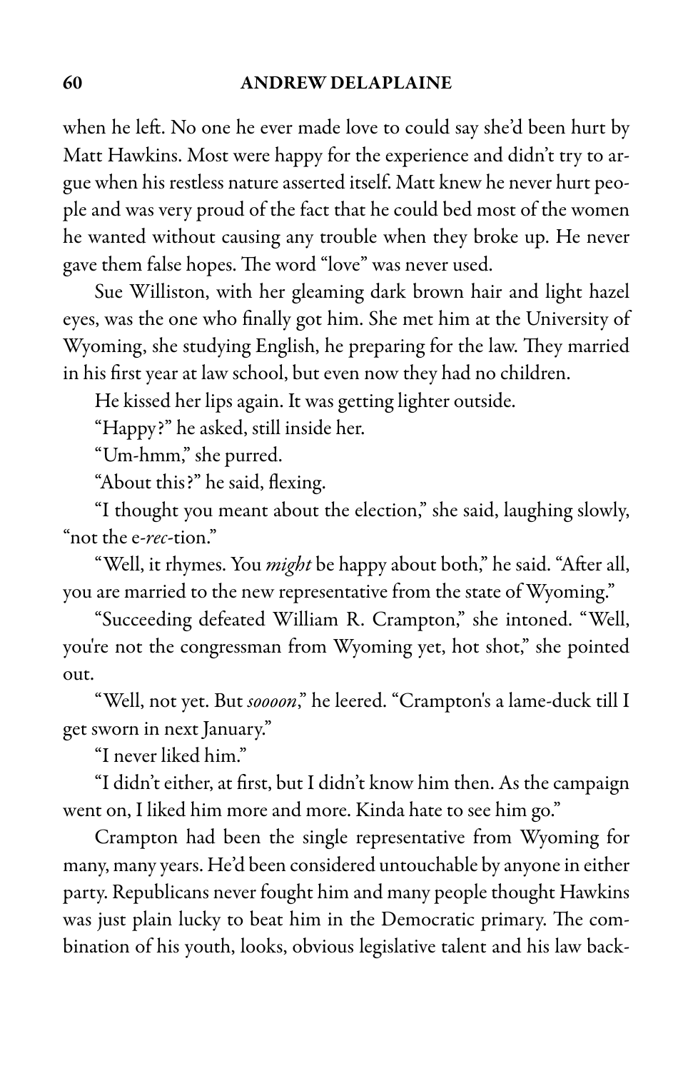when he left. No one he ever made love to could say she'd been hurt by Matt Hawkins. Most were happy for the experience and didn't try to argue when his restless nature asserted itself. Matt knew he never hurt people and was very proud of the fact that he could bed most of the women he wanted without causing any trouble when they broke up. He never gave them false hopes. The word "love" was never used.

Sue Williston, with her gleaming dark brown hair and light hazel eyes, was the one who finally got him. She met him at the University of Wyoming, she studying English, he preparing for the law. They married in his first year at law school, but even now they had no children.

He kissed her lips again. It was getting lighter outside.

"Happy?" he asked, still inside her.

"Um-hmm," she purred.

"About this?" he said, flexing.

"I thought you meant about the election," she said, laughing slowly, "not the e-*rec*-tion."

"Well, it rhymes. You *might* be happy about both," he said. "After all, you are married to the new representative from the state of Wyoming."

"Succeeding defeated William R. Crampton," she intoned. "Well, you're not the congressman from Wyoming yet, hot shot," she pointed out.

"Well, not yet. But *soooon*," he leered. "Crampton's a lame-duck till I get sworn in next January."

"I never liked him."

"I didn't either, at first, but I didn't know him then. As the campaign went on, I liked him more and more. Kinda hate to see him go."

Crampton had been the single representative from Wyoming for many, many years. He'd been considered untouchable by anyone in either party. Republicans never fought him and many people thought Hawkins was just plain lucky to beat him in the Democratic primary. The combination of his youth, looks, obvious legislative talent and his law back-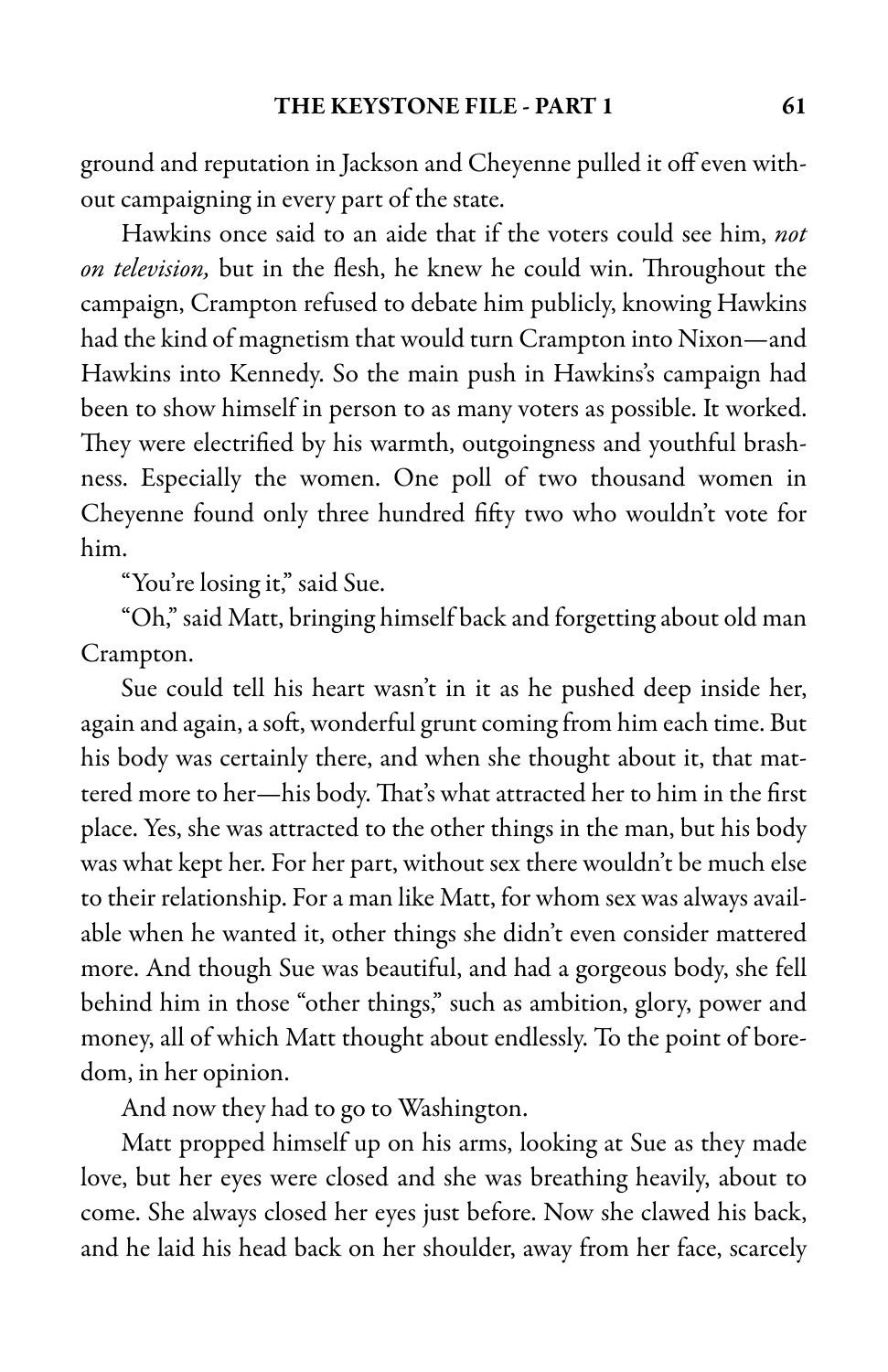ground and reputation in Jackson and Cheyenne pulled it off even without campaigning in every part of the state.

Hawkins once said to an aide that if the voters could see him, *not on television,* but in the flesh, he knew he could win. Throughout the campaign, Crampton refused to debate him publicly, knowing Hawkins had the kind of magnetism that would turn Crampton into Nixon—and Hawkins into Kennedy. So the main push in Hawkins's campaign had been to show himself in person to as many voters as possible. It worked. They were electrified by his warmth, outgoingness and youthful brashness. Especially the women. One poll of two thousand women in Cheyenne found only three hundred fifty two who wouldn't vote for him.

"You're losing it," said Sue.

"Oh," said Matt, bringing himself back and forgetting about old man Crampton.

Sue could tell his heart wasn't in it as he pushed deep inside her, again and again, a soft, wonderful grunt coming from him each time. But his body was certainly there, and when she thought about it, that mattered more to her—his body. That's what attracted her to him in the first place. Yes, she was attracted to the other things in the man, but his body was what kept her. For her part, without sex there wouldn't be much else to their relationship. For a man like Matt, for whom sex was always available when he wanted it, other things she didn't even consider mattered more. And though Sue was beautiful, and had a gorgeous body, she fell behind him in those "other things," such as ambition, glory, power and money, all of which Matt thought about endlessly. To the point of boredom, in her opinion.

And now they had to go to Washington.

Matt propped himself up on his arms, looking at Sue as they made love, but her eyes were closed and she was breathing heavily, about to come. She always closed her eyes just before. Now she clawed his back, and he laid his head back on her shoulder, away from her face, scarcely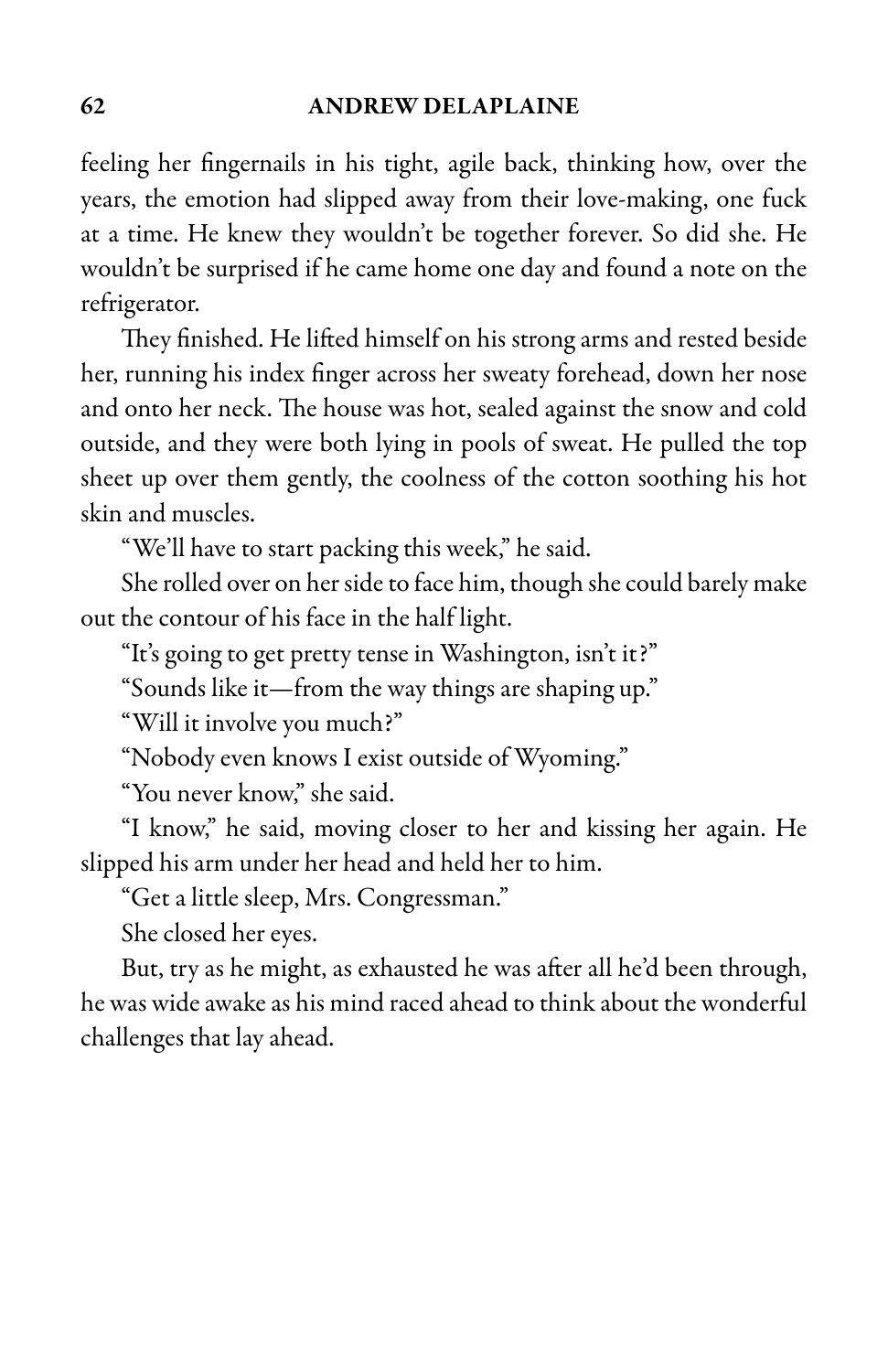feeling her fingernails in his tight, agile back, thinking how, over the years, the emotion had slipped away from their love-making, one fuck at a time. He knew they wouldn't be together forever. So did she. He wouldn't be surprised if he came home one day and found a note on the refrigerator.

They finished. He lifted himself on his strong arms and rested beside her, running his index finger across her sweaty forehead, down her nose and onto her neck. The house was hot, sealed against the snow and cold outside, and they were both lying in pools of sweat. He pulled the top sheet up over them gently, the coolness of the cotton soothing his hot skin and muscles.

"We'll have to start packing this week," he said.

She rolled over on her side to face him, though she could barely make out the contour of his face in the half light.

"It's going to get pretty tense in Washington, isn't it?"

"Sounds like it—from the way things are shaping up."

"Will it involve you much?"

"Nobody even knows I exist outside of Wyoming."

"You never know," she said.

"I know," he said, moving closer to her and kissing her again. He slipped his arm under her head and held her to him.

"Get a little sleep, Mrs. Congressman."

She closed her eyes.

But, try as he might, as exhausted he was after all he'd been through, he was wide awake as his mind raced ahead to think about the wonderful challenges that lay ahead.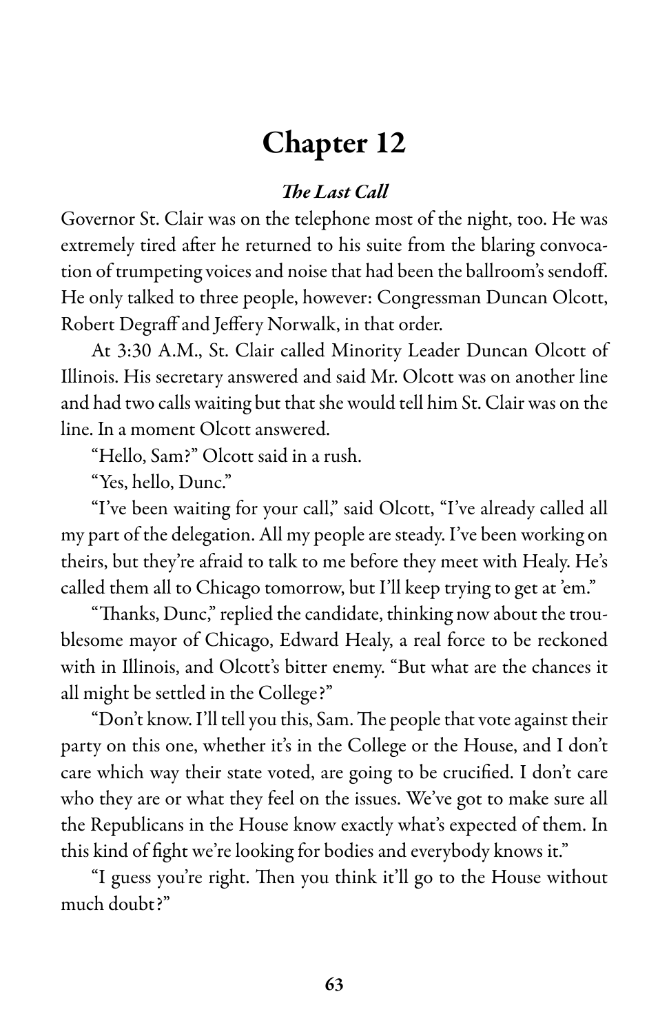# Chapter 12

### *The Last Call*

Governor St. Clair was on the telephone most of the night, too. He was extremely tired after he returned to his suite from the blaring convocation of trumpeting voices and noise that had been the ballroom's sendoff. He only talked to three people, however: Congressman Duncan Olcott, Robert Degraff and Jeffery Norwalk, in that order.

At 3:30 A.M., St. Clair called Minority Leader Duncan Olcott of Illinois. His secretary answered and said Mr. Olcott was on another line and had two calls waiting but that she would tell him St. Clair was on the line. In a moment Olcott answered.

"Hello, Sam?" Olcott said in a rush.

"Yes, hello, Dunc."

"I've been waiting for your call," said Olcott, "I've already called all my part of the delegation. All my people are steady. I've been working on theirs, but they're afraid to talk to me before they meet with Healy. He's called them all to Chicago tomorrow, but I'll keep trying to get at 'em."

"Thanks, Dunc," replied the candidate, thinking now about the troublesome mayor of Chicago, Edward Healy, a real force to be reckoned with in Illinois, and Olcott's bitter enemy. "But what are the chances it all might be settled in the College?"

"Don't know. I'll tell you this, Sam. The people that vote against their party on this one, whether it's in the College or the House, and I don't care which way their state voted, are going to be crucified. I don't care who they are or what they feel on the issues. We've got to make sure all the Republicans in the House know exactly what's expected of them. In this kind of fight we're looking for bodies and everybody knows it."

"I guess you're right. Then you think it'll go to the House without much doubt?"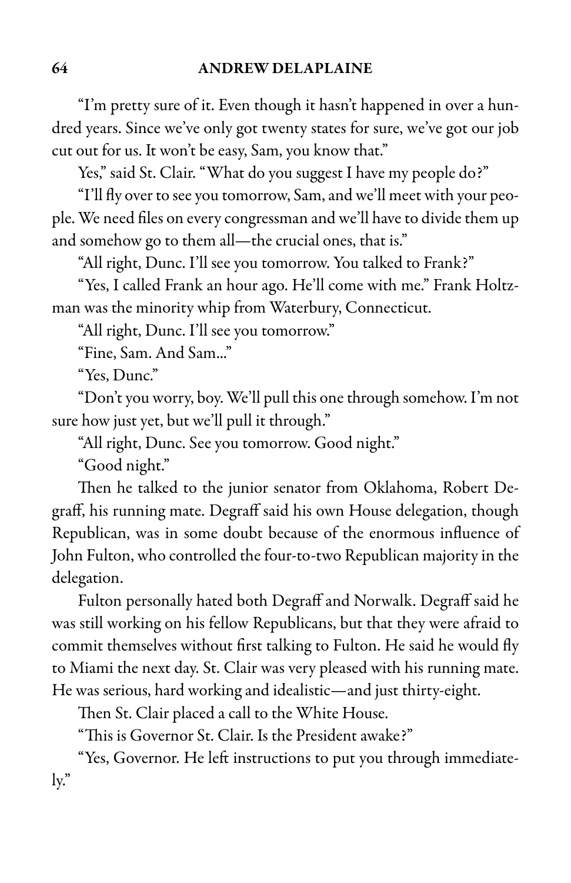"I'm pretty sure of it. Even though it hasn't happened in over a hundred years. Since we've only got twenty states for sure, we've got our job cut out for us. It won't be easy, Sam, you know that."

Yes," said St. Clair. "What do you suggest I have my people do?"

"I'll fly over to see you tomorrow, Sam, and we'll meet with your people. We need files on every congressman and we'll have to divide them up and somehow go to them all—the crucial ones, that is."

"All right, Dunc. I'll see you tomorrow. You talked to Frank?"

"Yes, I called Frank an hour ago. He'll come with me." Frank Holtzman was the minority whip from Waterbury, Connecticut.

"All right, Dunc. I'll see you tomorrow."

"Fine, Sam. And Sam..."

"Yes, Dunc."

"Don't you worry, boy. We'll pull this one through somehow. I'm not sure how just yet, but we'll pull it through."

"All right, Dunc. See you tomorrow. Good night."

"Good night."

Then he talked to the junior senator from Oklahoma, Robert Degraff, his running mate. Degraff said his own House delegation, though Republican, was in some doubt because of the enormous influence of John Fulton, who controlled the four-to-two Republican majority in the delegation.

Fulton personally hated both Degraff and Norwalk. Degraff said he was still working on his fellow Republicans, but that they were afraid to commit themselves without first talking to Fulton. He said he would fly to Miami the next day. St. Clair was very pleased with his running mate. He was serious, hard working and idealistic—and just thirty-eight.

Then St. Clair placed a call to the White House.

"This is Governor St. Clair. Is the President awake?"

"Yes, Governor. He left instructions to put you through immediately."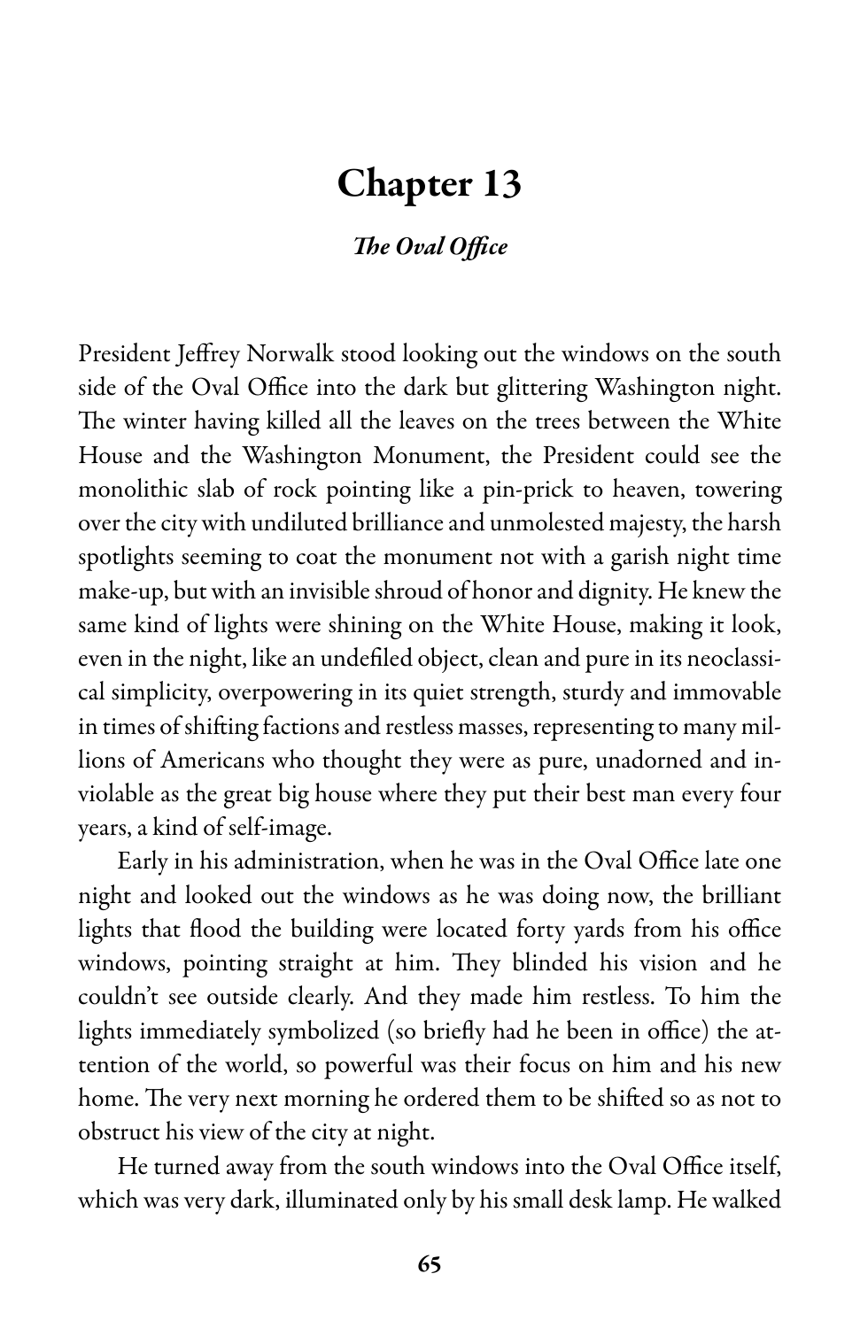# Chapter 13

## *The Oval Office*

President Jeffrey Norwalk stood looking out the windows on the south side of the Oval Office into the dark but glittering Washington night. The winter having killed all the leaves on the trees between the White House and the Washington Monument, the President could see the monolithic slab of rock pointing like a pin-prick to heaven, towering over the city with undiluted brilliance and unmolested majesty, the harsh spotlights seeming to coat the monument not with a garish night time make-up, but with an invisible shroud of honor and dignity. He knew the same kind of lights were shining on the White House, making it look, even in the night, like an undefiled object, clean and pure in its neoclassical simplicity, overpowering in its quiet strength, sturdy and immovable in times of shifting factions and restless masses, representing to many millions of Americans who thought they were as pure, unadorned and inviolable as the great big house where they put their best man every four years, a kind of self-image.

Early in his administration, when he was in the Oval Office late one night and looked out the windows as he was doing now, the brilliant lights that flood the building were located forty yards from his office windows, pointing straight at him. They blinded his vision and he couldn't see outside clearly. And they made him restless. To him the lights immediately symbolized (so briefly had he been in office) the attention of the world, so powerful was their focus on him and his new home. The very next morning he ordered them to be shifted so as not to obstruct his view of the city at night.

He turned away from the south windows into the Oval Office itself, which was very dark, illuminated only by his small desk lamp. He walked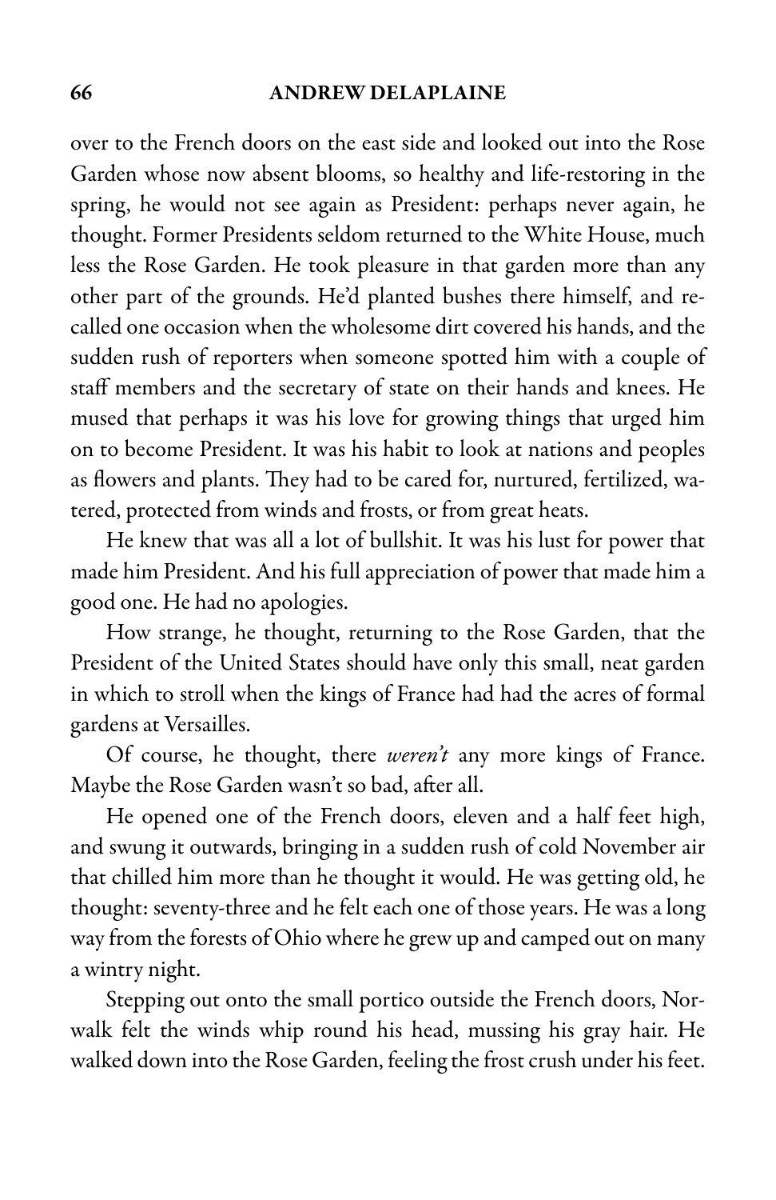over to the French doors on the east side and looked out into the Rose Garden whose now absent blooms, so healthy and life-restoring in the spring, he would not see again as President: perhaps never again, he thought. Former Presidents seldom returned to the White House, much less the Rose Garden. He took pleasure in that garden more than any other part of the grounds. He'd planted bushes there himself, and recalled one occasion when the wholesome dirt covered his hands, and the sudden rush of reporters when someone spotted him with a couple of staff members and the secretary of state on their hands and knees. He mused that perhaps it was his love for growing things that urged him on to become President. It was his habit to look at nations and peoples as flowers and plants. They had to be cared for, nurtured, fertilized, watered, protected from winds and frosts, or from great heats.

He knew that was all a lot of bullshit. It was his lust for power that made him President. And his full appreciation of power that made him a good one. He had no apologies.

How strange, he thought, returning to the Rose Garden, that the President of the United States should have only this small, neat garden in which to stroll when the kings of France had had the acres of formal gardens at Versailles.

Of course, he thought, there *weren't* any more kings of France. Maybe the Rose Garden wasn't so bad, after all.

He opened one of the French doors, eleven and a half feet high, and swung it outwards, bringing in a sudden rush of cold November air that chilled him more than he thought it would. He was getting old, he thought: seventy-three and he felt each one of those years. He was a long way from the forests of Ohio where he grew up and camped out on many a wintry night.

Stepping out onto the small portico outside the French doors, Norwalk felt the winds whip round his head, mussing his gray hair. He walked down into the Rose Garden, feeling the frost crush under his feet.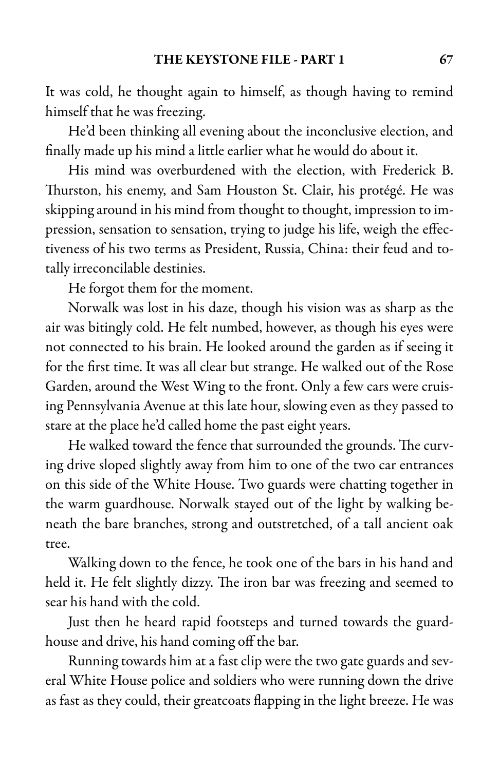It was cold, he thought again to himself, as though having to remind himself that he was freezing.

He'd been thinking all evening about the inconclusive election, and finally made up his mind a little earlier what he would do about it.

His mind was overburdened with the election, with Frederick B. Thurston, his enemy, and Sam Houston St. Clair, his protégé. He was skipping around in his mind from thought to thought, impression to impression, sensation to sensation, trying to judge his life, weigh the effectiveness of his two terms as President, Russia, China: their feud and totally irreconcilable destinies.

He forgot them for the moment.

Norwalk was lost in his daze, though his vision was as sharp as the air was bitingly cold. He felt numbed, however, as though his eyes were not connected to his brain. He looked around the garden as if seeing it for the first time. It was all clear but strange. He walked out of the Rose Garden, around the West Wing to the front. Only a few cars were cruising Pennsylvania Avenue at this late hour, slowing even as they passed to stare at the place he'd called home the past eight years.

He walked toward the fence that surrounded the grounds. The curving drive sloped slightly away from him to one of the two car entrances on this side of the White House. Two guards were chatting together in the warm guardhouse. Norwalk stayed out of the light by walking beneath the bare branches, strong and outstretched, of a tall ancient oak tree.

Walking down to the fence, he took one of the bars in his hand and held it. He felt slightly dizzy. The iron bar was freezing and seemed to sear his hand with the cold.

Just then he heard rapid footsteps and turned towards the guardhouse and drive, his hand coming off the bar.

Running towards him at a fast clip were the two gate guards and several White House police and soldiers who were running down the drive as fast as they could, their greatcoats flapping in the light breeze. He was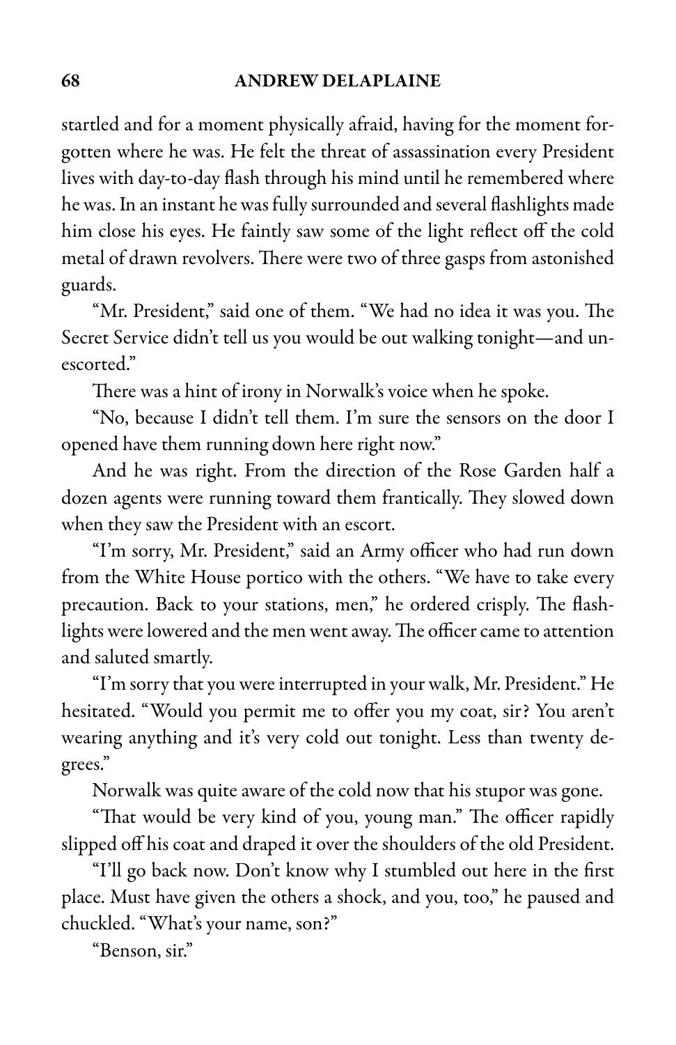startled and for a moment physically afraid, having for the moment forgotten where he was. He felt the threat of assassination every President lives with day-to-day flash through his mind until he remembered where he was. In an instant he was fully surrounded and several flashlights made him close his eyes. He faintly saw some of the light reflect off the cold metal of drawn revolvers. There were two of three gasps from astonished guards.

"Mr. President," said one of them. "We had no idea it was you. The Secret Service didn't tell us you would be out walking tonight—and unescorted."

There was a hint of irony in Norwalk's voice when he spoke.

"No, because I didn't tell them. I'm sure the sensors on the door I opened have them running down here right now."

And he was right. From the direction of the Rose Garden half a dozen agents were running toward them frantically. They slowed down when they saw the President with an escort.

"I'm sorry, Mr. President," said an Army officer who had run down from the White House portico with the others. "We have to take every precaution. Back to your stations, men," he ordered crisply. The flashlights were lowered and the men went away. The officer came to attention and saluted smartly.

"I'm sorry that you were interrupted in your walk, Mr. President." He hesitated. "Would you permit me to offer you my coat, sir? You aren't wearing anything and it's very cold out tonight. Less than twenty degrees."

Norwalk was quite aware of the cold now that his stupor was gone.

"That would be very kind of you, young man." The officer rapidly slipped off his coat and draped it over the shoulders of the old President.

"I'll go back now. Don't know why I stumbled out here in the first place. Must have given the others a shock, and you, too," he paused and chuckled. "What's your name, son?"

"Benson, sir."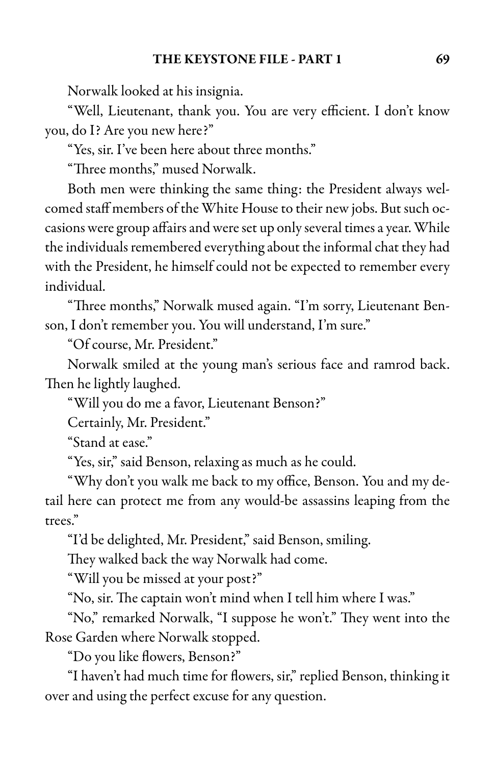Norwalk looked at his insignia.

"Well, Lieutenant, thank you. You are very efficient. I don't know you, do I? Are you new here?"

"Yes, sir. I've been here about three months."

"Three months," mused Norwalk.

Both men were thinking the same thing: the President always welcomed staff members of the White House to their new jobs. But such occasions were group affairs and were set up only several times a year. While the individuals remembered everything about the informal chat they had with the President, he himself could not be expected to remember every individual.

"Three months," Norwalk mused again. "I'm sorry, Lieutenant Benson, I don't remember you. You will understand, I'm sure."

"Of course, Mr. President."

Norwalk smiled at the young man's serious face and ramrod back. Then he lightly laughed.

"Will you do me a favor, Lieutenant Benson?"

Certainly, Mr. President."

"Stand at ease."

"Yes, sir," said Benson, relaxing as much as he could.

"Why don't you walk me back to my office, Benson. You and my detail here can protect me from any would-be assassins leaping from the trees."

"I'd be delighted, Mr. President," said Benson, smiling.

They walked back the way Norwalk had come.

"Will you be missed at your post?"

"No, sir. The captain won't mind when I tell him where I was."

"No," remarked Norwalk, "I suppose he won't." They went into the Rose Garden where Norwalk stopped.

"Do you like flowers, Benson?"

"I haven't had much time for flowers, sir," replied Benson, thinking it over and using the perfect excuse for any question.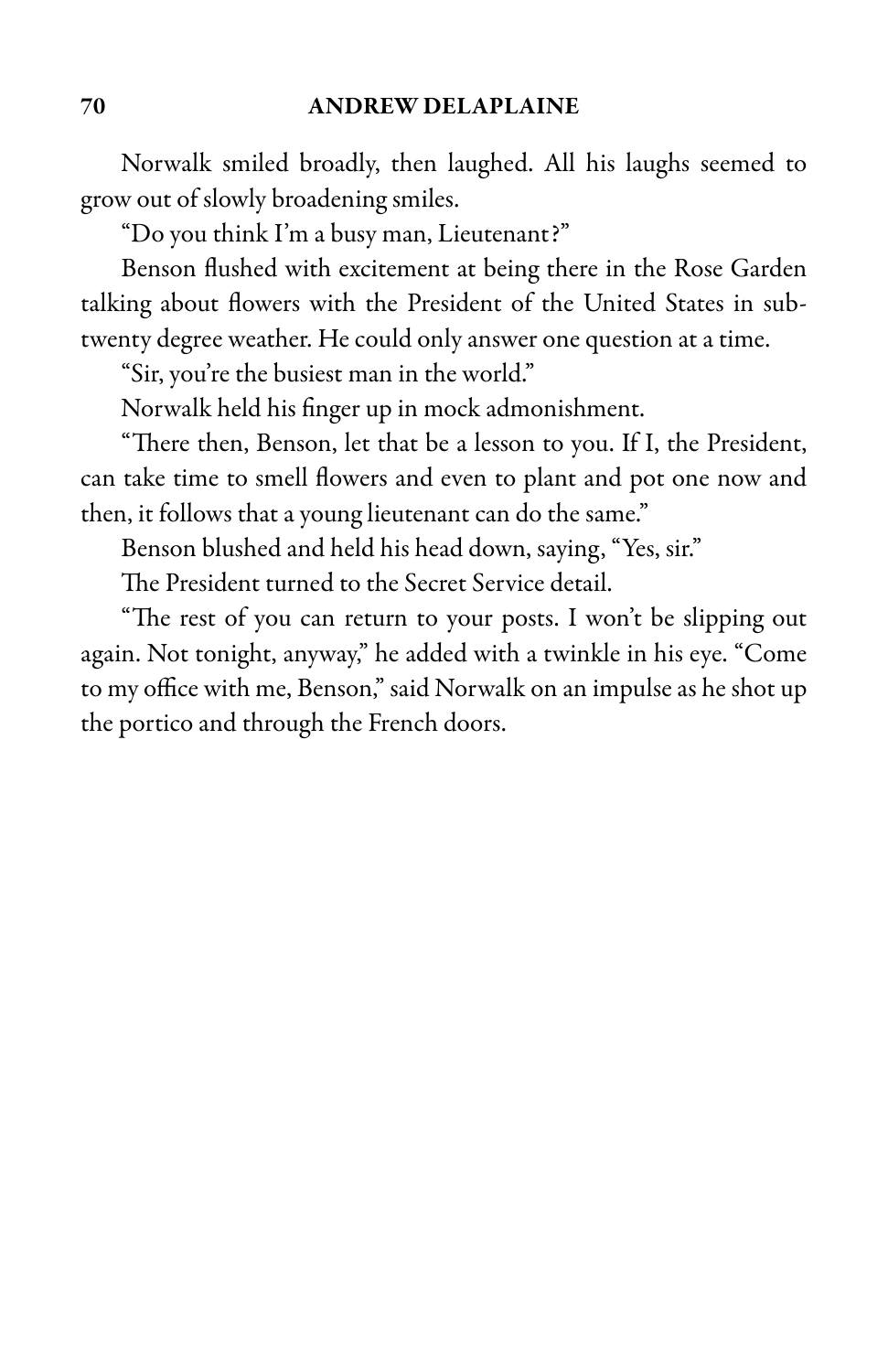Norwalk smiled broadly, then laughed. All his laughs seemed to grow out of slowly broadening smiles.

"Do you think I'm a busy man, Lieutenant?"

Benson flushed with excitement at being there in the Rose Garden talking about flowers with the President of the United States in sub-twenty degree weather. He could only answer one question at a time.

"Sir, you're the busiest man in the world."

Norwalk held his finger up in mock admonishment.

"There then, Benson, let that be a lesson to you. If I, the President, can take time to smell flowers and even to plant and pot one now and then, it follows that a young lieutenant can do the same."

Benson blushed and held his head down, saying, "Yes, sir."

The President turned to the Secret Service detail.

"The rest of you can return to your posts. I won't be slipping out again. Not tonight, anyway," he added with a twinkle in his eye. "Come to my office with me, Benson," said Norwalk on an impulse as he shot up the portico and through the French doors.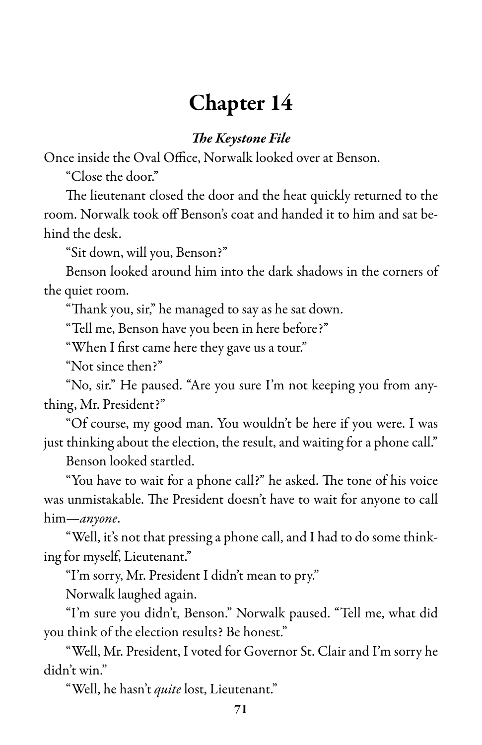# Chapter 14

***The Keystone File***

Once inside the Oval Office, Norwalk looked over at Benson.

"Close the door."

The lieutenant closed the door and the heat quickly returned to the room. Norwalk took off Benson's coat and handed it to him and sat behind the desk.

"Sit down, will you, Benson?"

Benson looked around him into the dark shadows in the corners of the quiet room.

"Thank you, sir," he managed to say as he sat down.

"Tell me, Benson have you been in here before?"

"When I first came here they gave us a tour."

"Not since then?"

"No, sir." He paused. "Are you sure I'm not keeping you from anything, Mr. President?"

"Of course, my good man. You wouldn't be here if you were. I was just thinking about the election, the result, and waiting for a phone call."

Benson looked startled.

"You have to wait for a phone call?" he asked. The tone of his voice was unmistakable. The President doesn't have to wait for anyone to call him—*anyone*.

"Well, it's not that pressing a phone call, and I had to do some thinking for myself, Lieutenant."

"I'm sorry, Mr. President I didn't mean to pry."

Norwalk laughed again.

"I'm sure you didn't, Benson." Norwalk paused. "Tell me, what did you think of the election results? Be honest."

"Well, Mr. President, I voted for Governor St. Clair and I'm sorry he didn't win."

"Well, he hasn't *quite* lost, Lieutenant."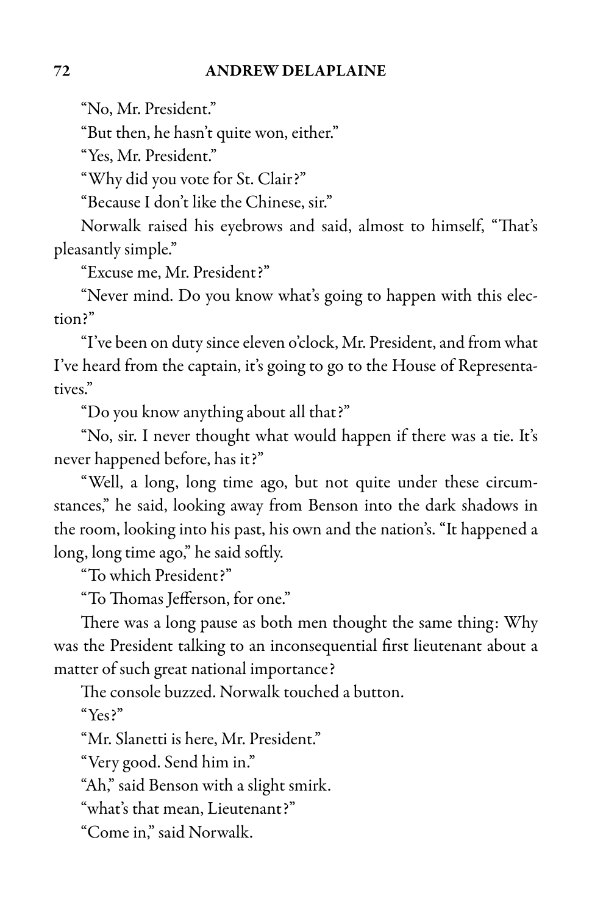"No, Mr. President."

"But then, he hasn't quite won, either."

"Yes, Mr. President."

"Why did you vote for St. Clair?"

"Because I don't like the Chinese, sir."

Norwalk raised his eyebrows and said, almost to himself, "That's pleasantly simple."

"Excuse me, Mr. President?"

"Never mind. Do you know what's going to happen with this election?"

"I've been on duty since eleven o'clock, Mr. President, and from what I've heard from the captain, it's going to go to the House of Representatives."

"Do you know anything about all that?"

"No, sir. I never thought what would happen if there was a tie. It's never happened before, has it?"

"Well, a long, long time ago, but not quite under these circumstances," he said, looking away from Benson into the dark shadows in the room, looking into his past, his own and the nation's. "It happened a long, long time ago," he said softly.

"To which President?"

"To Thomas Jefferson, for one."

There was a long pause as both men thought the same thing: Why was the President talking to an inconsequential first lieutenant about a matter of such great national importance?

The console buzzed. Norwalk touched a button.

"Yes?"

"Mr. Slanetti is here, Mr. President."

"Very good. Send him in."

"Ah," said Benson with a slight smirk.

"what's that mean, Lieutenant?"

"Come in," said Norwalk.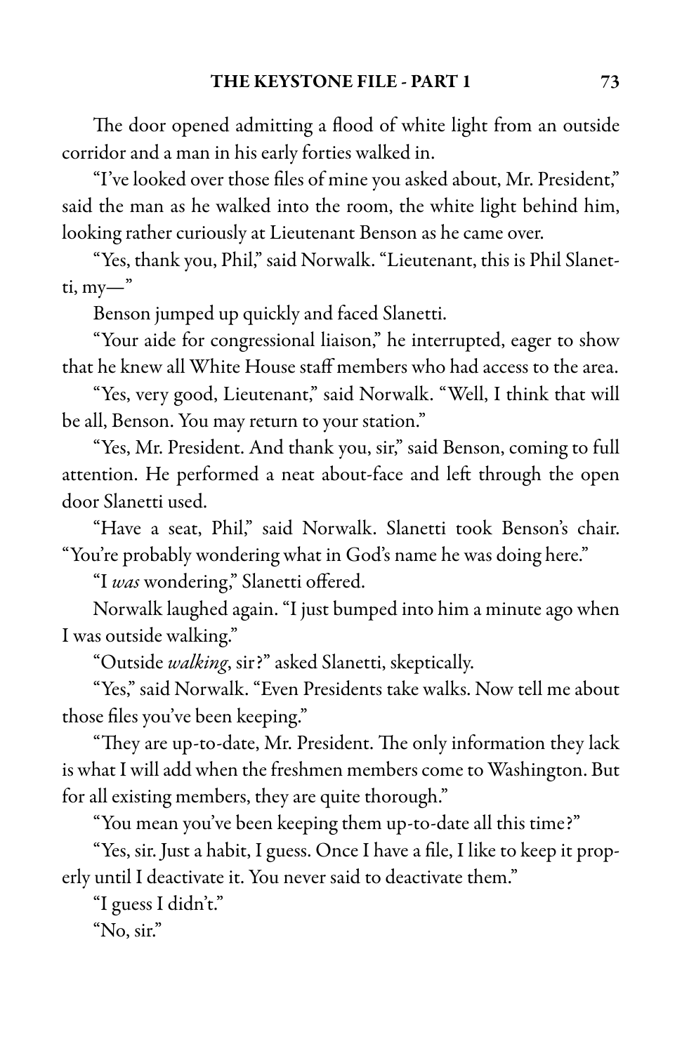The door opened admitting a flood of white light from an outside corridor and a man in his early forties walked in.

"I've looked over those files of mine you asked about, Mr. President," said the man as he walked into the room, the white light behind him, looking rather curiously at Lieutenant Benson as he came over.

"Yes, thank you, Phil," said Norwalk. "Lieutenant, this is Phil Slanetti, my—"

Benson jumped up quickly and faced Slanetti.

"Your aide for congressional liaison," he interrupted, eager to show that he knew all White House staff members who had access to the area.

"Yes, very good, Lieutenant," said Norwalk. "Well, I think that will be all, Benson. You may return to your station."

"Yes, Mr. President. And thank you, sir," said Benson, coming to full attention. He performed a neat about-face and left through the open door Slanetti used.

"Have a seat, Phil," said Norwalk. Slanetti took Benson's chair. "You're probably wondering what in God's name he was doing here."

"I *was* wondering," Slanetti offered.

Norwalk laughed again. "I just bumped into him a minute ago when I was outside walking."

"Outside *walking*, sir?" asked Slanetti, skeptically.

"Yes," said Norwalk. "Even Presidents take walks. Now tell me about those files you've been keeping."

"They are up-to-date, Mr. President. The only information they lack is what I will add when the freshmen members come to Washington. But for all existing members, they are quite thorough."

"You mean you've been keeping them up-to-date all this time?"

"Yes, sir. Just a habit, I guess. Once I have a file, I like to keep it properly until I deactivate it. You never said to deactivate them."

"I guess I didn't."

"No, sir."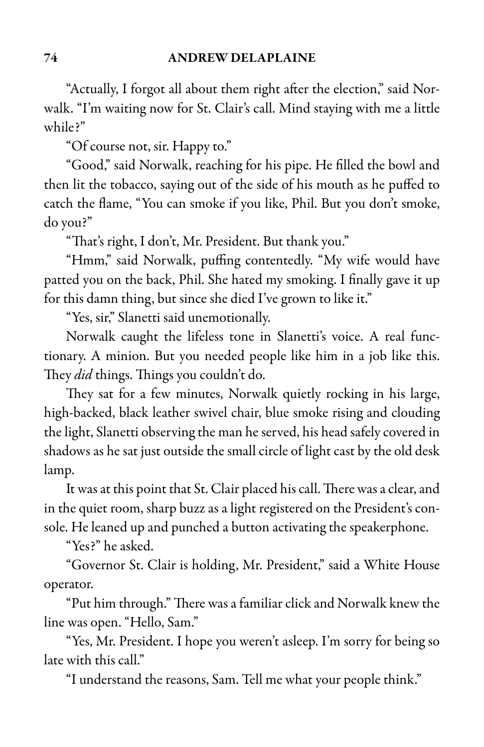"Actually, I forgot all about them right after the election," said Norwalk. "I'm waiting now for St. Clair's call. Mind staying with me a little while?"

"Of course not, sir. Happy to."

"Good," said Norwalk, reaching for his pipe. He filled the bowl and then lit the tobacco, saying out of the side of his mouth as he puffed to catch the flame, "You can smoke if you like, Phil. But you don't smoke, do you?"

"That's right, I don't, Mr. President. But thank you."

"Hmm," said Norwalk, puffing contentedly. "My wife would have patted you on the back, Phil. She hated my smoking. I finally gave it up for this damn thing, but since she died I've grown to like it."

"Yes, sir," Slanetti said unemotionally.

Norwalk caught the lifeless tone in Slanetti's voice. A real functionary. A minion. But you needed people like him in a job like this. They *did* things. Things you couldn't do.

They sat for a few minutes, Norwalk quietly rocking in his large, high-backed, black leather swivel chair, blue smoke rising and clouding the light, Slanetti observing the man he served, his head safely covered in shadows as he sat just outside the small circle of light cast by the old desk lamp.

It was at this point that St. Clair placed his call. There was a clear, and in the quiet room, sharp buzz as a light registered on the President's console. He leaned up and punched a button activating the speakerphone.

"Yes?" he asked.

"Governor St. Clair is holding, Mr. President," said a White House operator.

"Put him through." There was a familiar click and Norwalk knew the line was open. "Hello, Sam."

"Yes, Mr. President. I hope you weren't asleep. I'm sorry for being so late with this call."

"I understand the reasons, Sam. Tell me what your people think."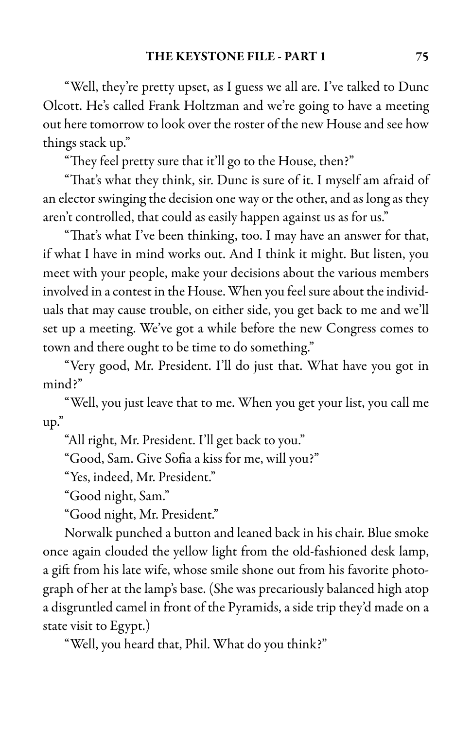"Well, they're pretty upset, as I guess we all are. I've talked to Dunc Olcott. He's called Frank Holtzman and we're going to have a meeting out here tomorrow to look over the roster of the new House and see how things stack up."

"They feel pretty sure that it'll go to the House, then?"

"That's what they think, sir. Dunc is sure of it. I myself am afraid of an elector swinging the decision one way or the other, and as long as they aren't controlled, that could as easily happen against us as for us."

"That's what I've been thinking, too. I may have an answer for that, if what I have in mind works out. And I think it might. But listen, you meet with your people, make your decisions about the various members involved in a contest in the House. When you feel sure about the individuals that may cause trouble, on either side, you get back to me and we'll set up a meeting. We've got a while before the new Congress comes to town and there ought to be time to do something."

"Very good, Mr. President. I'll do just that. What have you got in mind?"

"Well, you just leave that to me. When you get your list, you call me up."

"All right, Mr. President. I'll get back to you."

"Good, Sam. Give Sofia a kiss for me, will you?"

"Yes, indeed, Mr. President."

"Good night, Sam."

"Good night, Mr. President."

Norwalk punched a button and leaned back in his chair. Blue smoke once again clouded the yellow light from the old-fashioned desk lamp, a gift from his late wife, whose smile shone out from his favorite photograph of her at the lamp's base. (She was precariously balanced high atop a disgruntled camel in front of the Pyramids, a side trip they'd made on a state visit to Egypt.)

"Well, you heard that, Phil. What do you think?"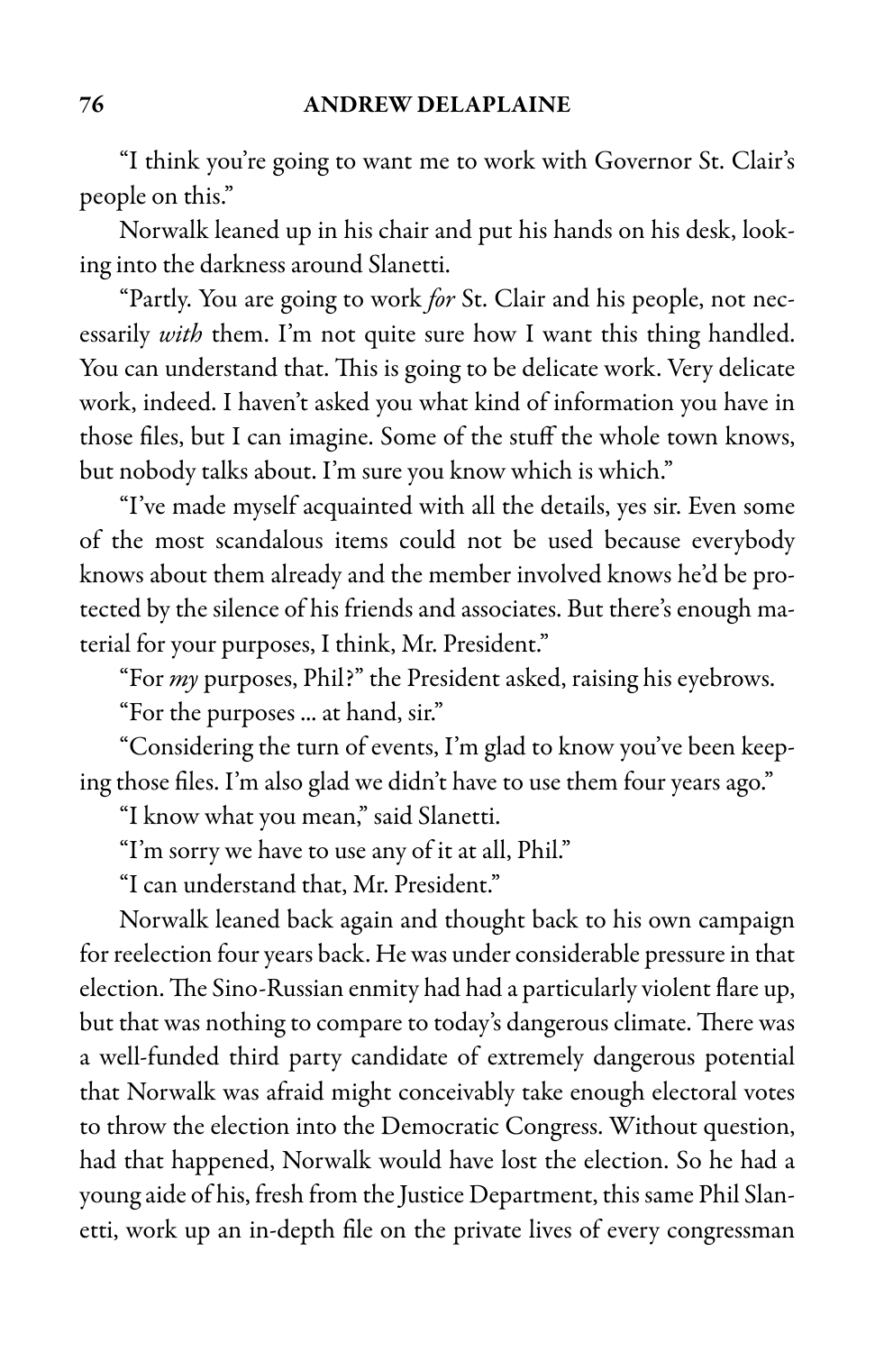"I think you're going to want me to work with Governor St. Clair's people on this."

Norwalk leaned up in his chair and put his hands on his desk, looking into the darkness around Slanetti.

"Partly. You are going to work *for* St. Clair and his people, not necessarily *with* them. I'm not quite sure how I want this thing handled. You can understand that. This is going to be delicate work. Very delicate work, indeed. I haven't asked you what kind of information you have in those files, but I can imagine. Some of the stuff the whole town knows, but nobody talks about. I'm sure you know which is which."

"I've made myself acquainted with all the details, yes sir. Even some of the most scandalous items could not be used because everybody knows about them already and the member involved knows he'd be protected by the silence of his friends and associates. But there's enough material for your purposes, I think, Mr. President."

"For *my* purposes, Phil?" the President asked, raising his eyebrows.

"For the purposes ... at hand, sir."

"Considering the turn of events, I'm glad to know you've been keeping those files. I'm also glad we didn't have to use them four years ago."

"I know what you mean," said Slanetti.

"I'm sorry we have to use any of it at all, Phil."

"I can understand that, Mr. President."

Norwalk leaned back again and thought back to his own campaign for reelection four years back. He was under considerable pressure in that election. The Sino-Russian enmity had had a particularly violent flare up, but that was nothing to compare to today's dangerous climate. There was a well-funded third party candidate of extremely dangerous potential that Norwalk was afraid might conceivably take enough electoral votes to throw the election into the Democratic Congress. Without question, had that happened, Norwalk would have lost the election. So he had a young aide of his, fresh from the Justice Department, this same Phil Slanetti, work up an in-depth file on the private lives of every congressman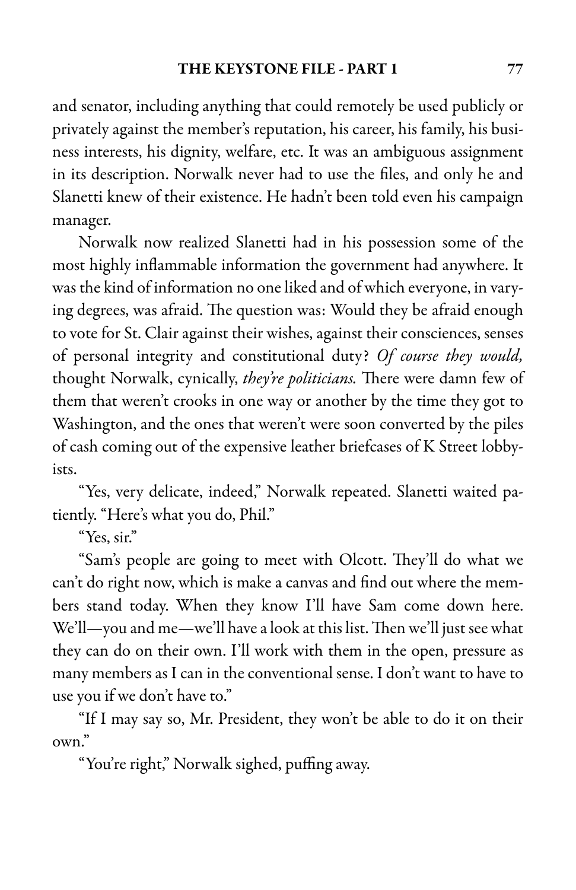and senator, including anything that could remotely be used publicly or privately against the member's reputation, his career, his family, his business interests, his dignity, welfare, etc. It was an ambiguous assignment in its description. Norwalk never had to use the files, and only he and Slanetti knew of their existence. He hadn't been told even his campaign manager.

Norwalk now realized Slanetti had in his possession some of the most highly inflammable information the government had anywhere. It was the kind of information no one liked and of which everyone, in varying degrees, was afraid. The question was: Would they be afraid enough to vote for St. Clair against their wishes, against their consciences, senses of personal integrity and constitutional duty? *Of course they would,* thought Norwalk, cynically, *they're politicians.* There were damn few of them that weren't crooks in one way or another by the time they got to Washington, and the ones that weren't were soon converted by the piles of cash coming out of the expensive leather briefcases of K Street lobbyists.

"Yes, very delicate, indeed," Norwalk repeated. Slanetti waited patiently. "Here's what you do, Phil."

"Yes, sir."

"Sam's people are going to meet with Olcott. They'll do what we can't do right now, which is make a canvas and find out where the members stand today. When they know I'll have Sam come down here. We'll—you and me—we'll have a look at this list. Then we'll just see what they can do on their own. I'll work with them in the open, pressure as many members as I can in the conventional sense. I don't want to have to use you if we don't have to."

"If I may say so, Mr. President, they won't be able to do it on their own."

"You're right," Norwalk sighed, puffing away.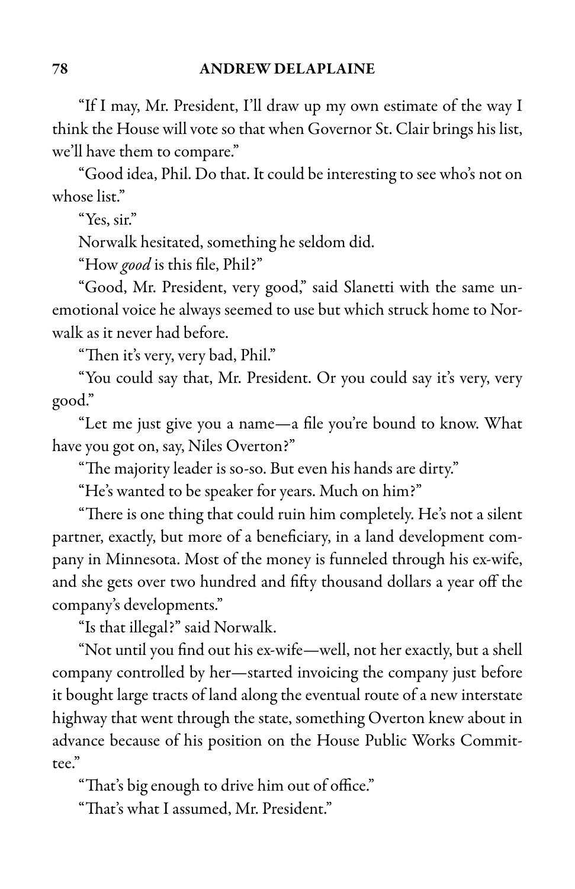"If I may, Mr. President, I'll draw up my own estimate of the way I think the House will vote so that when Governor St. Clair brings his list, we'll have them to compare."

"Good idea, Phil. Do that. It could be interesting to see who's not on whose list."

"Yes, sir."

Norwalk hesitated, something he seldom did.

"How *good* is this file, Phil?"

"Good, Mr. President, very good," said Slanetti with the same unemotional voice he always seemed to use but which struck home to Norwalk as it never had before.

"Then it's very, very bad, Phil."

"You could say that, Mr. President. Or you could say it's very, very good."

"Let me just give you a name—a file you're bound to know. What have you got on, say, Niles Overton?"

"The majority leader is so-so. But even his hands are dirty."

"He's wanted to be speaker for years. Much on him?"

"There is one thing that could ruin him completely. He's not a silent partner, exactly, but more of a beneficiary, in a land development company in Minnesota. Most of the money is funneled through his ex-wife, and she gets over two hundred and fifty thousand dollars a year off the company's developments."

"Is that illegal?" said Norwalk.

"Not until you find out his ex-wife—well, not her exactly, but a shell company controlled by her—started invoicing the company just before it bought large tracts of land along the eventual route of a new interstate highway that went through the state, something Overton knew about in advance because of his position on the House Public Works Committee."

"That's big enough to drive him out of office."

"That's what I assumed, Mr. President."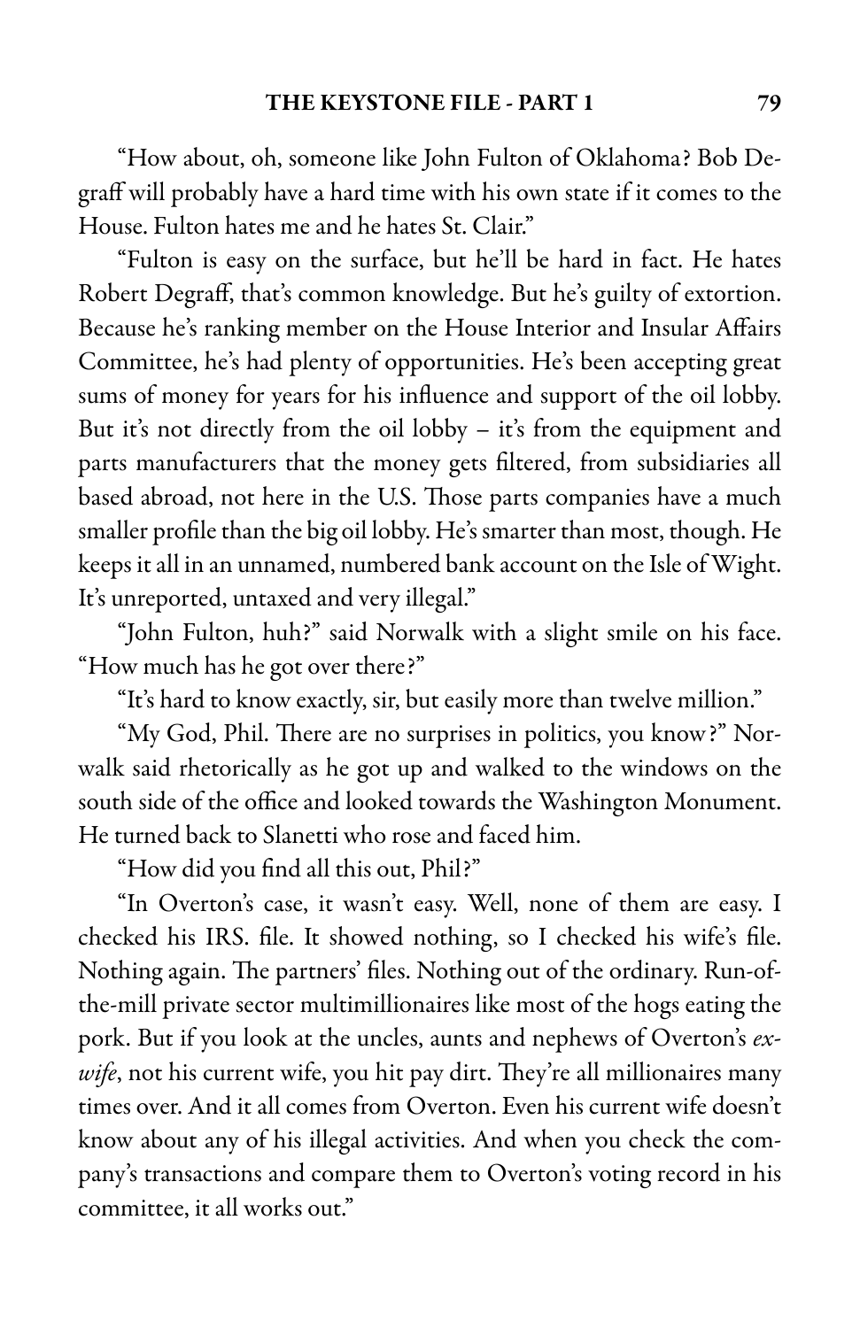"How about, oh, someone like John Fulton of Oklahoma? Bob Degraff will probably have a hard time with his own state if it comes to the House. Fulton hates me and he hates St. Clair."

"Fulton is easy on the surface, but he'll be hard in fact. He hates Robert Degraff, that's common knowledge. But he's guilty of extortion. Because he's ranking member on the House Interior and Insular Affairs Committee, he's had plenty of opportunities. He's been accepting great sums of money for years for his influence and support of the oil lobby. But it's not directly from the oil lobby – it's from the equipment and parts manufacturers that the money gets filtered, from subsidiaries all based abroad, not here in the U.S. Those parts companies have a much smaller profile than the big oil lobby. He's smarter than most, though. He keeps it all in an unnamed, numbered bank account on the Isle of Wight. It's unreported, untaxed and very illegal."

"John Fulton, huh?" said Norwalk with a slight smile on his face. "How much has he got over there?"

"It's hard to know exactly, sir, but easily more than twelve million."

"My God, Phil. There are no surprises in politics, you know?" Norwalk said rhetorically as he got up and walked to the windows on the south side of the office and looked towards the Washington Monument. He turned back to Slanetti who rose and faced him.

"How did you find all this out, Phil?"

"In Overton's case, it wasn't easy. Well, none of them are easy. I checked his IRS. file. It showed nothing, so I checked his wife's file. Nothing again. The partners' files. Nothing out of the ordinary. Run-of-the-mill private sector multimillionaires like most of the hogs eating the pork. But if you look at the uncles, aunts and nephews of Overton's *ex-wife*, not his current wife, you hit pay dirt. They're all millionaires many times over. And it all comes from Overton. Even his current wife doesn't know about any of his illegal activities. And when you check the company's transactions and compare them to Overton's voting record in his committee, it all works out."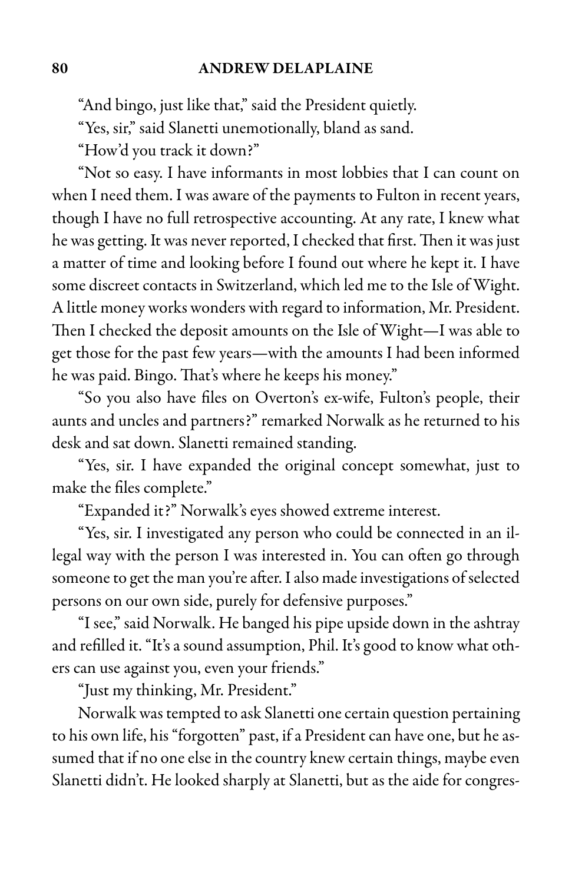"And bingo, just like that," said the President quietly.

"Yes, sir," said Slanetti unemotionally, bland as sand.

"How'd you track it down?"

"Not so easy. I have informants in most lobbies that I can count on when I need them. I was aware of the payments to Fulton in recent years, though I have no full retrospective accounting. At any rate, I knew what he was getting. It was never reported, I checked that first. Then it was just a matter of time and looking before I found out where he kept it. I have some discreet contacts in Switzerland, which led me to the Isle of Wight. A little money works wonders with regard to information, Mr. President. Then I checked the deposit amounts on the Isle of Wight—I was able to get those for the past few years—with the amounts I had been informed he was paid. Bingo. That's where he keeps his money."

"So you also have files on Overton's ex-wife, Fulton's people, their aunts and uncles and partners?" remarked Norwalk as he returned to his desk and sat down. Slanetti remained standing.

"Yes, sir. I have expanded the original concept somewhat, just to make the files complete."

"Expanded it?" Norwalk's eyes showed extreme interest.

"Yes, sir. I investigated any person who could be connected in an illegal way with the person I was interested in. You can often go through someone to get the man you're after. I also made investigations of selected persons on our own side, purely for defensive purposes."

"I see," said Norwalk. He banged his pipe upside down in the ashtray and refilled it. "It's a sound assumption, Phil. It's good to know what others can use against you, even your friends."

"Just my thinking, Mr. President."

Norwalk was tempted to ask Slanetti one certain question pertaining to his own life, his "forgotten" past, if a President can have one, but he assumed that if no one else in the country knew certain things, maybe even Slanetti didn't. He looked sharply at Slanetti, but as the aide for congres-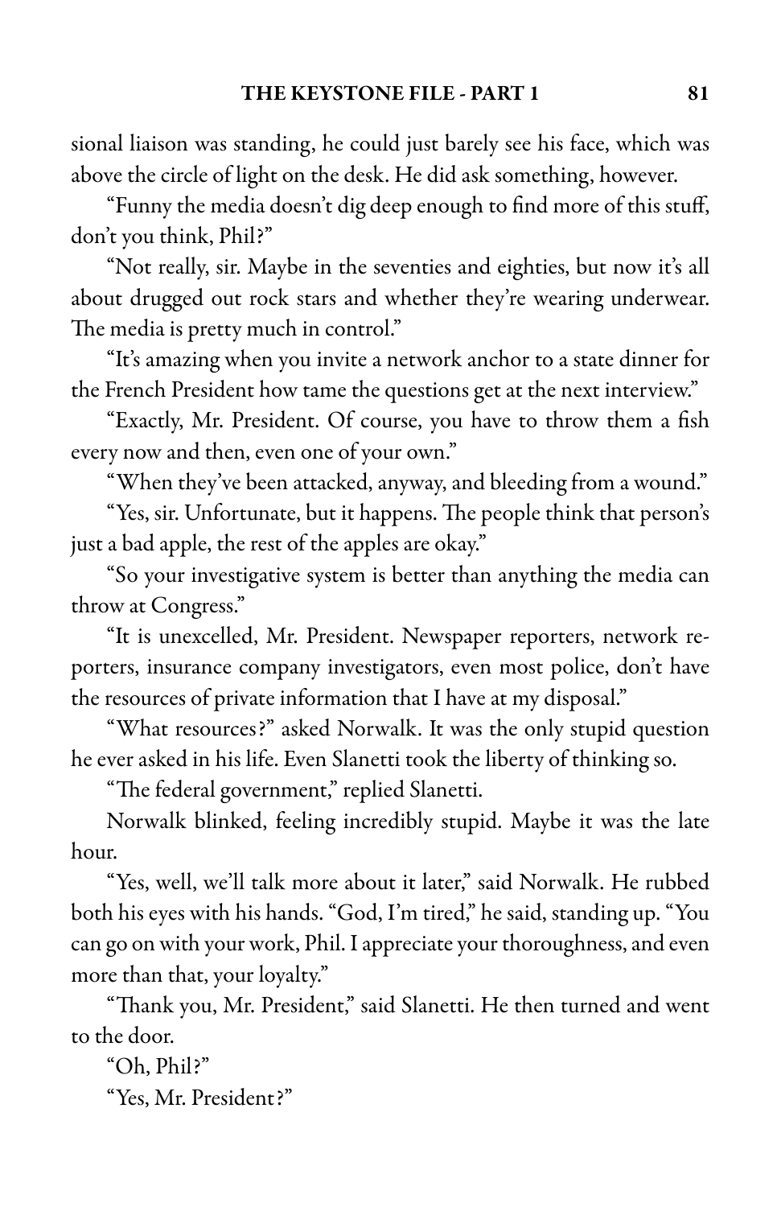sional liaison was standing, he could just barely see his face, which was above the circle of light on the desk. He did ask something, however.

"Funny the media doesn't dig deep enough to find more of this stuff, don't you think, Phil?"

"Not really, sir. Maybe in the seventies and eighties, but now it's all about drugged out rock stars and whether they're wearing underwear. The media is pretty much in control."

"It's amazing when you invite a network anchor to a state dinner for the French President how tame the questions get at the next interview."

"Exactly, Mr. President. Of course, you have to throw them a fish every now and then, even one of your own."

"When they've been attacked, anyway, and bleeding from a wound."

"Yes, sir. Unfortunate, but it happens. The people think that person's just a bad apple, the rest of the apples are okay."

"So your investigative system is better than anything the media can throw at Congress."

"It is unexcelled, Mr. President. Newspaper reporters, network reporters, insurance company investigators, even most police, don't have the resources of private information that I have at my disposal."

"What resources?" asked Norwalk. It was the only stupid question he ever asked in his life. Even Slanetti took the liberty of thinking so.

"The federal government," replied Slanetti.

Norwalk blinked, feeling incredibly stupid. Maybe it was the late hour.

"Yes, well, we'll talk more about it later," said Norwalk. He rubbed both his eyes with his hands. "God, I'm tired," he said, standing up. "You can go on with your work, Phil. I appreciate your thoroughness, and even more than that, your loyalty."

"Thank you, Mr. President," said Slanetti. He then turned and went to the door.

"Oh, Phil?"

"Yes, Mr. President?"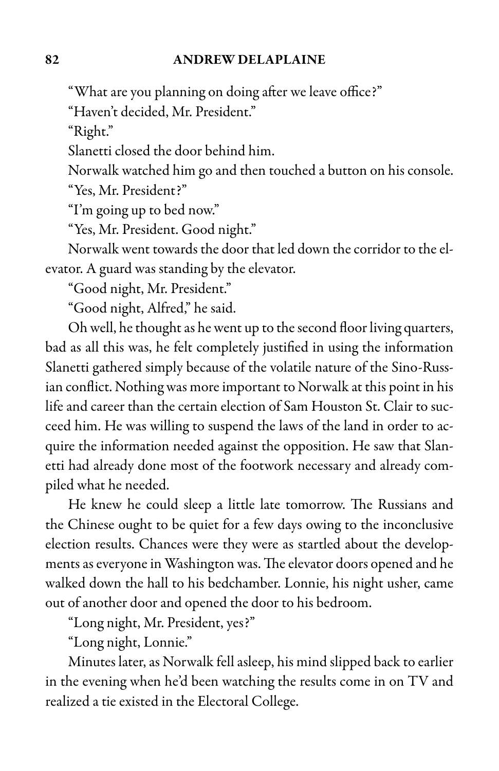"What are you planning on doing after we leave office?"

"Haven't decided, Mr. President."

"Right."

Slanetti closed the door behind him.

Norwalk watched him go and then touched a button on his console.

"Yes, Mr. President?"

"I'm going up to bed now."

"Yes, Mr. President. Good night."

Norwalk went towards the door that led down the corridor to the elevator. A guard was standing by the elevator.

"Good night, Mr. President."

"Good night, Alfred," he said.

Oh well, he thought as he went up to the second floor living quarters, bad as all this was, he felt completely justified in using the information Slanetti gathered simply because of the volatile nature of the Sino-Russian conflict. Nothing was more important to Norwalk at this point in his life and career than the certain election of Sam Houston St. Clair to succeed him. He was willing to suspend the laws of the land in order to acquire the information needed against the opposition. He saw that Slanetti had already done most of the footwork necessary and already compiled what he needed.

He knew he could sleep a little late tomorrow. The Russians and the Chinese ought to be quiet for a few days owing to the inconclusive election results. Chances were they were as startled about the developments as everyone in Washington was. The elevator doors opened and he walked down the hall to his bedchamber. Lonnie, his night usher, came out of another door and opened the door to his bedroom.

"Long night, Mr. President, yes?"

"Long night, Lonnie."

Minutes later, as Norwalk fell asleep, his mind slipped back to earlier in the evening when he'd been watching the results come in on TV and realized a tie existed in the Electoral College.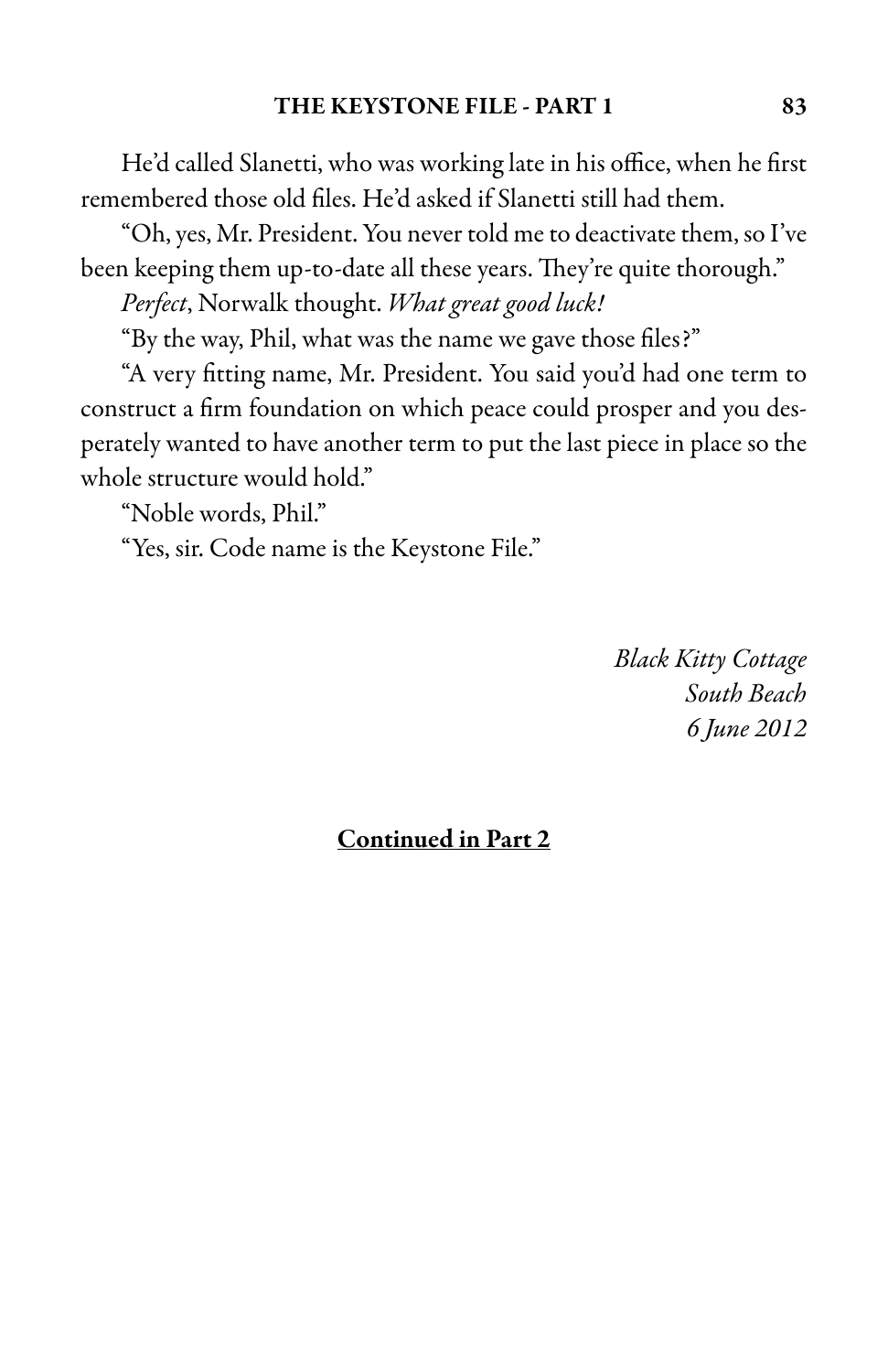He'd called Slanetti, who was working late in his office, when he first remembered those old files. He'd asked if Slanetti still had them.

"Oh, yes, Mr. President. You never told me to deactivate them, so I've been keeping them up-to-date all these years. They're quite thorough."

*Perfect*, Norwalk thought. *What great good luck!*

"By the way, Phil, what was the name we gave those files?"

"A very fitting name, Mr. President. You said you'd had one term to construct a firm foundation on which peace could prosper and you desperately wanted to have another term to put the last piece in place so the whole structure would hold."

"Noble words, Phil."

"Yes, sir. Code name is the Keystone File."

*Black Kitty Cottage*
*South Beach*
*6 June 2012*

**Continued in Part 2**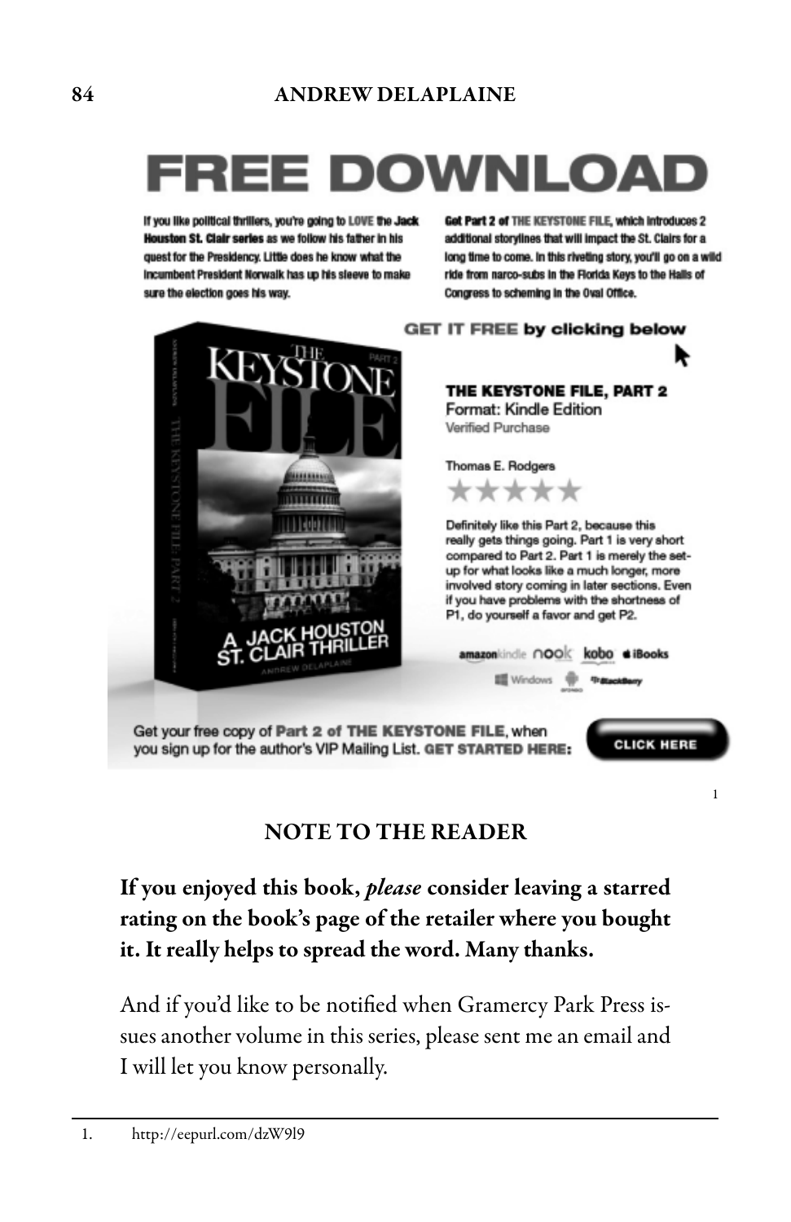# FREE DOWNLOAD

If you like political thrillers, you're going to LOVE the Jack Houston St. Clair series as we follow his father in his quest for the Presidency. Little does he know what the incumbent President Norwalk has up his sleeve to make sure the election goes his way.

Get Part 2 of THE KEYSTONE FILE, which introduces 2 additional storylines that will impact the St. Clairs for a long time to come. In this riveting story, you'll go on a wild ride from narco-subs in the Florida Keys to the Halls of Congress to scheming in the Oval Office.

GET IT FREE by clicking below

THE KEYSTONE FILE, PART 2
Format: Kindle Edition
Verified Purchase

Thomas E. Rodgers

★★★★★

Definitely like this Part 2, because this really gets things going. Part 1 is very short compared to Part 2. Part 1 is merely the set-up for what looks like a much longer, more involved story coming in later sections. Even if you have problems with the shortness of P1, do yourself a favor and get P2.

Get your free copy of Part 2 of THE KEYSTONE FILE, when you sign up for the author's VIP Mailing List. GET STARTED HERE: CLICK HERE [1]

## NOTE TO THE READER

**If you enjoyed this book, *please* consider leaving a starred rating on the book's page of the retailer where you bought it. It really helps to spread the word. Many thanks.**

And if you'd like to be notified when Gramercy Park Press issues another volume in this series, please sent me an email and I will let you know personally.

1. http://eepurl.com/dzW9l9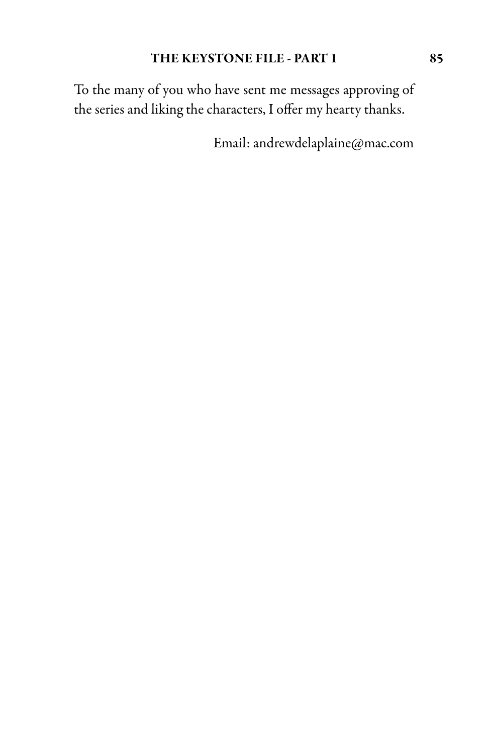To the many of you who have sent me messages approving of the series and liking the characters, I offer my hearty thanks.

Email: andrewdelaplaine@mac.com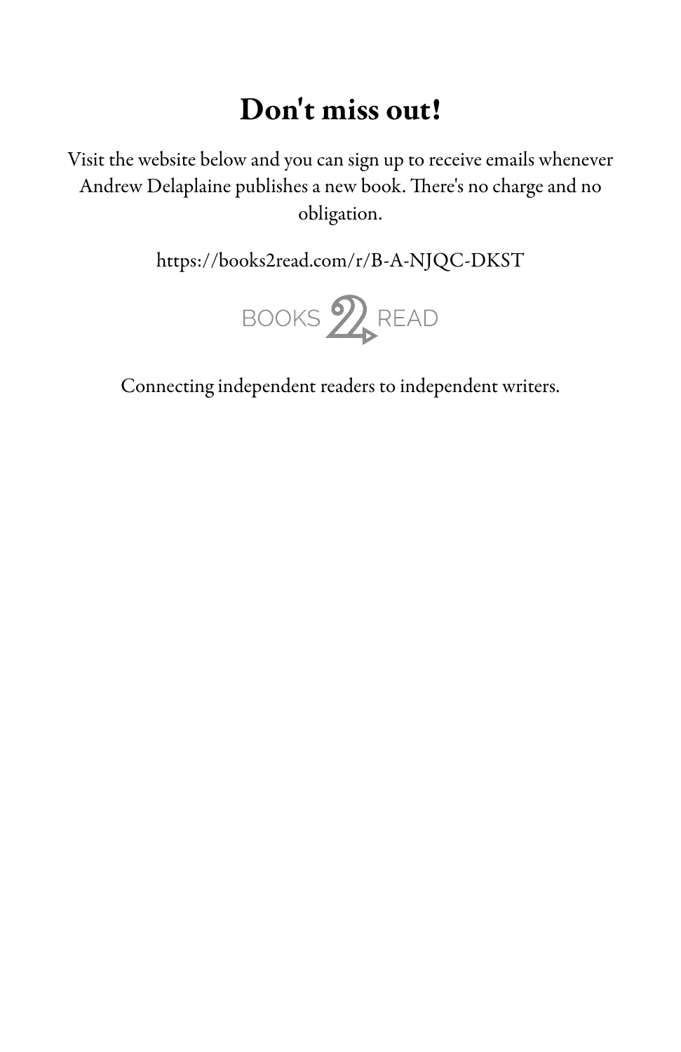# Don't miss out!

Visit the website below and you can sign up to receive emails whenever Andrew Delaplaine publishes a new book. There's no charge and no obligation.

https://books2read.com/r/B-A-NJQC-DKST

BOOKS 2 READ

Connecting independent readers to independent writers.